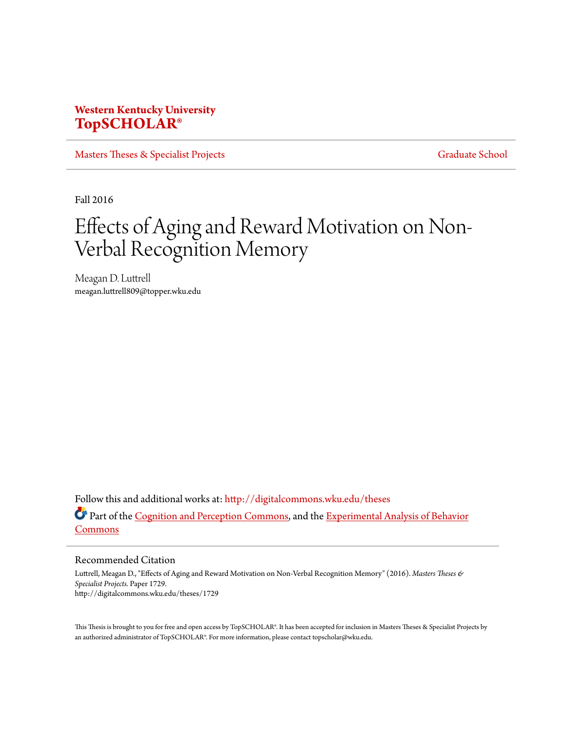**Western Kentucky University**
**TopSCHOLAR®**

Masters Theses & Specialist Projects | Graduate School

Fall 2016

# Effects of Aging and Reward Motivation on Non-Verbal Recognition Memory

Meagan D. Luttrell
meagan.luttrell809@topper.wku.edu

Follow this and additional works at: http://digitalcommons.wku.edu/theses

Part of the Cognition and Perception Commons, and the Experimental Analysis of Behavior Commons

## Recommended Citation

Luttrell, Meagan D., "Effects of Aging and Reward Motivation on Non-Verbal Recognition Memory" (2016). *Masters Theses & Specialist Projects.* Paper 1729.
http://digitalcommons.wku.edu/theses/1729

This Thesis is brought to you for free and open access by TopSCHOLAR®. It has been accepted for inclusion in Masters Theses & Specialist Projects by an authorized administrator of TopSCHOLAR®. For more information, please contact topscholar@wku.edu.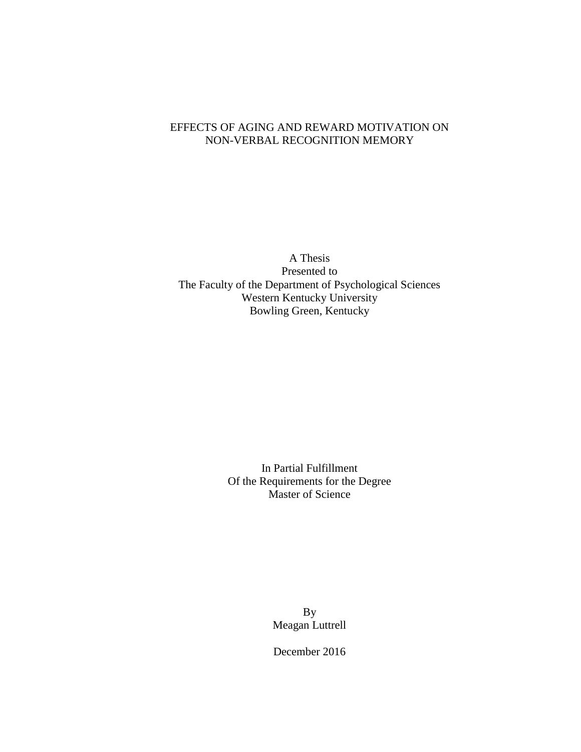# EFFECTS OF AGING AND REWARD MOTIVATION ON NON-VERBAL RECOGNITION MEMORY

A Thesis
Presented to
The Faculty of the Department of Psychological Sciences
Western Kentucky University
Bowling Green, Kentucky

In Partial Fulfillment
Of the Requirements for the Degree
Master of Science

By
Meagan Luttrell

December 2016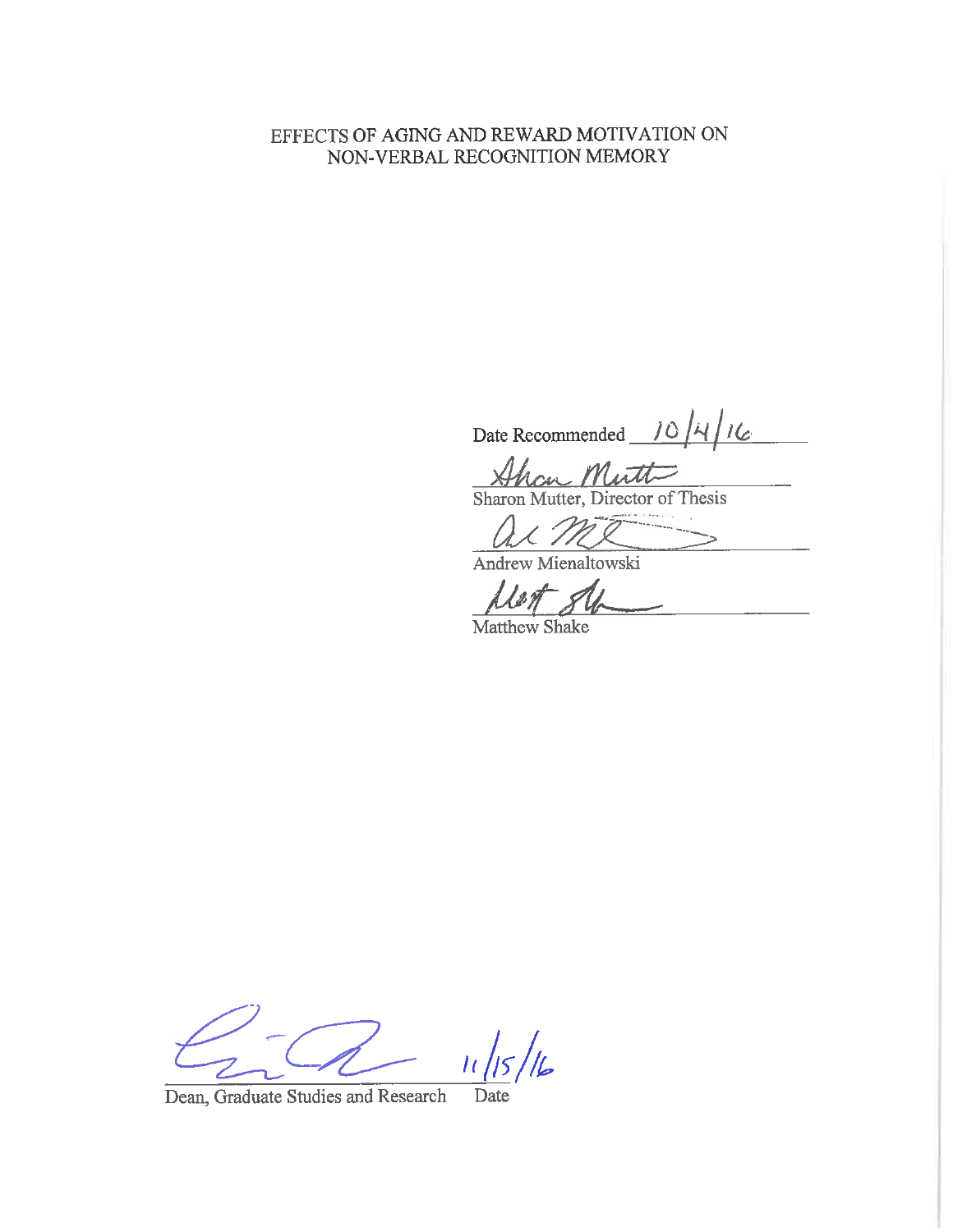EFFECTS OF AGING AND REWARD MOTIVATION ON NON-VERBAL RECOGNITION MEMORY

Date Recommended 10/4/16

Sharon Mutter, Director of Thesis

Andrew Mienaltowski

Matthew Shake

Dean, Graduate Studies and Research    Date 11/15/16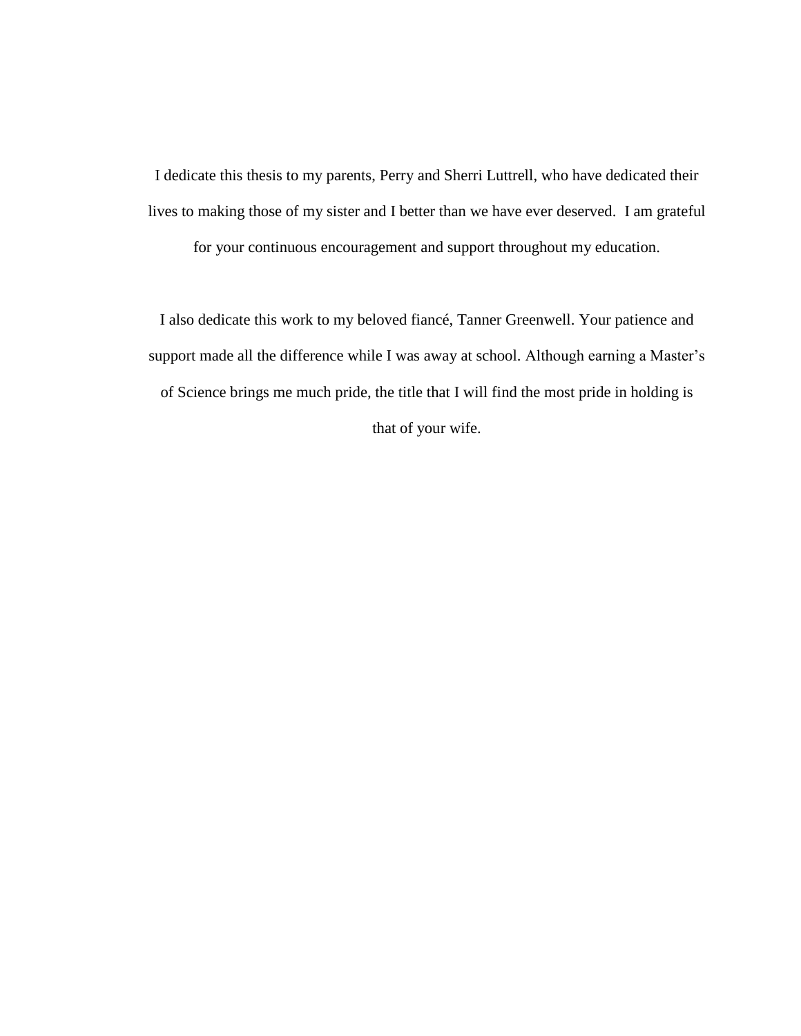I dedicate this thesis to my parents, Perry and Sherri Luttrell, who have dedicated their lives to making those of my sister and I better than we have ever deserved. I am grateful for your continuous encouragement and support throughout my education.

I also dedicate this work to my beloved fiancé, Tanner Greenwell. Your patience and support made all the difference while I was away at school. Although earning a Master's of Science brings me much pride, the title that I will find the most pride in holding is that of your wife.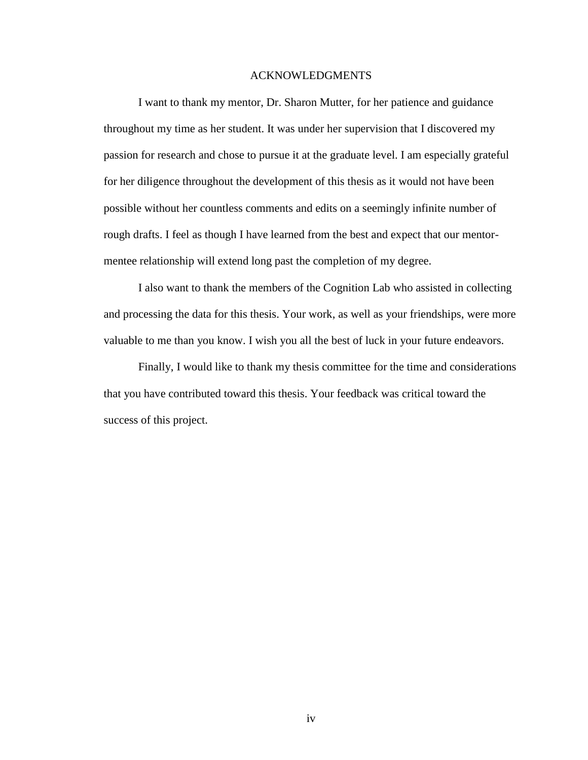# ACKNOWLEDGMENTS

I want to thank my mentor, Dr. Sharon Mutter, for her patience and guidance throughout my time as her student. It was under her supervision that I discovered my passion for research and chose to pursue it at the graduate level. I am especially grateful for her diligence throughout the development of this thesis as it would not have been possible without her countless comments and edits on a seemingly infinite number of rough drafts. I feel as though I have learned from the best and expect that our mentor-mentee relationship will extend long past the completion of my degree.

I also want to thank the members of the Cognition Lab who assisted in collecting and processing the data for this thesis. Your work, as well as your friendships, were more valuable to me than you know. I wish you all the best of luck in your future endeavors.

Finally, I would like to thank my thesis committee for the time and considerations that you have contributed toward this thesis. Your feedback was critical toward the success of this project.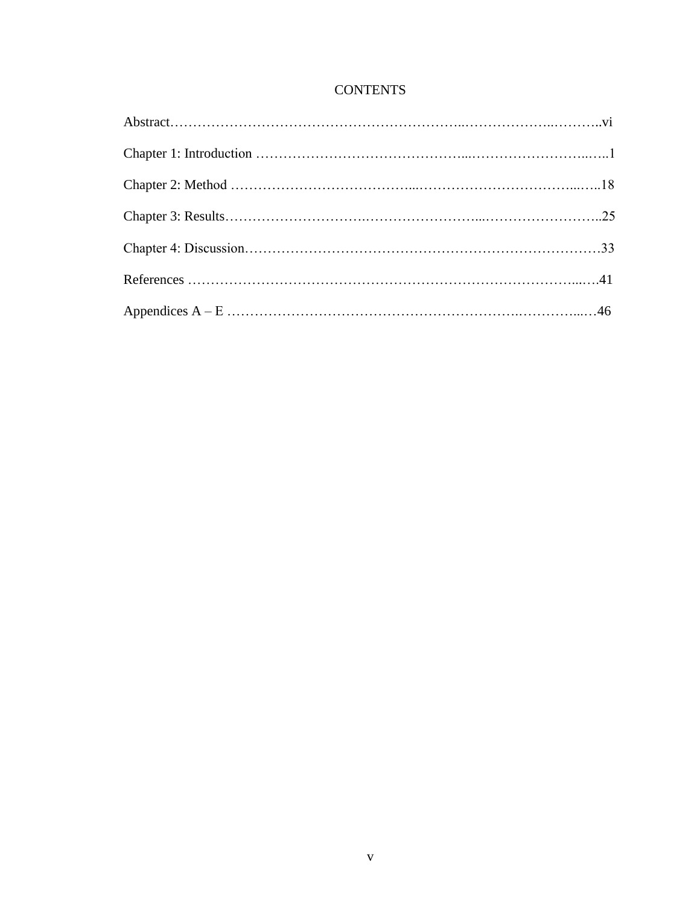# CONTENTS

Abstract……………………………………………………………..………………..……….vi

Chapter 1: Introduction ………………………………………...……………………..…..1

Chapter 2: Method …………………………………...………………………………...…..18

Chapter 3: Results………………………….……………………...……………………..25

Chapter 4: Discussion……………………………………………………………………33

References …………………………………………………………………………...….41

Appendices A – E ……………………………………………………….…………...…46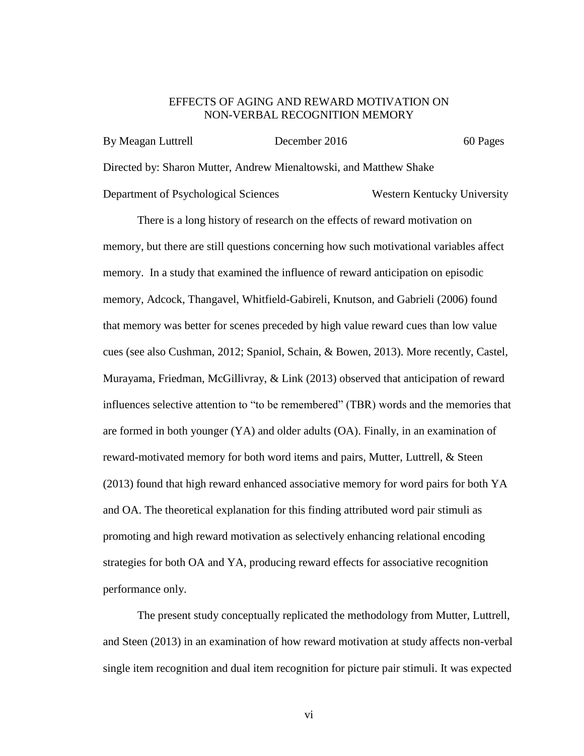EFFECTS OF AGING AND REWARD MOTIVATION ON NON-VERBAL RECOGNITION MEMORY

By Meagan Luttrell December 2016 60 Pages

Directed by: Sharon Mutter, Andrew Mienaltowski, and Matthew Shake

Department of Psychological Sciences Western Kentucky University

There is a long history of research on the effects of reward motivation on memory, but there are still questions concerning how such motivational variables affect memory. In a study that examined the influence of reward anticipation on episodic memory, Adcock, Thangavel, Whitfield-Gabireli, Knutson, and Gabrieli (2006) found that memory was better for scenes preceded by high value reward cues than low value cues (see also Cushman, 2012; Spaniol, Schain, & Bowen, 2013). More recently, Castel, Murayama, Friedman, McGillivray, & Link (2013) observed that anticipation of reward influences selective attention to "to be remembered" (TBR) words and the memories that are formed in both younger (YA) and older adults (OA). Finally, in an examination of reward-motivated memory for both word items and pairs, Mutter, Luttrell, & Steen (2013) found that high reward enhanced associative memory for word pairs for both YA and OA. The theoretical explanation for this finding attributed word pair stimuli as promoting and high reward motivation as selectively enhancing relational encoding strategies for both OA and YA, producing reward effects for associative recognition performance only.

The present study conceptually replicated the methodology from Mutter, Luttrell, and Steen (2013) in an examination of how reward motivation at study affects non-verbal single item recognition and dual item recognition for picture pair stimuli. It was expected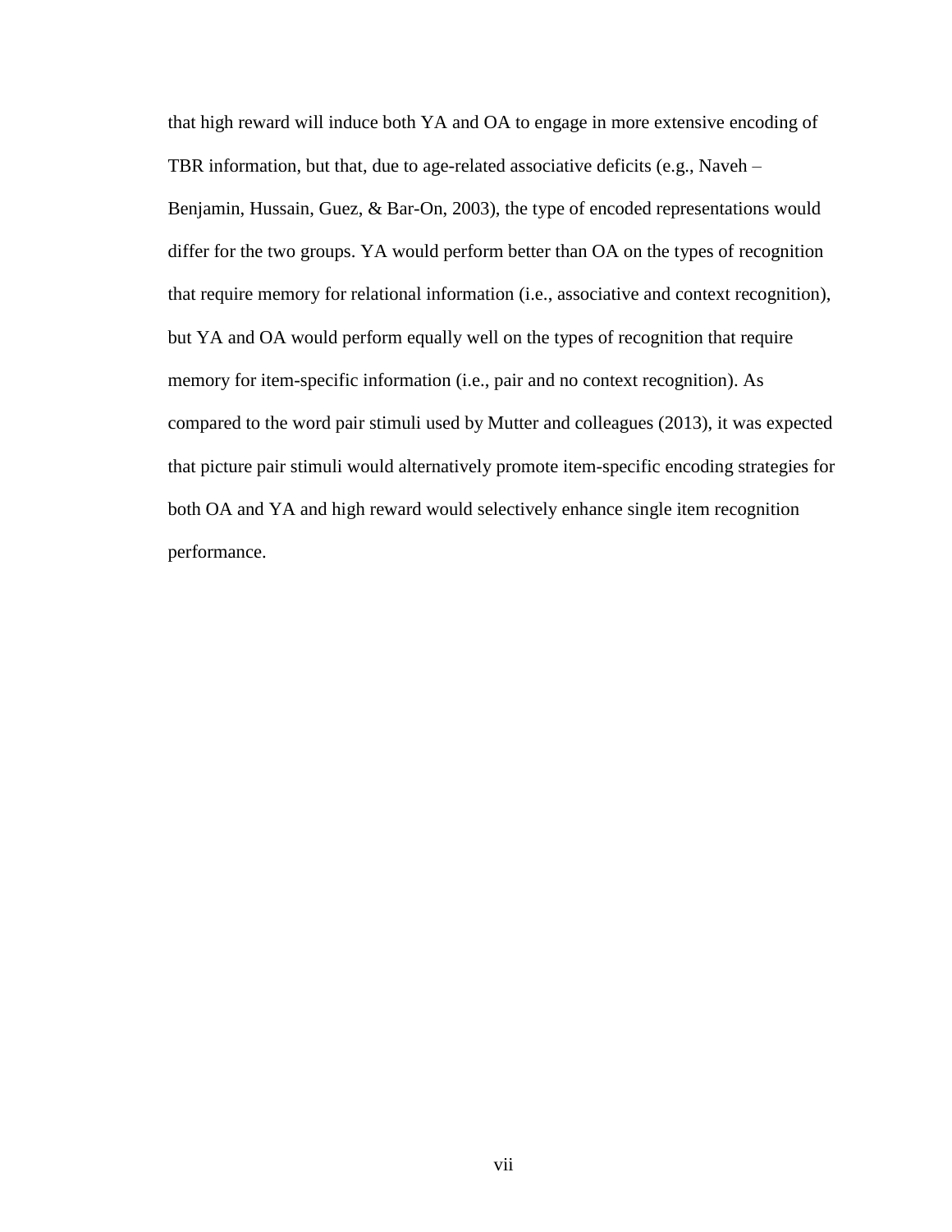that high reward will induce both YA and OA to engage in more extensive encoding of TBR information, but that, due to age-related associative deficits (e.g., Naveh – Benjamin, Hussain, Guez, & Bar-On, 2003), the type of encoded representations would differ for the two groups. YA would perform better than OA on the types of recognition that require memory for relational information (i.e., associative and context recognition), but YA and OA would perform equally well on the types of recognition that require memory for item-specific information (i.e., pair and no context recognition). As compared to the word pair stimuli used by Mutter and colleagues (2013), it was expected that picture pair stimuli would alternatively promote item-specific encoding strategies for both OA and YA and high reward would selectively enhance single item recognition performance.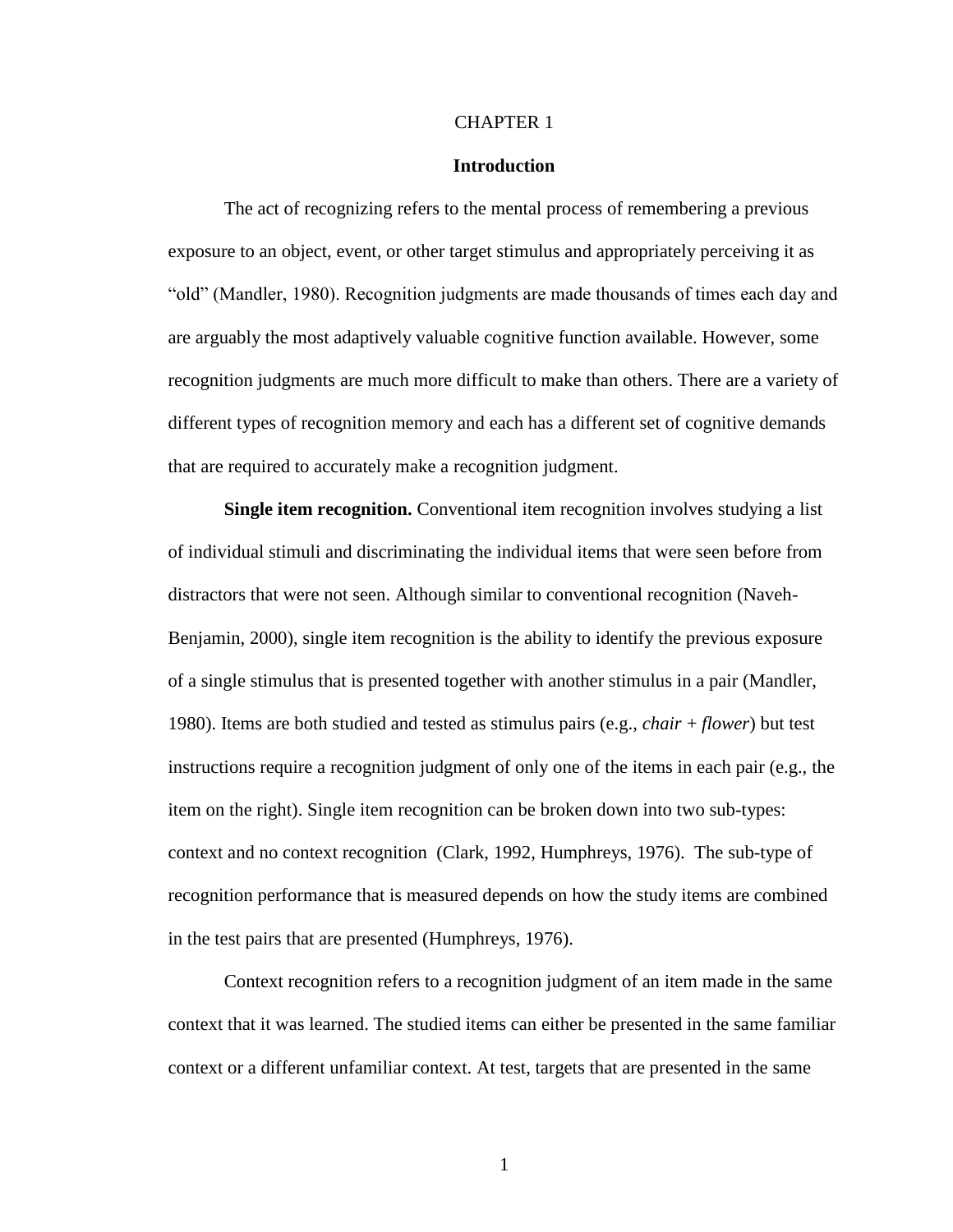# CHAPTER 1

## Introduction

The act of recognizing refers to the mental process of remembering a previous exposure to an object, event, or other target stimulus and appropriately perceiving it as "old" (Mandler, 1980). Recognition judgments are made thousands of times each day and are arguably the most adaptively valuable cognitive function available. However, some recognition judgments are much more difficult to make than others. There are a variety of different types of recognition memory and each has a different set of cognitive demands that are required to accurately make a recognition judgment.

**Single item recognition.** Conventional item recognition involves studying a list of individual stimuli and discriminating the individual items that were seen before from distractors that were not seen. Although similar to conventional recognition (Naveh-Benjamin, 2000), single item recognition is the ability to identify the previous exposure of a single stimulus that is presented together with another stimulus in a pair (Mandler, 1980). Items are both studied and tested as stimulus pairs (e.g., *chair* + *flower*) but test instructions require a recognition judgment of only one of the items in each pair (e.g., the item on the right). Single item recognition can be broken down into two sub-types: context and no context recognition (Clark, 1992, Humphreys, 1976). The sub-type of recognition performance that is measured depends on how the study items are combined in the test pairs that are presented (Humphreys, 1976).

Context recognition refers to a recognition judgment of an item made in the same context that it was learned. The studied items can either be presented in the same familiar context or a different unfamiliar context. At test, targets that are presented in the same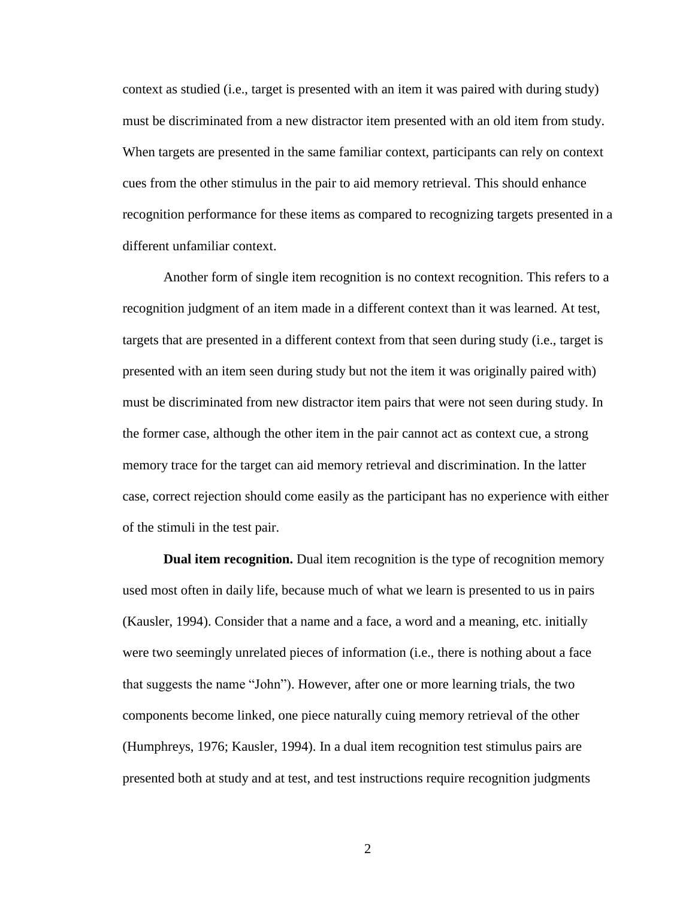context as studied (i.e., target is presented with an item it was paired with during study) must be discriminated from a new distractor item presented with an old item from study. When targets are presented in the same familiar context, participants can rely on context cues from the other stimulus in the pair to aid memory retrieval. This should enhance recognition performance for these items as compared to recognizing targets presented in a different unfamiliar context.

Another form of single item recognition is no context recognition. This refers to a recognition judgment of an item made in a different context than it was learned. At test, targets that are presented in a different context from that seen during study (i.e., target is presented with an item seen during study but not the item it was originally paired with) must be discriminated from new distractor item pairs that were not seen during study. In the former case, although the other item in the pair cannot act as context cue, a strong memory trace for the target can aid memory retrieval and discrimination. In the latter case, correct rejection should come easily as the participant has no experience with either of the stimuli in the test pair.

**Dual item recognition.** Dual item recognition is the type of recognition memory used most often in daily life, because much of what we learn is presented to us in pairs (Kausler, 1994). Consider that a name and a face, a word and a meaning, etc. initially were two seemingly unrelated pieces of information (i.e., there is nothing about a face that suggests the name "John"). However, after one or more learning trials, the two components become linked, one piece naturally cuing memory retrieval of the other (Humphreys, 1976; Kausler, 1994). In a dual item recognition test stimulus pairs are presented both at study and at test, and test instructions require recognition judgments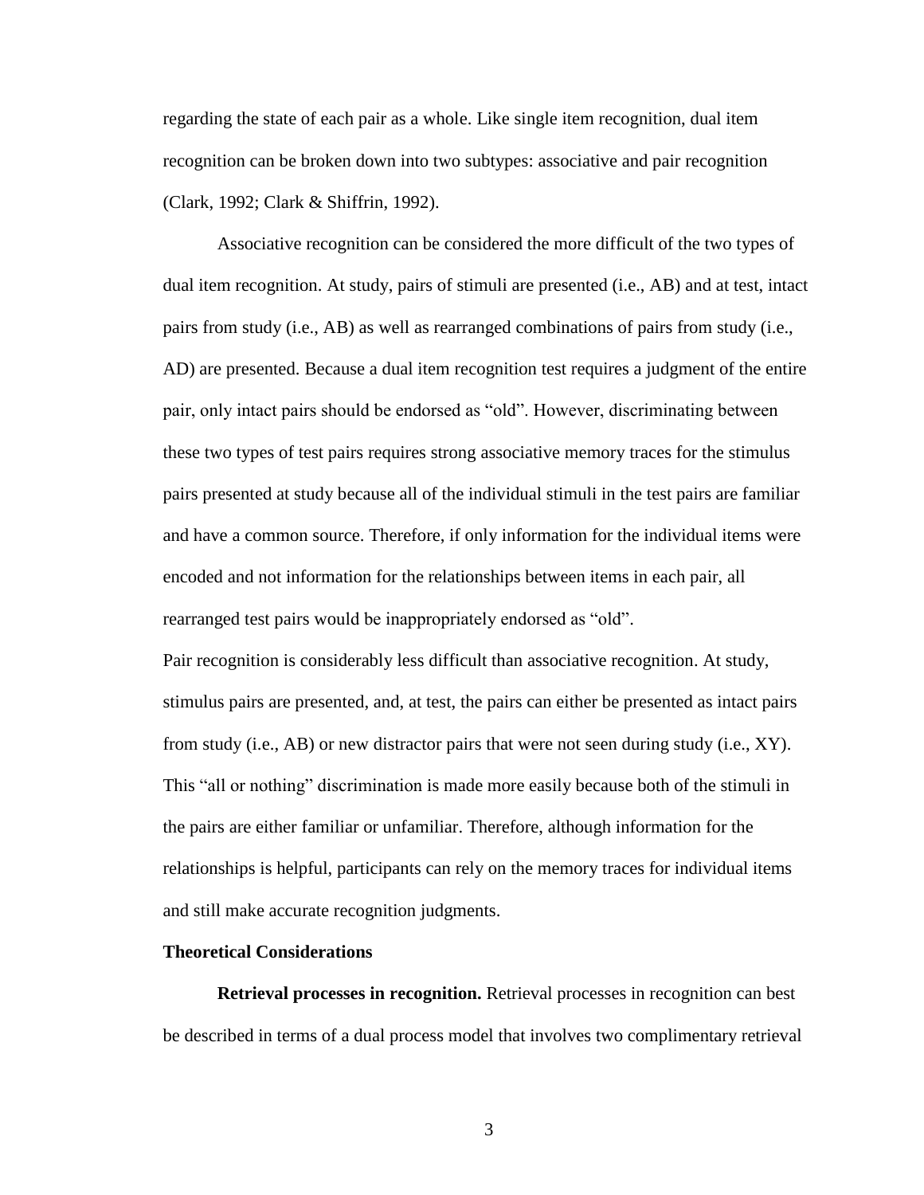regarding the state of each pair as a whole. Like single item recognition, dual item recognition can be broken down into two subtypes: associative and pair recognition (Clark, 1992; Clark & Shiffrin, 1992).

Associative recognition can be considered the more difficult of the two types of dual item recognition. At study, pairs of stimuli are presented (i.e., AB) and at test, intact pairs from study (i.e., AB) as well as rearranged combinations of pairs from study (i.e., AD) are presented. Because a dual item recognition test requires a judgment of the entire pair, only intact pairs should be endorsed as "old". However, discriminating between these two types of test pairs requires strong associative memory traces for the stimulus pairs presented at study because all of the individual stimuli in the test pairs are familiar and have a common source. Therefore, if only information for the individual items were encoded and not information for the relationships between items in each pair, all rearranged test pairs would be inappropriately endorsed as "old".

Pair recognition is considerably less difficult than associative recognition. At study, stimulus pairs are presented, and, at test, the pairs can either be presented as intact pairs from study (i.e., AB) or new distractor pairs that were not seen during study (i.e., XY). This "all or nothing" discrimination is made more easily because both of the stimuli in the pairs are either familiar or unfamiliar. Therefore, although information for the relationships is helpful, participants can rely on the memory traces for individual items and still make accurate recognition judgments.

## Theoretical Considerations

**Retrieval processes in recognition.** Retrieval processes in recognition can best be described in terms of a dual process model that involves two complimentary retrieval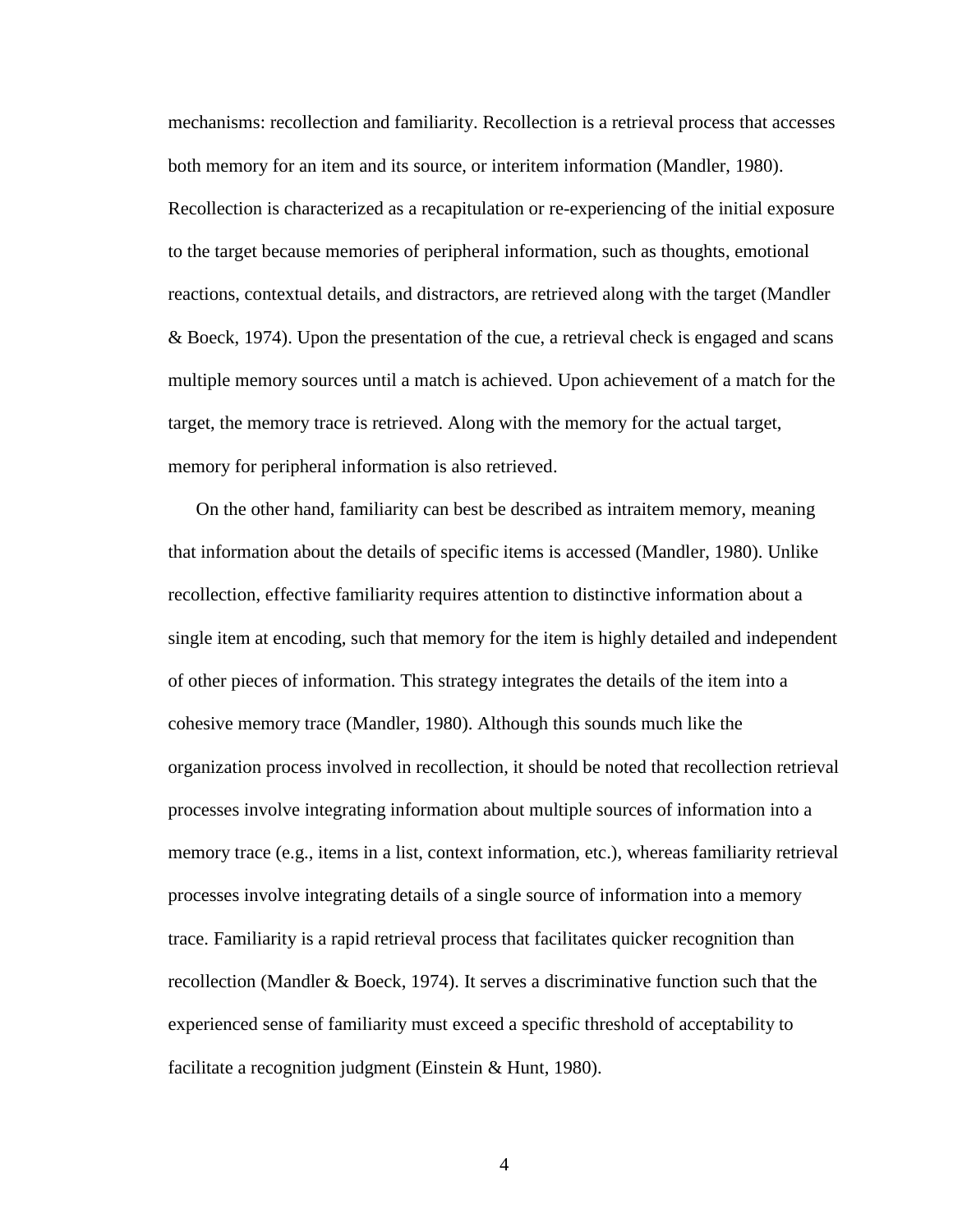mechanisms: recollection and familiarity. Recollection is a retrieval process that accesses both memory for an item and its source, or interitem information (Mandler, 1980). Recollection is characterized as a recapitulation or re-experiencing of the initial exposure to the target because memories of peripheral information, such as thoughts, emotional reactions, contextual details, and distractors, are retrieved along with the target (Mandler & Boeck, 1974). Upon the presentation of the cue, a retrieval check is engaged and scans multiple memory sources until a match is achieved. Upon achievement of a match for the target, the memory trace is retrieved. Along with the memory for the actual target, memory for peripheral information is also retrieved.

On the other hand, familiarity can best be described as intraitem memory, meaning that information about the details of specific items is accessed (Mandler, 1980). Unlike recollection, effective familiarity requires attention to distinctive information about a single item at encoding, such that memory for the item is highly detailed and independent of other pieces of information. This strategy integrates the details of the item into a cohesive memory trace (Mandler, 1980). Although this sounds much like the organization process involved in recollection, it should be noted that recollection retrieval processes involve integrating information about multiple sources of information into a memory trace (e.g., items in a list, context information, etc.), whereas familiarity retrieval processes involve integrating details of a single source of information into a memory trace. Familiarity is a rapid retrieval process that facilitates quicker recognition than recollection (Mandler & Boeck, 1974). It serves a discriminative function such that the experienced sense of familiarity must exceed a specific threshold of acceptability to facilitate a recognition judgment (Einstein & Hunt, 1980).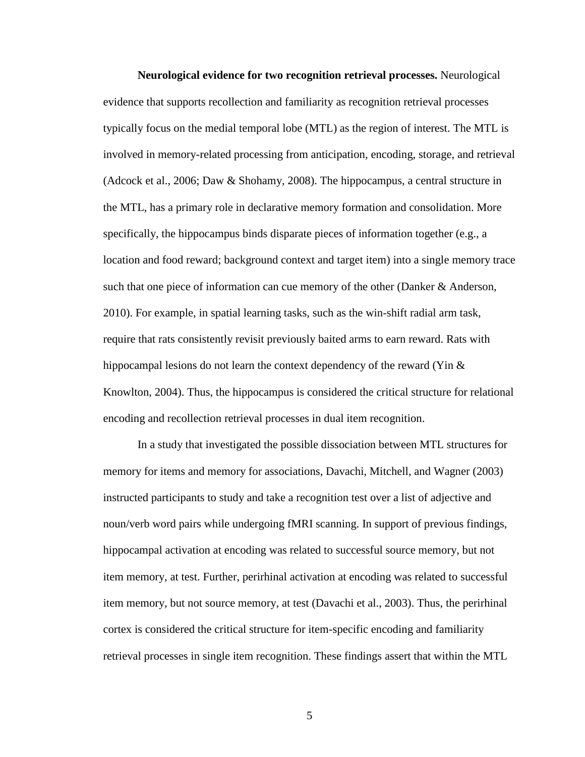**Neurological evidence for two recognition retrieval processes.** Neurological evidence that supports recollection and familiarity as recognition retrieval processes typically focus on the medial temporal lobe (MTL) as the region of interest. The MTL is involved in memory-related processing from anticipation, encoding, storage, and retrieval (Adcock et al., 2006; Daw & Shohamy, 2008). The hippocampus, a central structure in the MTL, has a primary role in declarative memory formation and consolidation. More specifically, the hippocampus binds disparate pieces of information together (e.g., a location and food reward; background context and target item) into a single memory trace such that one piece of information can cue memory of the other (Danker & Anderson, 2010). For example, in spatial learning tasks, such as the win-shift radial arm task, require that rats consistently revisit previously baited arms to earn reward. Rats with hippocampal lesions do not learn the context dependency of the reward (Yin & Knowlton, 2004). Thus, the hippocampus is considered the critical structure for relational encoding and recollection retrieval processes in dual item recognition.

In a study that investigated the possible dissociation between MTL structures for memory for items and memory for associations, Davachi, Mitchell, and Wagner (2003) instructed participants to study and take a recognition test over a list of adjective and noun/verb word pairs while undergoing fMRI scanning. In support of previous findings, hippocampal activation at encoding was related to successful source memory, but not item memory, at test. Further, perirhinal activation at encoding was related to successful item memory, but not source memory, at test (Davachi et al., 2003). Thus, the perirhinal cortex is considered the critical structure for item-specific encoding and familiarity retrieval processes in single item recognition. These findings assert that within the MTL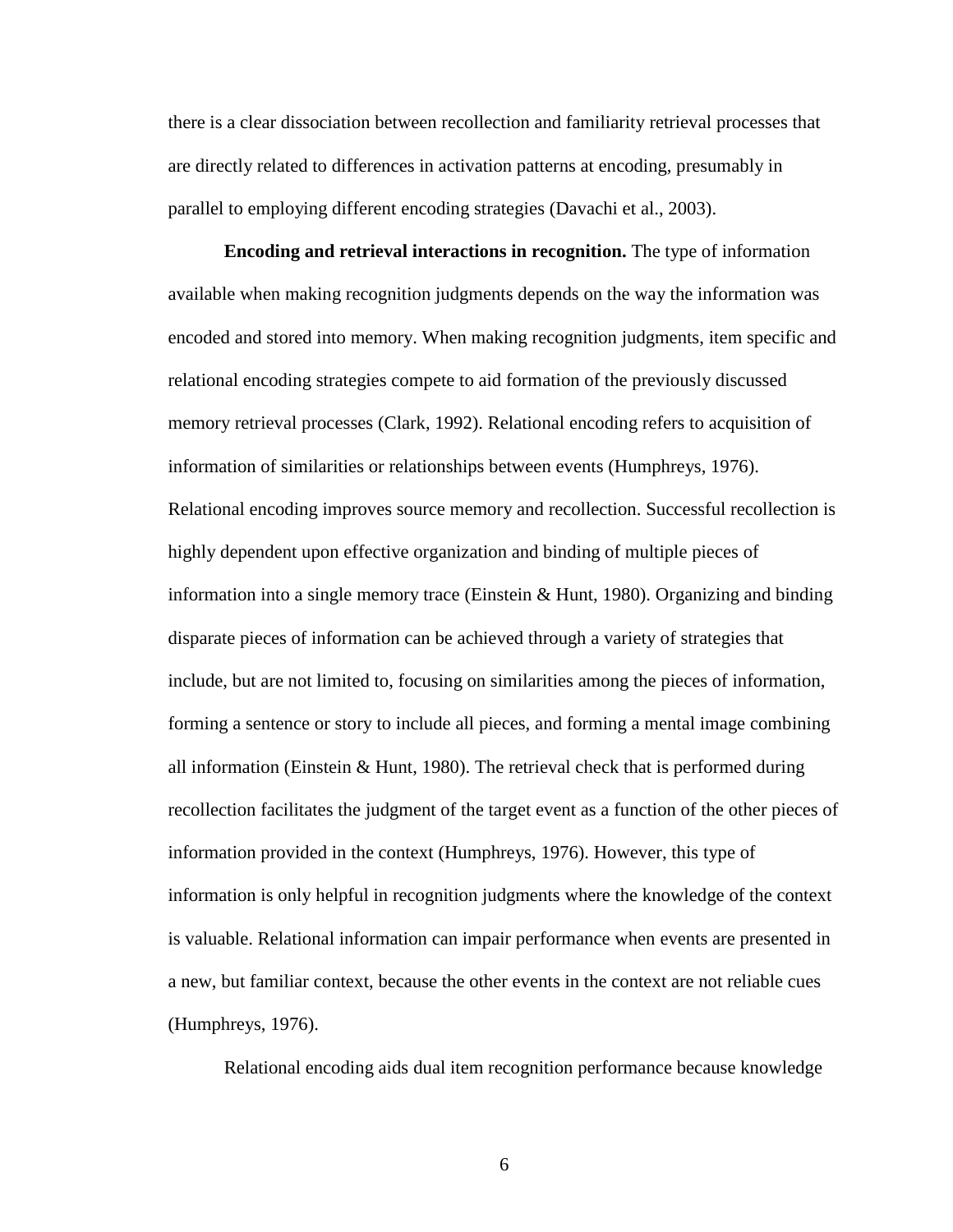there is a clear dissociation between recollection and familiarity retrieval processes that are directly related to differences in activation patterns at encoding, presumably in parallel to employing different encoding strategies (Davachi et al., 2003).

**Encoding and retrieval interactions in recognition.** The type of information available when making recognition judgments depends on the way the information was encoded and stored into memory. When making recognition judgments, item specific and relational encoding strategies compete to aid formation of the previously discussed memory retrieval processes (Clark, 1992). Relational encoding refers to acquisition of information of similarities or relationships between events (Humphreys, 1976). Relational encoding improves source memory and recollection. Successful recollection is highly dependent upon effective organization and binding of multiple pieces of information into a single memory trace (Einstein & Hunt, 1980). Organizing and binding disparate pieces of information can be achieved through a variety of strategies that include, but are not limited to, focusing on similarities among the pieces of information, forming a sentence or story to include all pieces, and forming a mental image combining all information (Einstein & Hunt, 1980). The retrieval check that is performed during recollection facilitates the judgment of the target event as a function of the other pieces of information provided in the context (Humphreys, 1976). However, this type of information is only helpful in recognition judgments where the knowledge of the context is valuable. Relational information can impair performance when events are presented in a new, but familiar context, because the other events in the context are not reliable cues (Humphreys, 1976).

Relational encoding aids dual item recognition performance because knowledge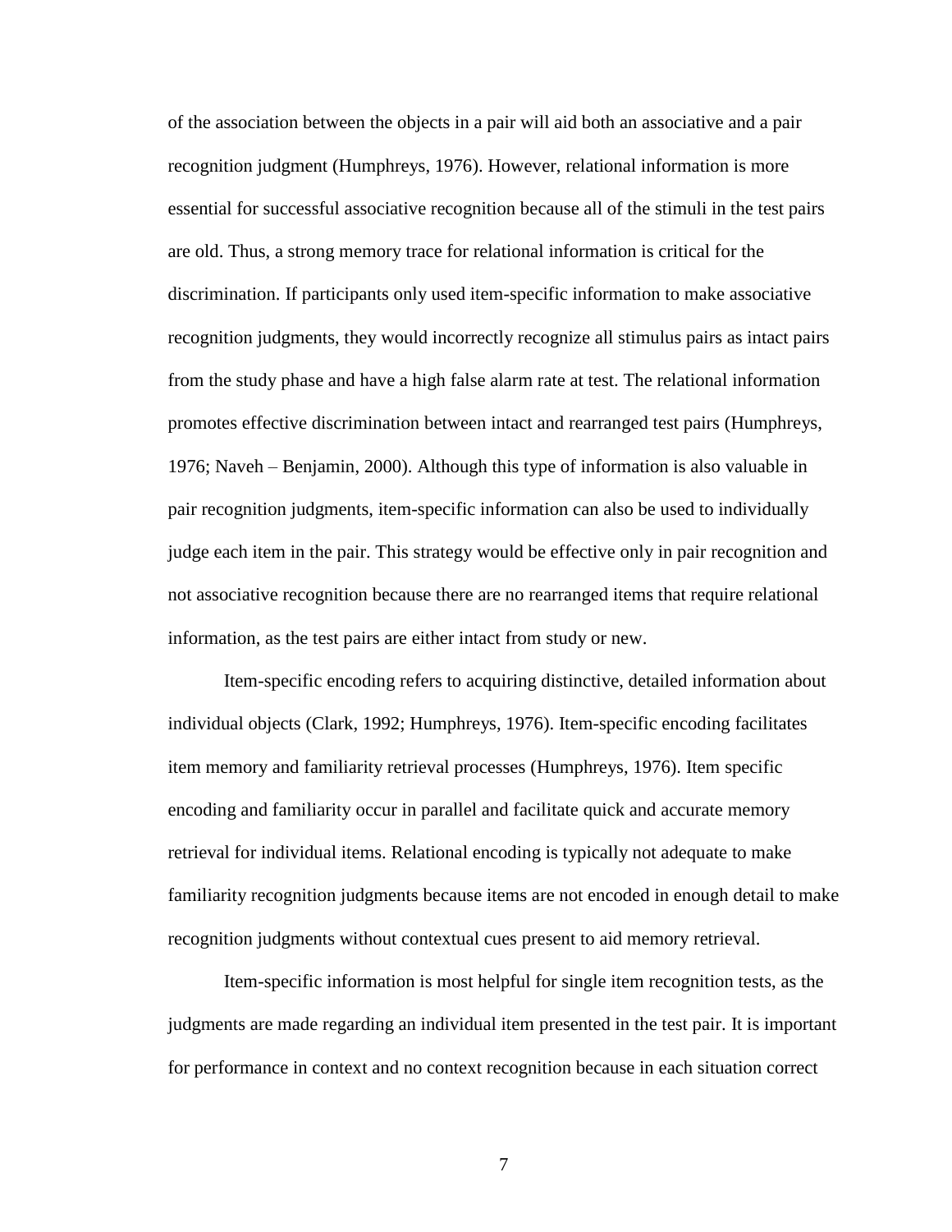of the association between the objects in a pair will aid both an associative and a pair recognition judgment (Humphreys, 1976). However, relational information is more essential for successful associative recognition because all of the stimuli in the test pairs are old. Thus, a strong memory trace for relational information is critical for the discrimination. If participants only used item-specific information to make associative recognition judgments, they would incorrectly recognize all stimulus pairs as intact pairs from the study phase and have a high false alarm rate at test. The relational information promotes effective discrimination between intact and rearranged test pairs (Humphreys, 1976; Naveh – Benjamin, 2000). Although this type of information is also valuable in pair recognition judgments, item-specific information can also be used to individually judge each item in the pair. This strategy would be effective only in pair recognition and not associative recognition because there are no rearranged items that require relational information, as the test pairs are either intact from study or new.

Item-specific encoding refers to acquiring distinctive, detailed information about individual objects (Clark, 1992; Humphreys, 1976). Item-specific encoding facilitates item memory and familiarity retrieval processes (Humphreys, 1976). Item specific encoding and familiarity occur in parallel and facilitate quick and accurate memory retrieval for individual items. Relational encoding is typically not adequate to make familiarity recognition judgments because items are not encoded in enough detail to make recognition judgments without contextual cues present to aid memory retrieval.

Item-specific information is most helpful for single item recognition tests, as the judgments are made regarding an individual item presented in the test pair. It is important for performance in context and no context recognition because in each situation correct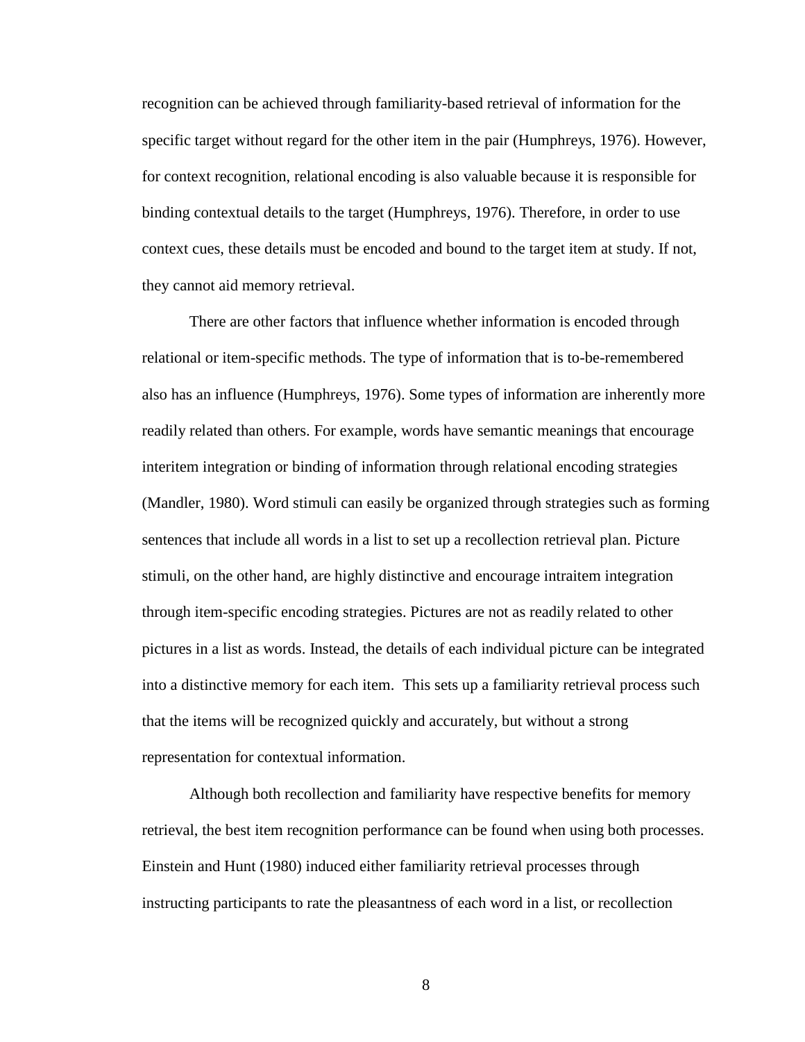recognition can be achieved through familiarity-based retrieval of information for the specific target without regard for the other item in the pair (Humphreys, 1976). However, for context recognition, relational encoding is also valuable because it is responsible for binding contextual details to the target (Humphreys, 1976). Therefore, in order to use context cues, these details must be encoded and bound to the target item at study. If not, they cannot aid memory retrieval.

There are other factors that influence whether information is encoded through relational or item-specific methods. The type of information that is to-be-remembered also has an influence (Humphreys, 1976). Some types of information are inherently more readily related than others. For example, words have semantic meanings that encourage interitem integration or binding of information through relational encoding strategies (Mandler, 1980). Word stimuli can easily be organized through strategies such as forming sentences that include all words in a list to set up a recollection retrieval plan. Picture stimuli, on the other hand, are highly distinctive and encourage intraitem integration through item-specific encoding strategies. Pictures are not as readily related to other pictures in a list as words. Instead, the details of each individual picture can be integrated into a distinctive memory for each item. This sets up a familiarity retrieval process such that the items will be recognized quickly and accurately, but without a strong representation for contextual information.

Although both recollection and familiarity have respective benefits for memory retrieval, the best item recognition performance can be found when using both processes. Einstein and Hunt (1980) induced either familiarity retrieval processes through instructing participants to rate the pleasantness of each word in a list, or recollection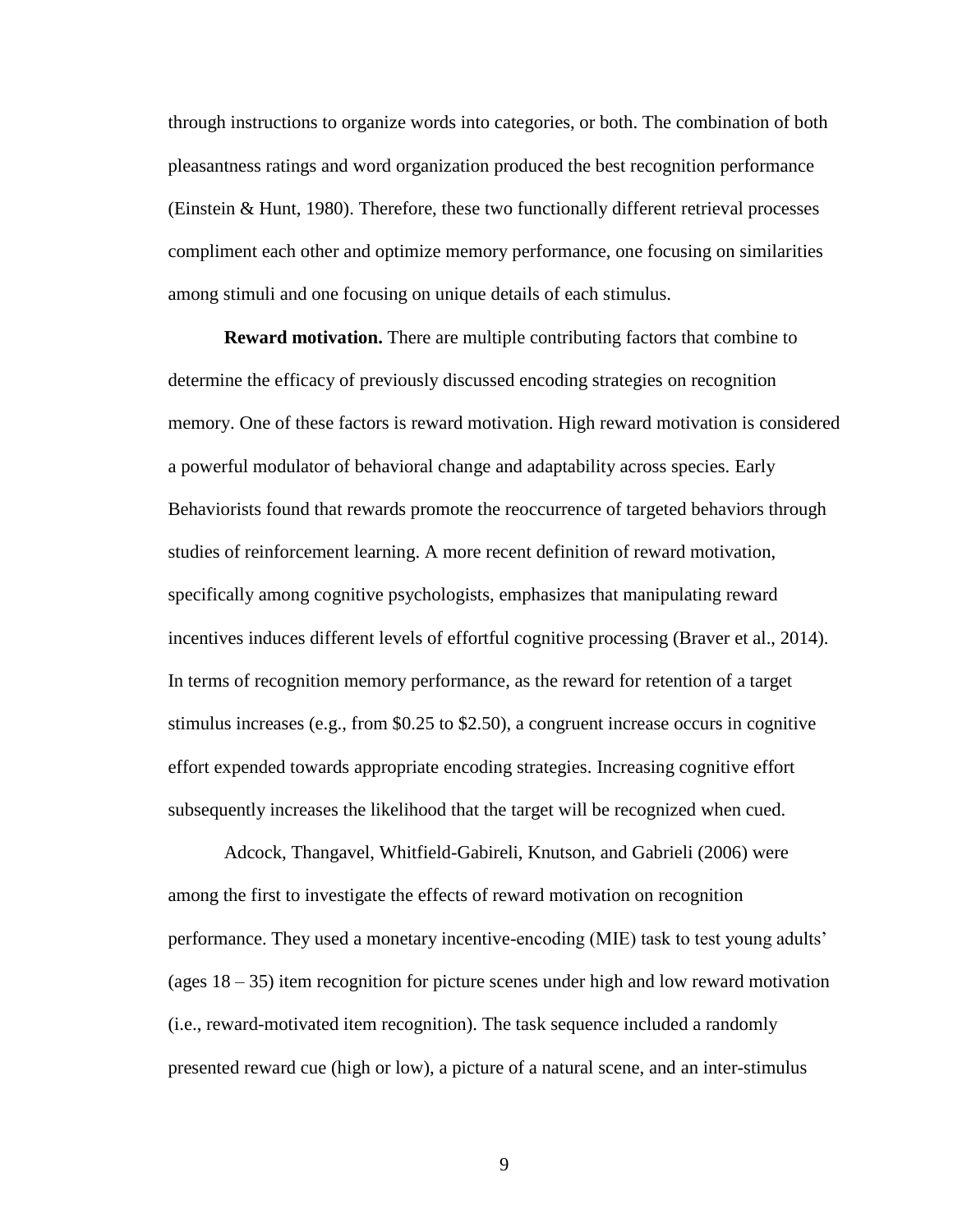through instructions to organize words into categories, or both. The combination of both pleasantness ratings and word organization produced the best recognition performance (Einstein & Hunt, 1980). Therefore, these two functionally different retrieval processes compliment each other and optimize memory performance, one focusing on similarities among stimuli and one focusing on unique details of each stimulus.

**Reward motivation.** There are multiple contributing factors that combine to determine the efficacy of previously discussed encoding strategies on recognition memory. One of these factors is reward motivation. High reward motivation is considered a powerful modulator of behavioral change and adaptability across species. Early Behaviorists found that rewards promote the reoccurrence of targeted behaviors through studies of reinforcement learning. A more recent definition of reward motivation, specifically among cognitive psychologists, emphasizes that manipulating reward incentives induces different levels of effortful cognitive processing (Braver et al., 2014). In terms of recognition memory performance, as the reward for retention of a target stimulus increases (e.g., from $0.25 to $2.50), a congruent increase occurs in cognitive effort expended towards appropriate encoding strategies. Increasing cognitive effort subsequently increases the likelihood that the target will be recognized when cued.

Adcock, Thangavel, Whitfield-Gabireli, Knutson, and Gabrieli (2006) were among the first to investigate the effects of reward motivation on recognition performance. They used a monetary incentive-encoding (MIE) task to test young adults' (ages 18 – 35) item recognition for picture scenes under high and low reward motivation (i.e., reward-motivated item recognition). The task sequence included a randomly presented reward cue (high or low), a picture of a natural scene, and an inter-stimulus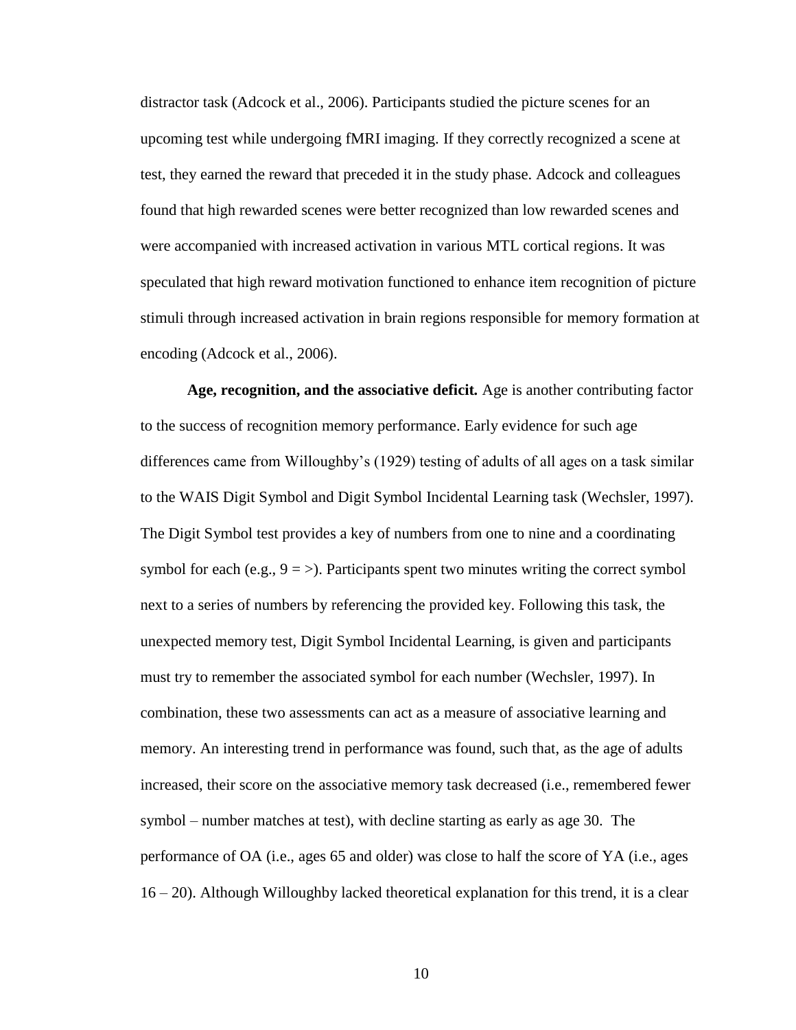distractor task (Adcock et al., 2006). Participants studied the picture scenes for an upcoming test while undergoing fMRI imaging. If they correctly recognized a scene at test, they earned the reward that preceded it in the study phase. Adcock and colleagues found that high rewarded scenes were better recognized than low rewarded scenes and were accompanied with increased activation in various MTL cortical regions. It was speculated that high reward motivation functioned to enhance item recognition of picture stimuli through increased activation in brain regions responsible for memory formation at encoding (Adcock et al., 2006).

**Age, recognition, and the associative deficit.** Age is another contributing factor to the success of recognition memory performance. Early evidence for such age differences came from Willoughby's (1929) testing of adults of all ages on a task similar to the WAIS Digit Symbol and Digit Symbol Incidental Learning task (Wechsler, 1997). The Digit Symbol test provides a key of numbers from one to nine and a coordinating symbol for each (e.g., 9 = >). Participants spent two minutes writing the correct symbol next to a series of numbers by referencing the provided key. Following this task, the unexpected memory test, Digit Symbol Incidental Learning, is given and participants must try to remember the associated symbol for each number (Wechsler, 1997). In combination, these two assessments can act as a measure of associative learning and memory. An interesting trend in performance was found, such that, as the age of adults increased, their score on the associative memory task decreased (i.e., remembered fewer symbol – number matches at test), with decline starting as early as age 30. The performance of OA (i.e., ages 65 and older) was close to half the score of YA (i.e., ages 16 – 20). Although Willoughby lacked theoretical explanation for this trend, it is a clear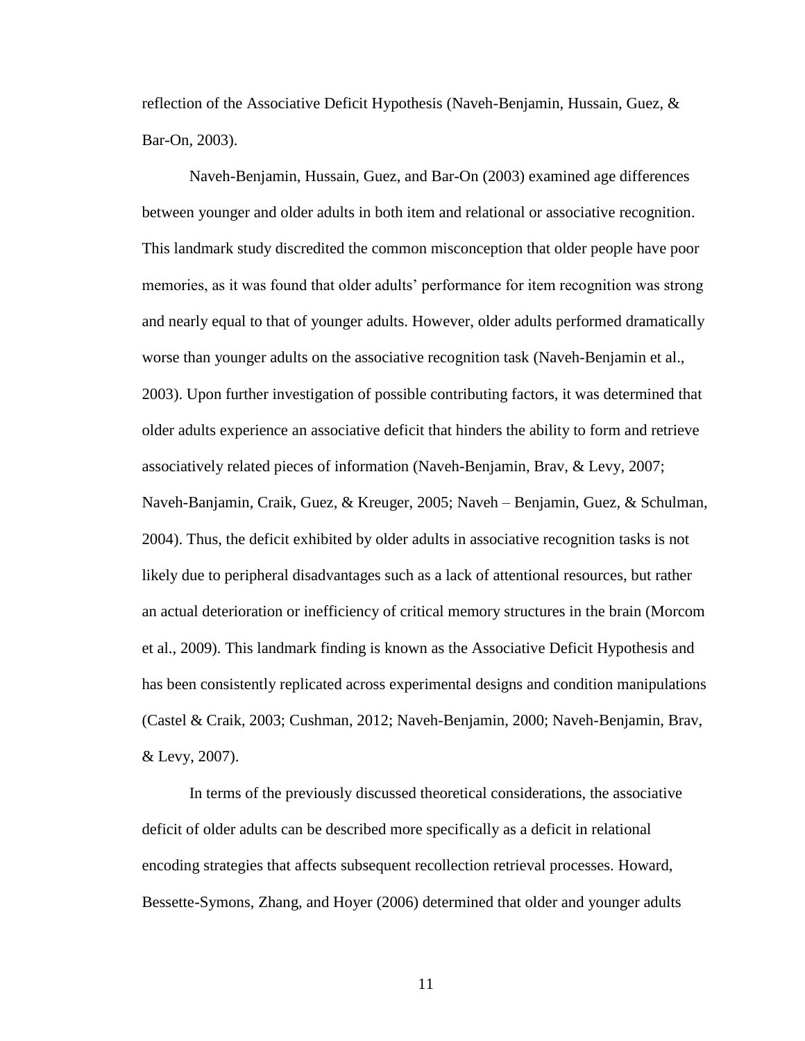reflection of the Associative Deficit Hypothesis (Naveh-Benjamin, Hussain, Guez, & Bar-On, 2003).

Naveh-Benjamin, Hussain, Guez, and Bar-On (2003) examined age differences between younger and older adults in both item and relational or associative recognition. This landmark study discredited the common misconception that older people have poor memories, as it was found that older adults' performance for item recognition was strong and nearly equal to that of younger adults. However, older adults performed dramatically worse than younger adults on the associative recognition task (Naveh-Benjamin et al., 2003). Upon further investigation of possible contributing factors, it was determined that older adults experience an associative deficit that hinders the ability to form and retrieve associatively related pieces of information (Naveh-Benjamin, Brav, & Levy, 2007; Naveh-Banjamin, Craik, Guez, & Kreuger, 2005; Naveh – Benjamin, Guez, & Schulman, 2004). Thus, the deficit exhibited by older adults in associative recognition tasks is not likely due to peripheral disadvantages such as a lack of attentional resources, but rather an actual deterioration or inefficiency of critical memory structures in the brain (Morcom et al., 2009). This landmark finding is known as the Associative Deficit Hypothesis and has been consistently replicated across experimental designs and condition manipulations (Castel & Craik, 2003; Cushman, 2012; Naveh-Benjamin, 2000; Naveh-Benjamin, Brav, & Levy, 2007).

In terms of the previously discussed theoretical considerations, the associative deficit of older adults can be described more specifically as a deficit in relational encoding strategies that affects subsequent recollection retrieval processes. Howard, Bessette-Symons, Zhang, and Hoyer (2006) determined that older and younger adults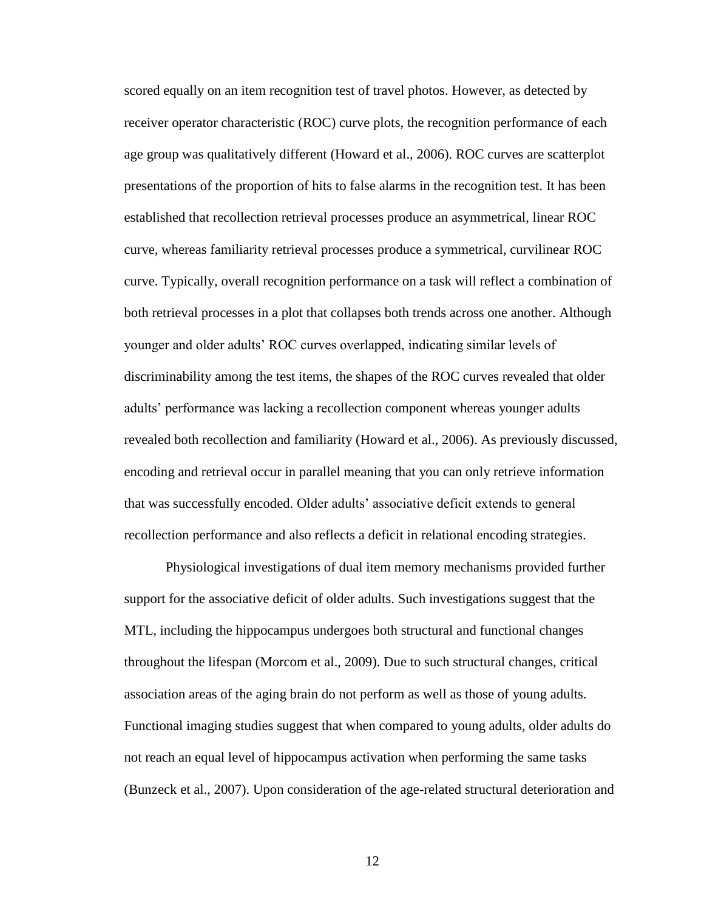scored equally on an item recognition test of travel photos. However, as detected by receiver operator characteristic (ROC) curve plots, the recognition performance of each age group was qualitatively different (Howard et al., 2006). ROC curves are scatterplot presentations of the proportion of hits to false alarms in the recognition test. It has been established that recollection retrieval processes produce an asymmetrical, linear ROC curve, whereas familiarity retrieval processes produce a symmetrical, curvilinear ROC curve. Typically, overall recognition performance on a task will reflect a combination of both retrieval processes in a plot that collapses both trends across one another. Although younger and older adults' ROC curves overlapped, indicating similar levels of discriminability among the test items, the shapes of the ROC curves revealed that older adults' performance was lacking a recollection component whereas younger adults revealed both recollection and familiarity (Howard et al., 2006). As previously discussed, encoding and retrieval occur in parallel meaning that you can only retrieve information that was successfully encoded. Older adults' associative deficit extends to general recollection performance and also reflects a deficit in relational encoding strategies.

Physiological investigations of dual item memory mechanisms provided further support for the associative deficit of older adults. Such investigations suggest that the MTL, including the hippocampus undergoes both structural and functional changes throughout the lifespan (Morcom et al., 2009). Due to such structural changes, critical association areas of the aging brain do not perform as well as those of young adults. Functional imaging studies suggest that when compared to young adults, older adults do not reach an equal level of hippocampus activation when performing the same tasks (Bunzeck et al., 2007). Upon consideration of the age-related structural deterioration and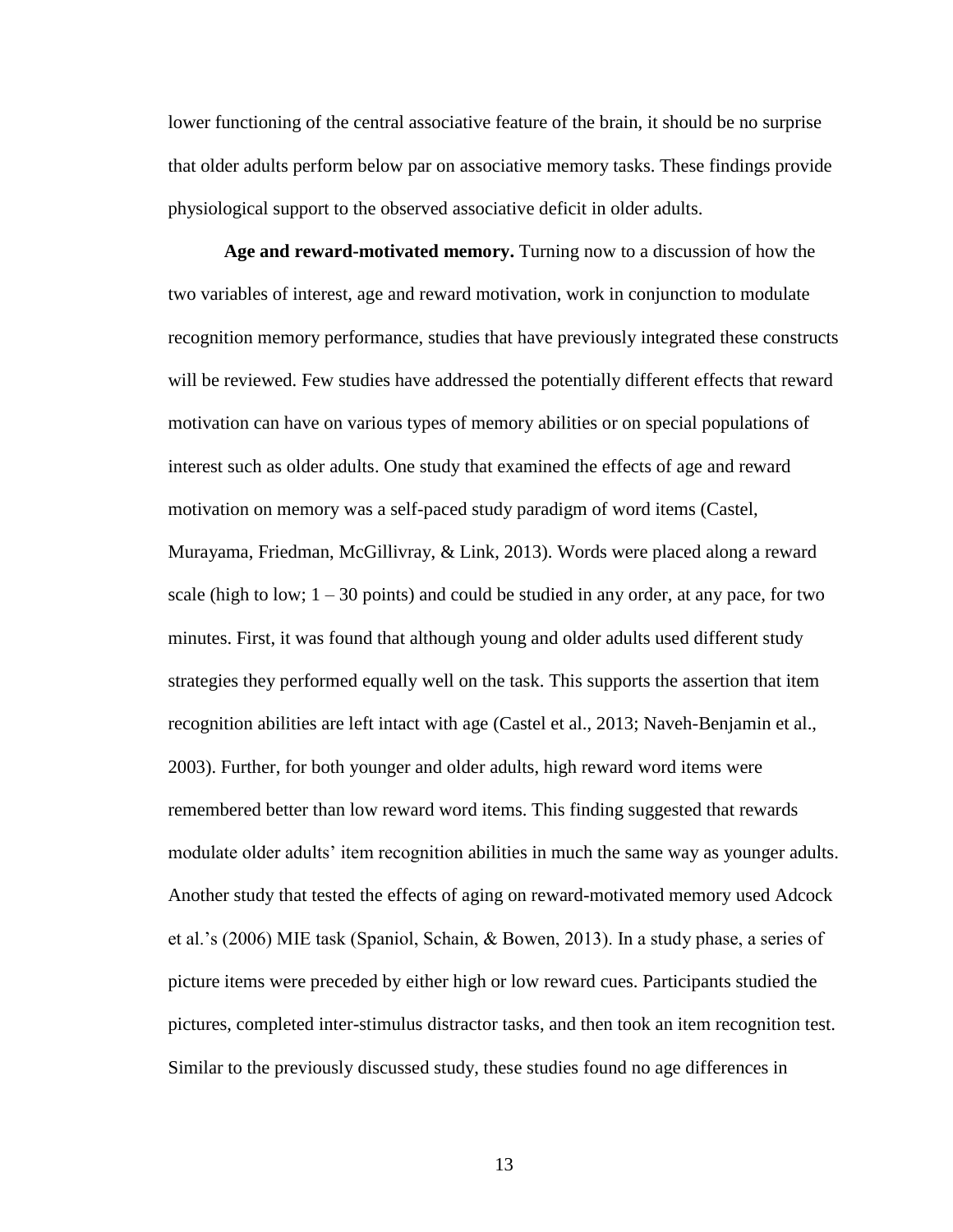lower functioning of the central associative feature of the brain, it should be no surprise that older adults perform below par on associative memory tasks. These findings provide physiological support to the observed associative deficit in older adults.

**Age and reward-motivated memory.** Turning now to a discussion of how the two variables of interest, age and reward motivation, work in conjunction to modulate recognition memory performance, studies that have previously integrated these constructs will be reviewed. Few studies have addressed the potentially different effects that reward motivation can have on various types of memory abilities or on special populations of interest such as older adults. One study that examined the effects of age and reward motivation on memory was a self-paced study paradigm of word items (Castel, Murayama, Friedman, McGillivray, & Link, 2013). Words were placed along a reward scale (high to low; 1 – 30 points) and could be studied in any order, at any pace, for two minutes. First, it was found that although young and older adults used different study strategies they performed equally well on the task. This supports the assertion that item recognition abilities are left intact with age (Castel et al., 2013; Naveh-Benjamin et al., 2003). Further, for both younger and older adults, high reward word items were remembered better than low reward word items. This finding suggested that rewards modulate older adults' item recognition abilities in much the same way as younger adults. Another study that tested the effects of aging on reward-motivated memory used Adcock et al.'s (2006) MIE task (Spaniol, Schain, & Bowen, 2013). In a study phase, a series of picture items were preceded by either high or low reward cues. Participants studied the pictures, completed inter-stimulus distractor tasks, and then took an item recognition test. Similar to the previously discussed study, these studies found no age differences in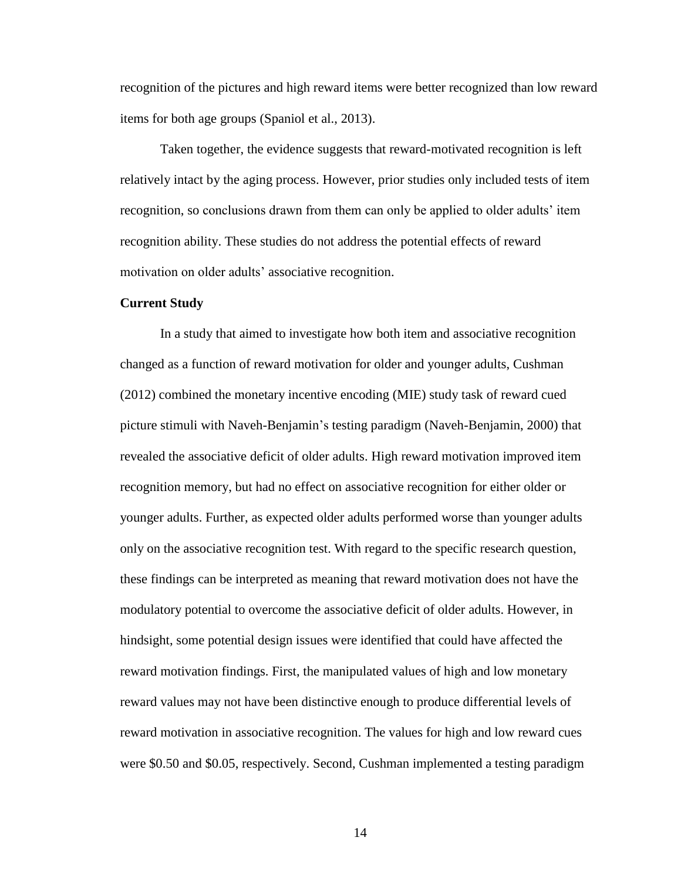recognition of the pictures and high reward items were better recognized than low reward items for both age groups (Spaniol et al., 2013).

Taken together, the evidence suggests that reward-motivated recognition is left relatively intact by the aging process. However, prior studies only included tests of item recognition, so conclusions drawn from them can only be applied to older adults' item recognition ability. These studies do not address the potential effects of reward motivation on older adults' associative recognition.

**Current Study**

In a study that aimed to investigate how both item and associative recognition changed as a function of reward motivation for older and younger adults, Cushman (2012) combined the monetary incentive encoding (MIE) study task of reward cued picture stimuli with Naveh-Benjamin's testing paradigm (Naveh-Benjamin, 2000) that revealed the associative deficit of older adults. High reward motivation improved item recognition memory, but had no effect on associative recognition for either older or younger adults. Further, as expected older adults performed worse than younger adults only on the associative recognition test. With regard to the specific research question, these findings can be interpreted as meaning that reward motivation does not have the modulatory potential to overcome the associative deficit of older adults. However, in hindsight, some potential design issues were identified that could have affected the reward motivation findings. First, the manipulated values of high and low monetary reward values may not have been distinctive enough to produce differential levels of reward motivation in associative recognition. The values for high and low reward cues were $0.50 and $0.05, respectively. Second, Cushman implemented a testing paradigm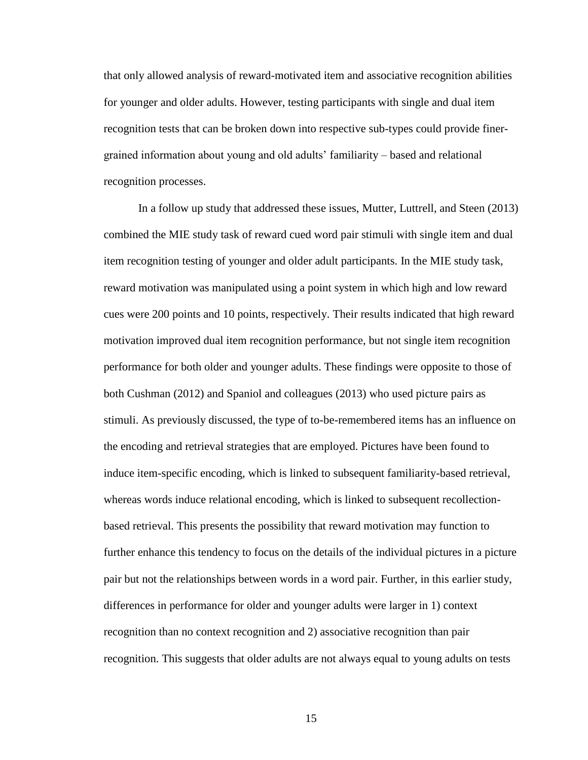that only allowed analysis of reward-motivated item and associative recognition abilities for younger and older adults. However, testing participants with single and dual item recognition tests that can be broken down into respective sub-types could provide finer-grained information about young and old adults' familiarity – based and relational recognition processes.

In a follow up study that addressed these issues, Mutter, Luttrell, and Steen (2013) combined the MIE study task of reward cued word pair stimuli with single item and dual item recognition testing of younger and older adult participants. In the MIE study task, reward motivation was manipulated using a point system in which high and low reward cues were 200 points and 10 points, respectively. Their results indicated that high reward motivation improved dual item recognition performance, but not single item recognition performance for both older and younger adults. These findings were opposite to those of both Cushman (2012) and Spaniol and colleagues (2013) who used picture pairs as stimuli. As previously discussed, the type of to-be-remembered items has an influence on the encoding and retrieval strategies that are employed. Pictures have been found to induce item-specific encoding, which is linked to subsequent familiarity-based retrieval, whereas words induce relational encoding, which is linked to subsequent recollection-based retrieval. This presents the possibility that reward motivation may function to further enhance this tendency to focus on the details of the individual pictures in a picture pair but not the relationships between words in a word pair. Further, in this earlier study, differences in performance for older and younger adults were larger in 1) context recognition than no context recognition and 2) associative recognition than pair recognition. This suggests that older adults are not always equal to young adults on tests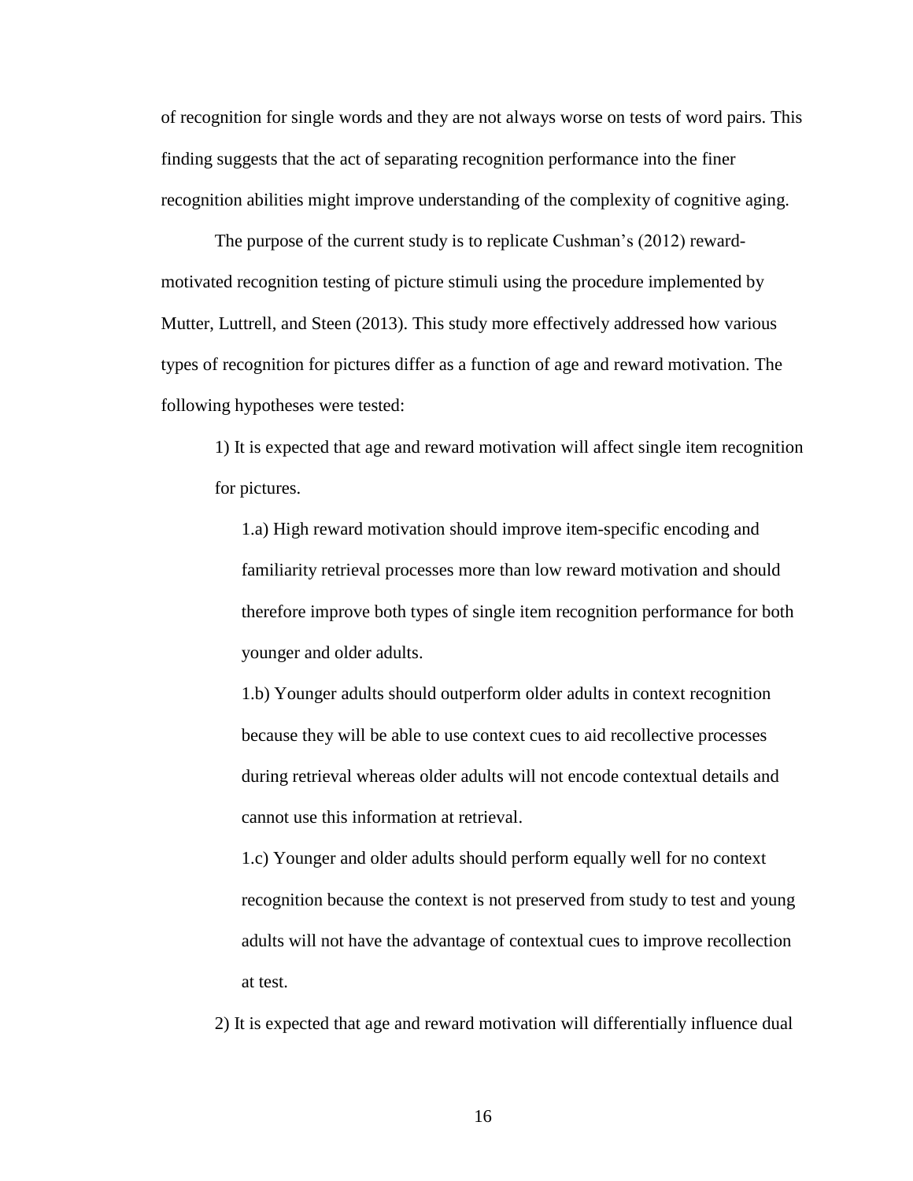of recognition for single words and they are not always worse on tests of word pairs. This finding suggests that the act of separating recognition performance into the finer recognition abilities might improve understanding of the complexity of cognitive aging.

The purpose of the current study is to replicate Cushman's (2012) reward-motivated recognition testing of picture stimuli using the procedure implemented by Mutter, Luttrell, and Steen (2013). This study more effectively addressed how various types of recognition for pictures differ as a function of age and reward motivation. The following hypotheses were tested:

1) It is expected that age and reward motivation will affect single item recognition for pictures.

   1.a) High reward motivation should improve item-specific encoding and familiarity retrieval processes more than low reward motivation and should therefore improve both types of single item recognition performance for both younger and older adults.

   1.b) Younger adults should outperform older adults in context recognition because they will be able to use context cues to aid recollective processes during retrieval whereas older adults will not encode contextual details and cannot use this information at retrieval.

   1.c) Younger and older adults should perform equally well for no context recognition because the context is not preserved from study to test and young adults will not have the advantage of contextual cues to improve recollection at test.

2) It is expected that age and reward motivation will differentially influence dual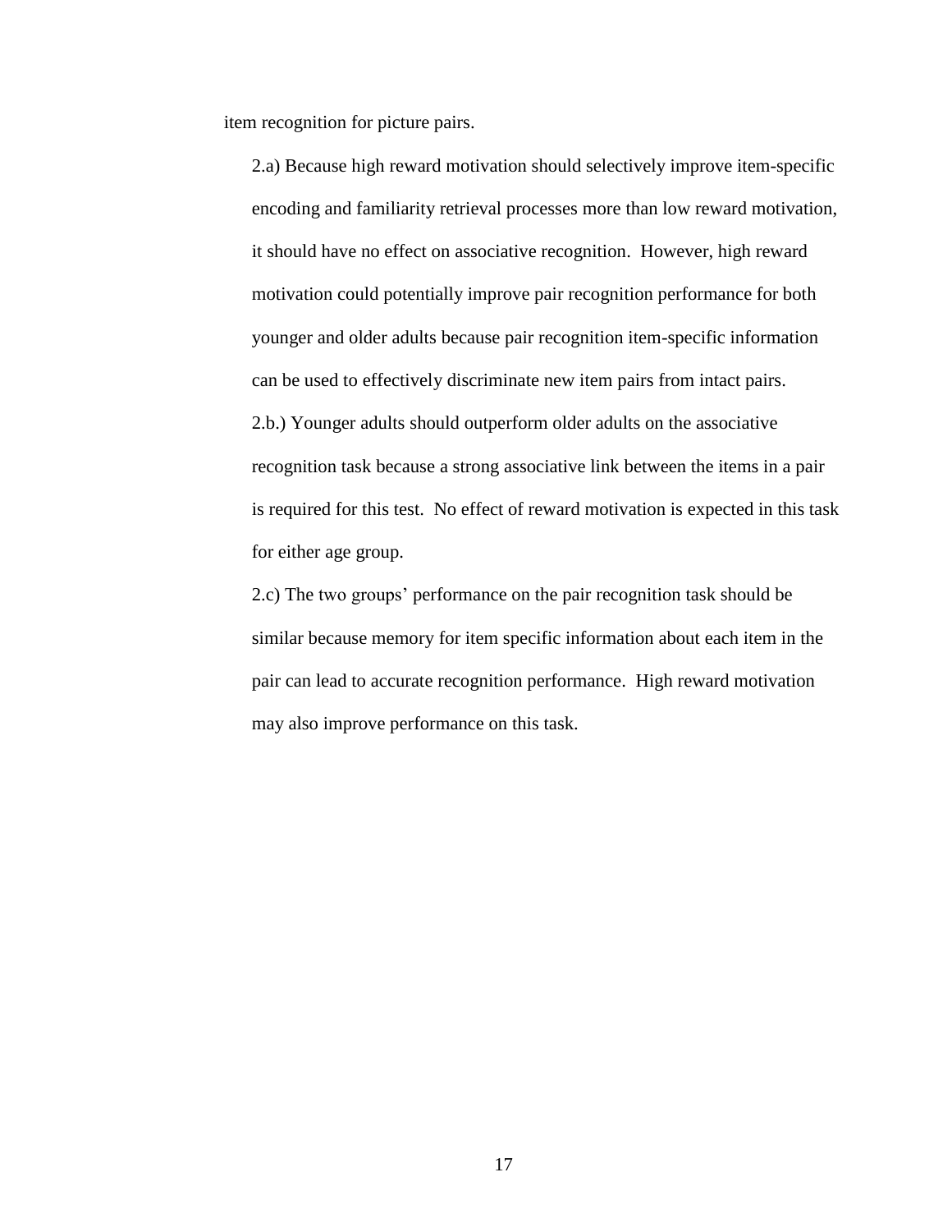item recognition for picture pairs.

2.a) Because high reward motivation should selectively improve item-specific encoding and familiarity retrieval processes more than low reward motivation, it should have no effect on associative recognition. However, high reward motivation could potentially improve pair recognition performance for both younger and older adults because pair recognition item-specific information can be used to effectively discriminate new item pairs from intact pairs.

2.b.) Younger adults should outperform older adults on the associative recognition task because a strong associative link between the items in a pair is required for this test. No effect of reward motivation is expected in this task for either age group.

2.c) The two groups' performance on the pair recognition task should be similar because memory for item specific information about each item in the pair can lead to accurate recognition performance. High reward motivation may also improve performance on this task.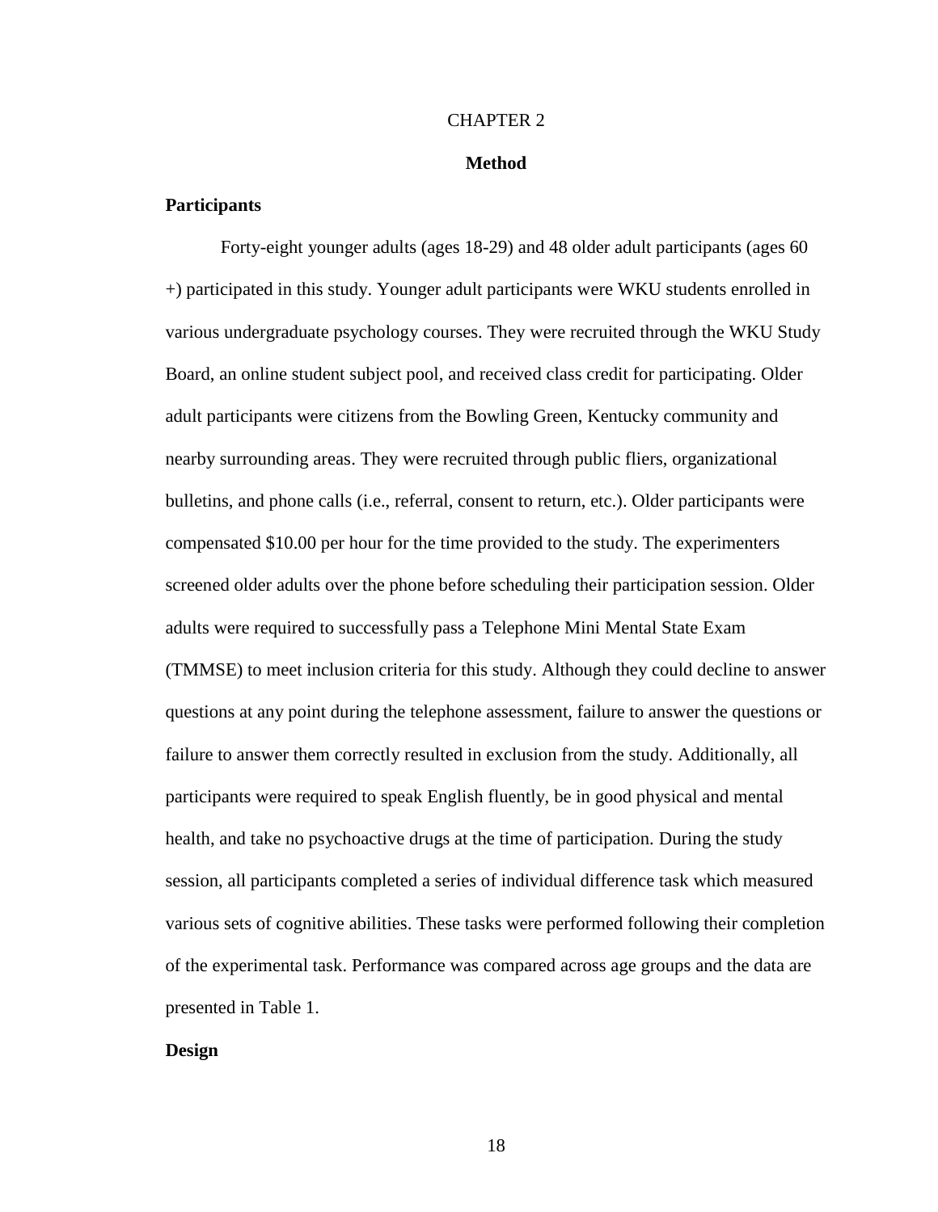# CHAPTER 2

## Method

### Participants

Forty-eight younger adults (ages 18-29) and 48 older adult participants (ages 60 +) participated in this study. Younger adult participants were WKU students enrolled in various undergraduate psychology courses. They were recruited through the WKU Study Board, an online student subject pool, and received class credit for participating. Older adult participants were citizens from the Bowling Green, Kentucky community and nearby surrounding areas. They were recruited through public fliers, organizational bulletins, and phone calls (i.e., referral, consent to return, etc.). Older participants were compensated $10.00 per hour for the time provided to the study. The experimenters screened older adults over the phone before scheduling their participation session. Older adults were required to successfully pass a Telephone Mini Mental State Exam (TMMSE) to meet inclusion criteria for this study. Although they could decline to answer questions at any point during the telephone assessment, failure to answer the questions or failure to answer them correctly resulted in exclusion from the study. Additionally, all participants were required to speak English fluently, be in good physical and mental health, and take no psychoactive drugs at the time of participation. During the study session, all participants completed a series of individual difference task which measured various sets of cognitive abilities. These tasks were performed following their completion of the experimental task. Performance was compared across age groups and the data are presented in Table 1.

### Design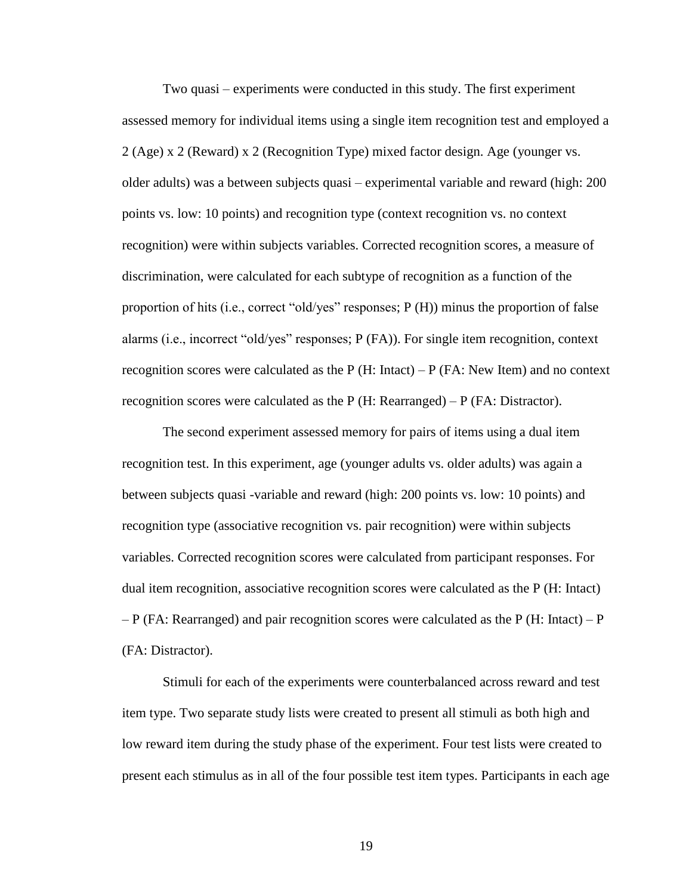Two quasi – experiments were conducted in this study. The first experiment assessed memory for individual items using a single item recognition test and employed a 2 (Age) x 2 (Reward) x 2 (Recognition Type) mixed factor design. Age (younger vs. older adults) was a between subjects quasi – experimental variable and reward (high: 200 points vs. low: 10 points) and recognition type (context recognition vs. no context recognition) were within subjects variables. Corrected recognition scores, a measure of discrimination, were calculated for each subtype of recognition as a function of the proportion of hits (i.e., correct "old/yes" responses; P (H)) minus the proportion of false alarms (i.e., incorrect "old/yes" responses; P (FA)). For single item recognition, context recognition scores were calculated as the P (H: Intact) – P (FA: New Item) and no context recognition scores were calculated as the P (H: Rearranged) – P (FA: Distractor).

The second experiment assessed memory for pairs of items using a dual item recognition test. In this experiment, age (younger adults vs. older adults) was again a between subjects quasi -variable and reward (high: 200 points vs. low: 10 points) and recognition type (associative recognition vs. pair recognition) were within subjects variables. Corrected recognition scores were calculated from participant responses. For dual item recognition, associative recognition scores were calculated as the P (H: Intact) – P (FA: Rearranged) and pair recognition scores were calculated as the P (H: Intact) – P (FA: Distractor).

Stimuli for each of the experiments were counterbalanced across reward and test item type. Two separate study lists were created to present all stimuli as both high and low reward item during the study phase of the experiment. Four test lists were created to present each stimulus as in all of the four possible test item types. Participants in each age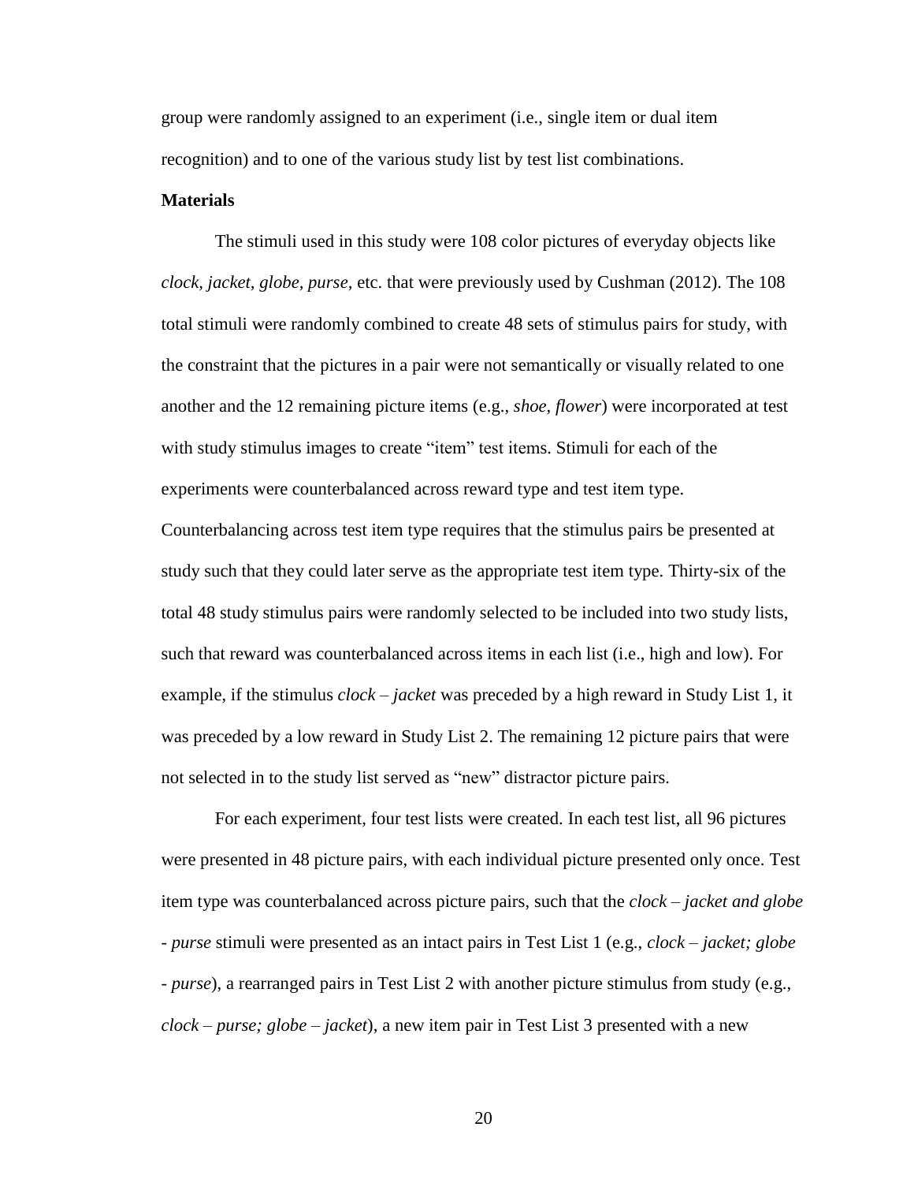group were randomly assigned to an experiment (i.e., single item or dual item recognition) and to one of the various study list by test list combinations.

**Materials**

The stimuli used in this study were 108 color pictures of everyday objects like *clock, jacket, globe, purse,* etc. that were previously used by Cushman (2012). The 108 total stimuli were randomly combined to create 48 sets of stimulus pairs for study, with the constraint that the pictures in a pair were not semantically or visually related to one another and the 12 remaining picture items (e.g., *shoe, flower*) were incorporated at test with study stimulus images to create "item" test items. Stimuli for each of the experiments were counterbalanced across reward type and test item type. Counterbalancing across test item type requires that the stimulus pairs be presented at study such that they could later serve as the appropriate test item type. Thirty-six of the total 48 study stimulus pairs were randomly selected to be included into two study lists, such that reward was counterbalanced across items in each list (i.e., high and low). For example, if the stimulus *clock – jacket* was preceded by a high reward in Study List 1, it was preceded by a low reward in Study List 2. The remaining 12 picture pairs that were not selected in to the study list served as "new" distractor picture pairs.

For each experiment, four test lists were created. In each test list, all 96 pictures were presented in 48 picture pairs, with each individual picture presented only once. Test item type was counterbalanced across picture pairs, such that the *clock – jacket and globe - purse* stimuli were presented as an intact pairs in Test List 1 (e.g., *clock – jacket; globe - purse*), a rearranged pairs in Test List 2 with another picture stimulus from study (e.g., *clock – purse; globe – jacket*), a new item pair in Test List 3 presented with a new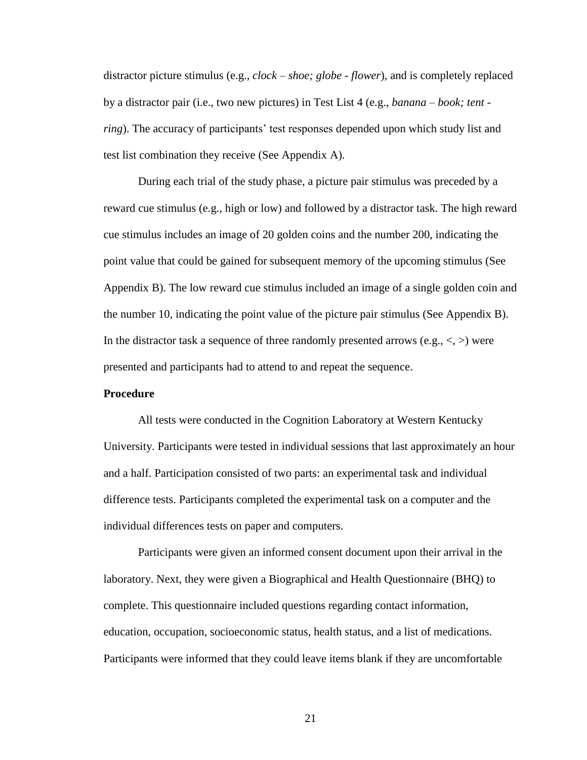distractor picture stimulus (e.g., *clock – shoe; globe - flower*), and is completely replaced by a distractor pair (i.e., two new pictures) in Test List 4 (e.g., *banana – book; tent - ring*). The accuracy of participants' test responses depended upon which study list and test list combination they receive (See Appendix A).

During each trial of the study phase, a picture pair stimulus was preceded by a reward cue stimulus (e.g., high or low) and followed by a distractor task. The high reward cue stimulus includes an image of 20 golden coins and the number 200, indicating the point value that could be gained for subsequent memory of the upcoming stimulus (See Appendix B). The low reward cue stimulus included an image of a single golden coin and the number 10, indicating the point value of the picture pair stimulus (See Appendix B). In the distractor task a sequence of three randomly presented arrows (e.g., <, >) were presented and participants had to attend to and repeat the sequence.

**Procedure**

All tests were conducted in the Cognition Laboratory at Western Kentucky University. Participants were tested in individual sessions that last approximately an hour and a half. Participation consisted of two parts: an experimental task and individual difference tests. Participants completed the experimental task on a computer and the individual differences tests on paper and computers.

Participants were given an informed consent document upon their arrival in the laboratory. Next, they were given a Biographical and Health Questionnaire (BHQ) to complete. This questionnaire included questions regarding contact information, education, occupation, socioeconomic status, health status, and a list of medications. Participants were informed that they could leave items blank if they are uncomfortable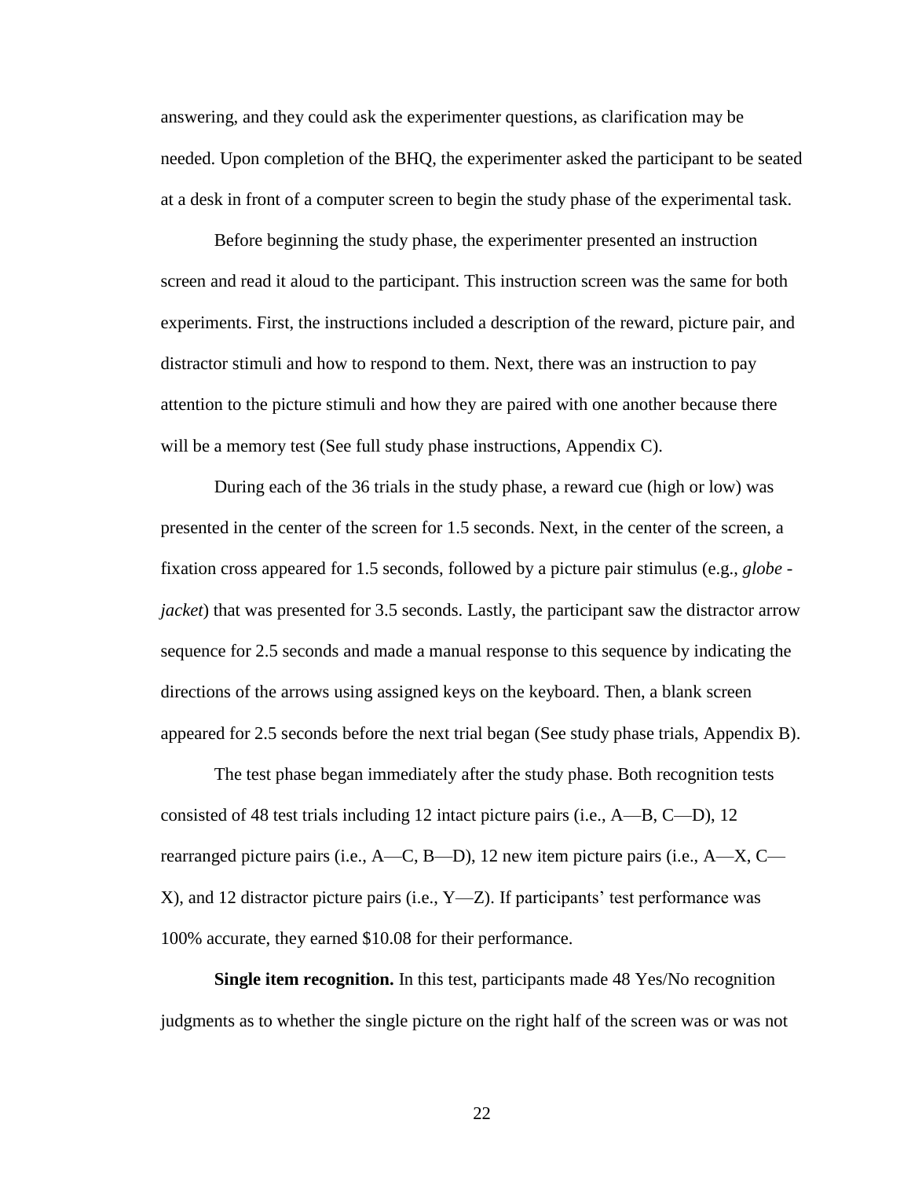answering, and they could ask the experimenter questions, as clarification may be needed. Upon completion of the BHQ, the experimenter asked the participant to be seated at a desk in front of a computer screen to begin the study phase of the experimental task.

Before beginning the study phase, the experimenter presented an instruction screen and read it aloud to the participant. This instruction screen was the same for both experiments. First, the instructions included a description of the reward, picture pair, and distractor stimuli and how to respond to them. Next, there was an instruction to pay attention to the picture stimuli and how they are paired with one another because there will be a memory test (See full study phase instructions, Appendix C).

During each of the 36 trials in the study phase, a reward cue (high or low) was presented in the center of the screen for 1.5 seconds. Next, in the center of the screen, a fixation cross appeared for 1.5 seconds, followed by a picture pair stimulus (e.g., *globe - jacket*) that was presented for 3.5 seconds. Lastly, the participant saw the distractor arrow sequence for 2.5 seconds and made a manual response to this sequence by indicating the directions of the arrows using assigned keys on the keyboard. Then, a blank screen appeared for 2.5 seconds before the next trial began (See study phase trials, Appendix B).

The test phase began immediately after the study phase. Both recognition tests consisted of 48 test trials including 12 intact picture pairs (i.e., A—B, C—D), 12 rearranged picture pairs (i.e., A—C, B—D), 12 new item picture pairs (i.e., A—X, C—X), and 12 distractor picture pairs (i.e., Y—Z). If participants' test performance was 100% accurate, they earned $10.08 for their performance.

**Single item recognition.** In this test, participants made 48 Yes/No recognition judgments as to whether the single picture on the right half of the screen was or was not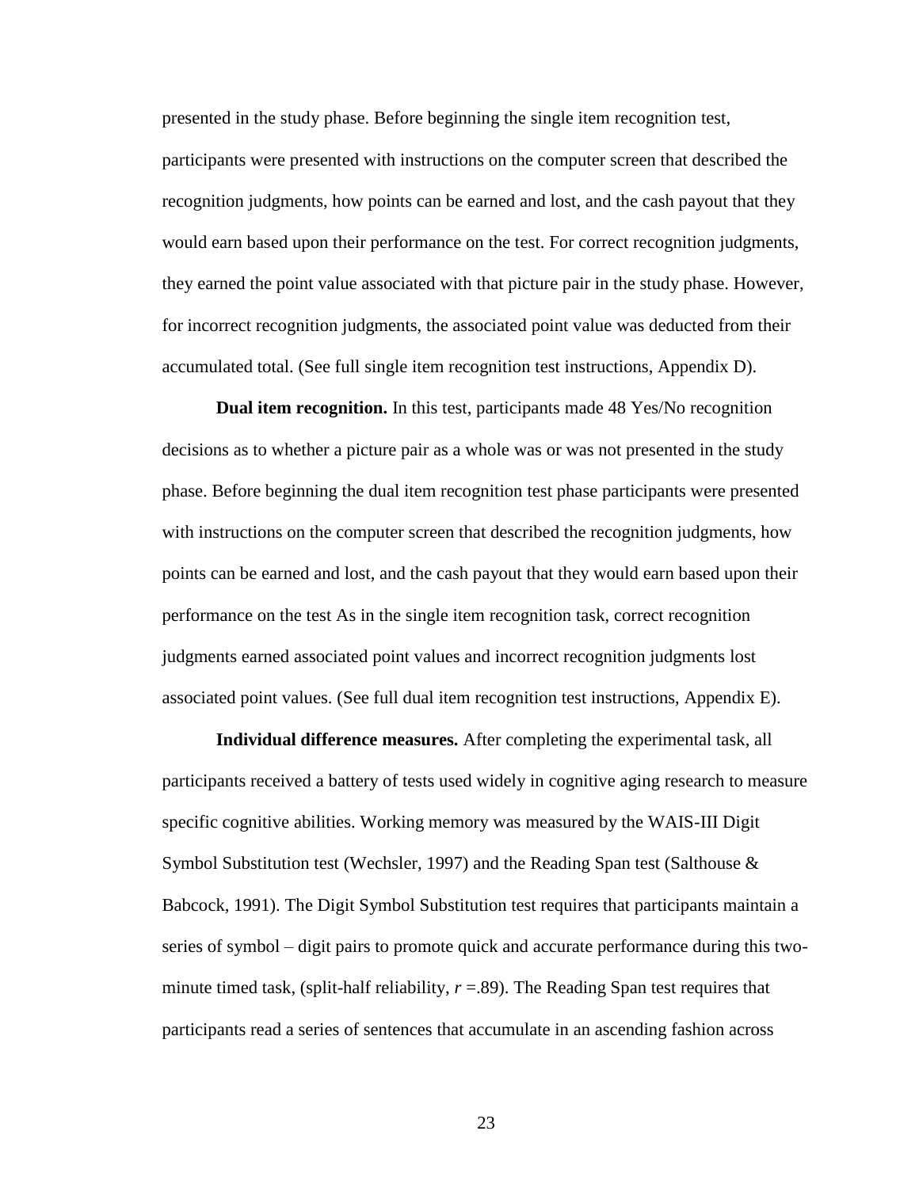presented in the study phase. Before beginning the single item recognition test, participants were presented with instructions on the computer screen that described the recognition judgments, how points can be earned and lost, and the cash payout that they would earn based upon their performance on the test. For correct recognition judgments, they earned the point value associated with that picture pair in the study phase. However, for incorrect recognition judgments, the associated point value was deducted from their accumulated total. (See full single item recognition test instructions, Appendix D).

**Dual item recognition.** In this test, participants made 48 Yes/No recognition decisions as to whether a picture pair as a whole was or was not presented in the study phase. Before beginning the dual item recognition test phase participants were presented with instructions on the computer screen that described the recognition judgments, how points can be earned and lost, and the cash payout that they would earn based upon their performance on the test As in the single item recognition task, correct recognition judgments earned associated point values and incorrect recognition judgments lost associated point values. (See full dual item recognition test instructions, Appendix E).

**Individual difference measures.** After completing the experimental task, all participants received a battery of tests used widely in cognitive aging research to measure specific cognitive abilities. Working memory was measured by the WAIS-III Digit Symbol Substitution test (Wechsler, 1997) and the Reading Span test (Salthouse & Babcock, 1991). The Digit Symbol Substitution test requires that participants maintain a series of symbol – digit pairs to promote quick and accurate performance during this two-minute timed task, (split-half reliability, $r$ =.89). The Reading Span test requires that participants read a series of sentences that accumulate in an ascending fashion across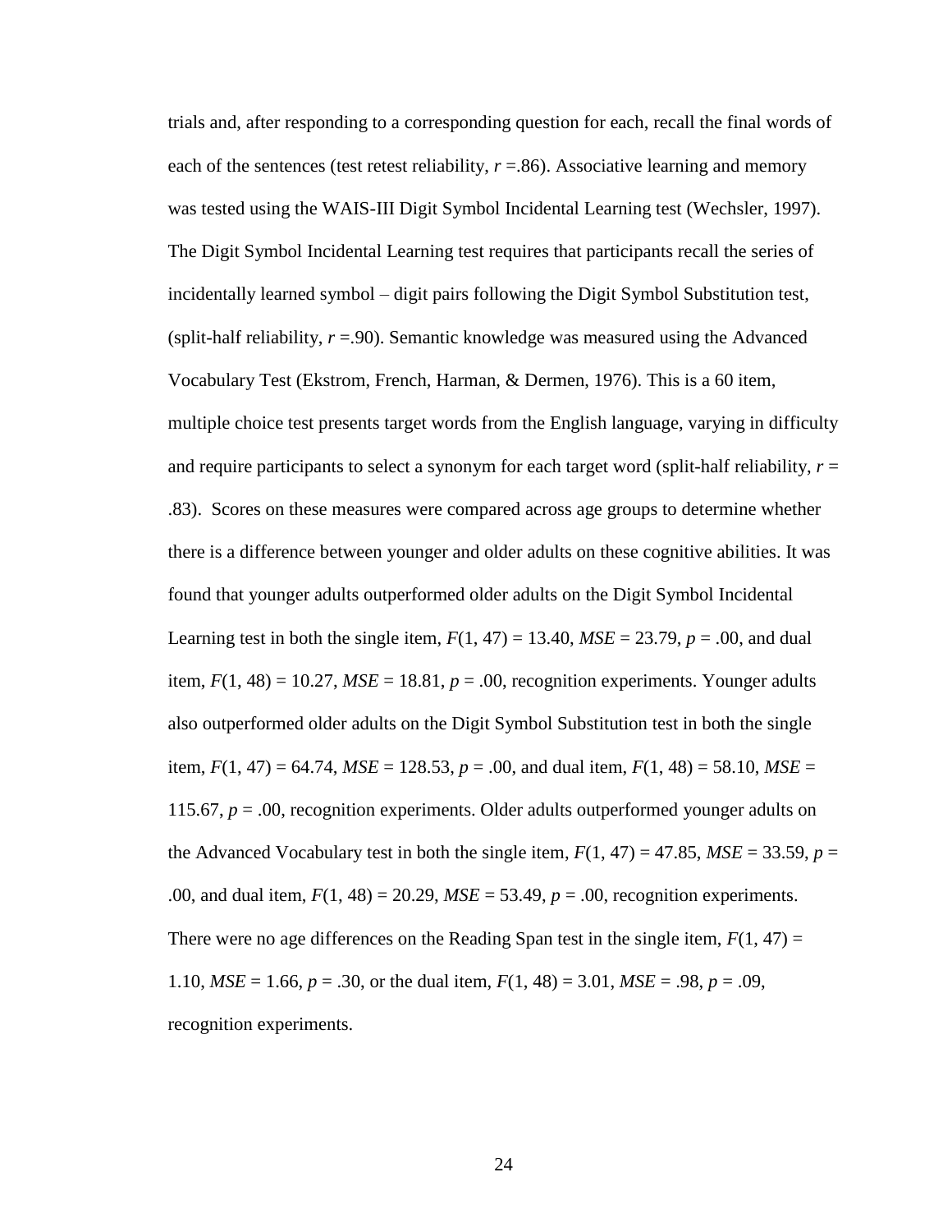trials and, after responding to a corresponding question for each, recall the final words of each of the sentences (test retest reliability, $r$ =.86). Associative learning and memory was tested using the WAIS-III Digit Symbol Incidental Learning test (Wechsler, 1997). The Digit Symbol Incidental Learning test requires that participants recall the series of incidentally learned symbol – digit pairs following the Digit Symbol Substitution test, (split-half reliability, $r$ =.90). Semantic knowledge was measured using the Advanced Vocabulary Test (Ekstrom, French, Harman, & Dermen, 1976). This is a 60 item, multiple choice test presents target words from the English language, varying in difficulty and require participants to select a synonym for each target word (split-half reliability, $r$ = .83). Scores on these measures were compared across age groups to determine whether there is a difference between younger and older adults on these cognitive abilities. It was found that younger adults outperformed older adults on the Digit Symbol Incidental Learning test in both the single item, $F(1, 47) = 13.40$, $MSE = 23.79$, $p = .00$, and dual item, $F(1, 48) = 10.27$, $MSE = 18.81$, $p = .00$, recognition experiments. Younger adults also outperformed older adults on the Digit Symbol Substitution test in both the single item, $F(1, 47) = 64.74$, $MSE = 128.53$, $p = .00$, and dual item, $F(1, 48) = 58.10$, $MSE = 115.67$, $p = .00$, recognition experiments. Older adults outperformed younger adults on the Advanced Vocabulary test in both the single item, $F(1, 47) = 47.85$, $MSE = 33.59$, $p = .00$, and dual item, $F(1, 48) = 20.29$, $MSE = 53.49$, $p = .00$, recognition experiments. There were no age differences on the Reading Span test in the single item, $F(1, 47) = 1.10$, $MSE = 1.66$, $p = .30$, or the dual item, $F(1, 48) = 3.01$, $MSE = .98$, $p = .09$, recognition experiments.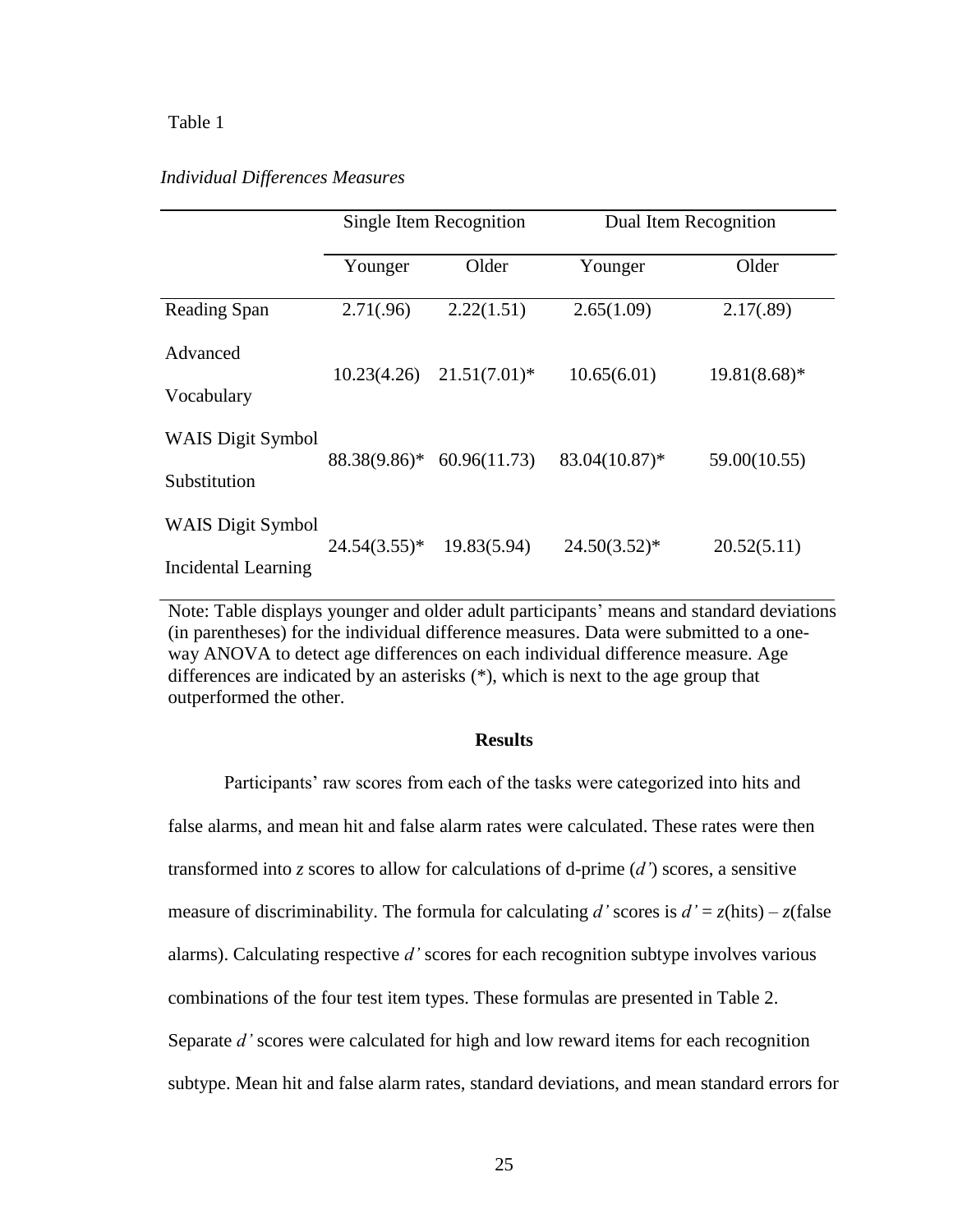Table 1

*Individual Differences Measures*

| | Single Item Recognition | | Dual Item Recognition | |
|---|---|---|---|---|
| | Younger | Older | Younger | Older |
| Reading Span | 2.71(.96) | 2.22(1.51) | 2.65(1.09) | 2.17(.89) |
| Advanced Vocabulary | 10.23(4.26) | 21.51(7.01)* | 10.65(6.01) | 19.81(8.68)* |
| WAIS Digit Symbol Substitution | 88.38(9.86)* | 60.96(11.73) | 83.04(10.87)* | 59.00(10.55) |
| WAIS Digit Symbol Incidental Learning | 24.54(3.55)* | 19.83(5.94) | 24.50(3.52)* | 20.52(5.11) |

Note: Table displays younger and older adult participants' means and standard deviations (in parentheses) for the individual difference measures. Data were submitted to a one-way ANOVA to detect age differences on each individual difference measure. Age differences are indicated by an asterisks (*), which is next to the age group that outperformed the other.

## Results

Participants' raw scores from each of the tasks were categorized into hits and false alarms, and mean hit and false alarm rates were calculated. These rates were then transformed into *z* scores to allow for calculations of d-prime (*d'*) scores, a sensitive measure of discriminability. The formula for calculating *d'* scores is $d' = z(\text{hits}) - z(\text{false alarms})$. Calculating respective *d'* scores for each recognition subtype involves various combinations of the four test item types. These formulas are presented in Table 2. Separate *d'* scores were calculated for high and low reward items for each recognition subtype. Mean hit and false alarm rates, standard deviations, and mean standard errors for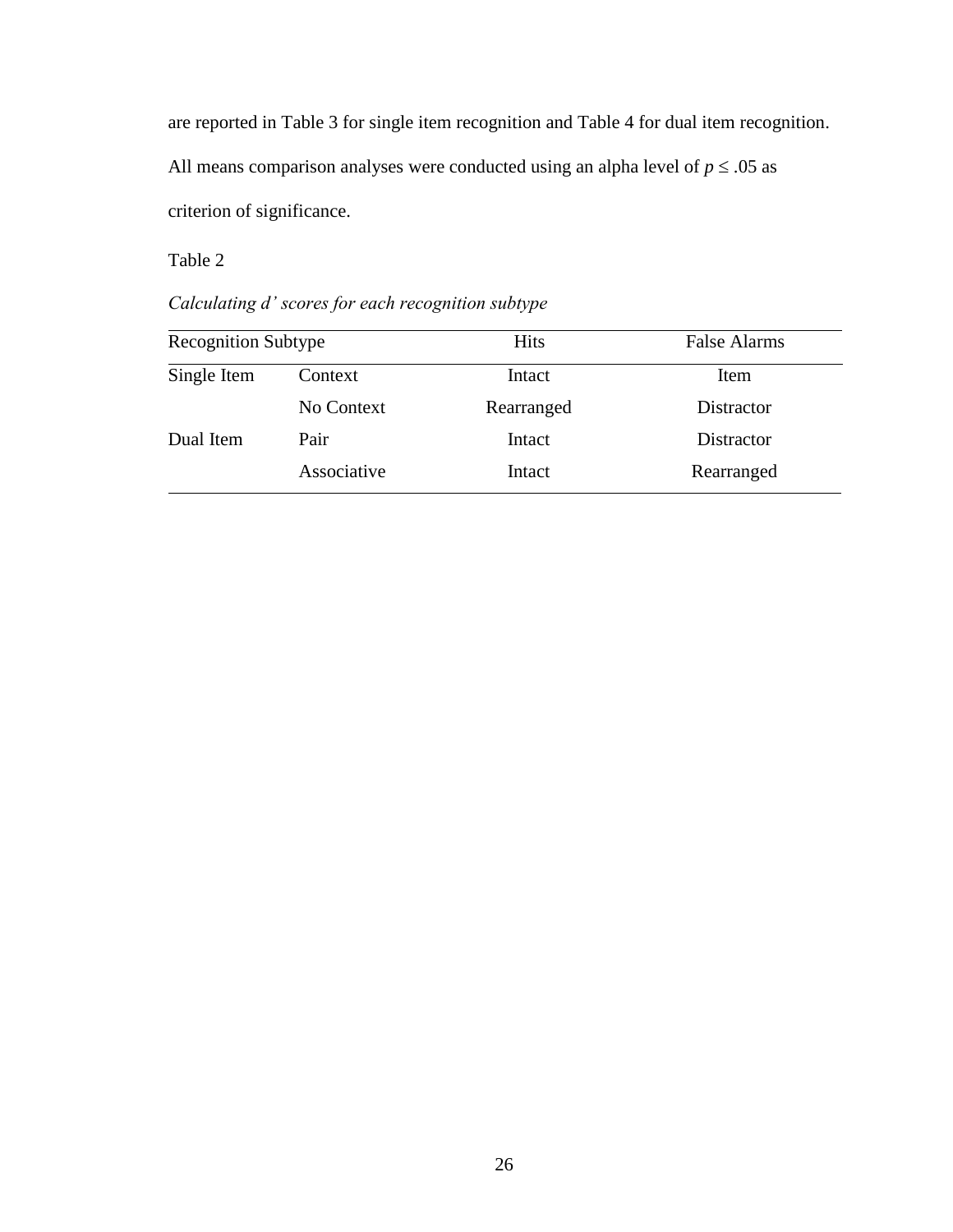are reported in Table 3 for single item recognition and Table 4 for dual item recognition. All means comparison analyses were conducted using an alpha level of $p \leq .05$ as criterion of significance.

Table 2

*Calculating d' scores for each recognition subtype*

| Recognition Subtype | | Hits | False Alarms |
|---|---|---|---|
| Single Item | Context | Intact | Item |
| | No Context | Rearranged | Distractor |
| Dual Item | Pair | Intact | Distractor |
| | Associative | Intact | Rearranged |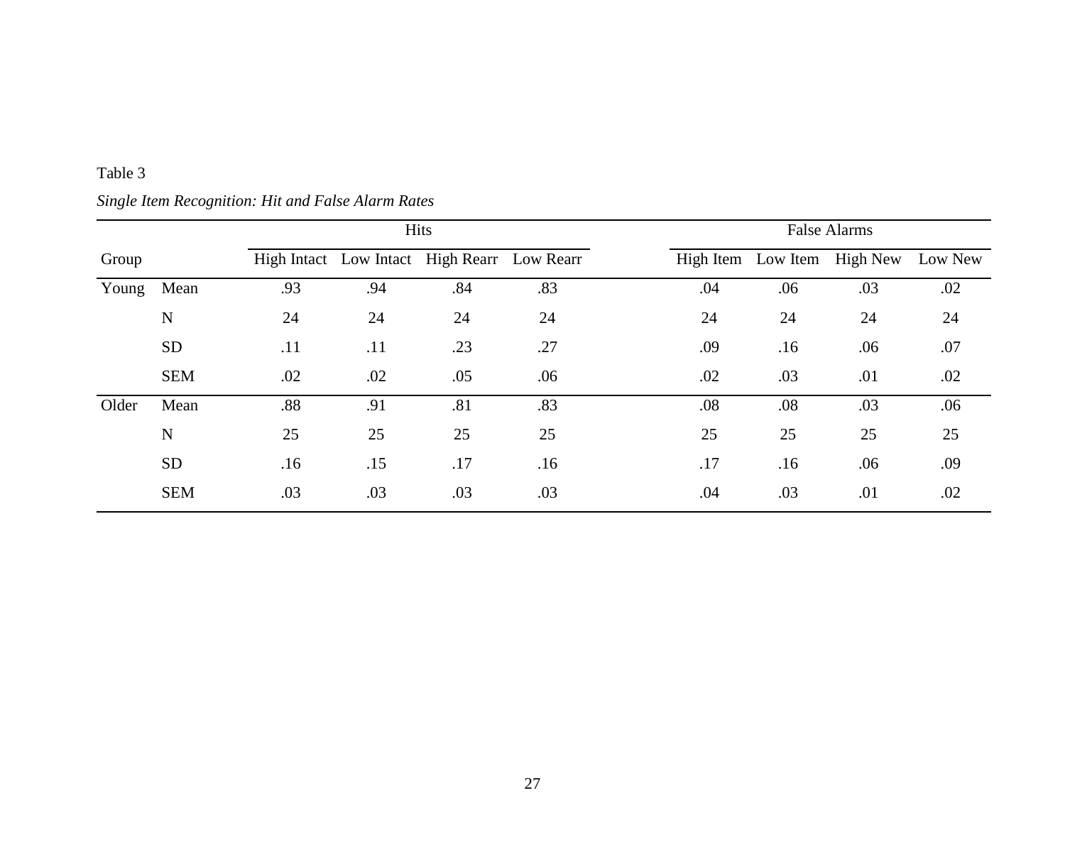Table 3

*Single Item Recognition: Hit and False Alarm Rates*

| Group | | Hits | | | | False Alarms | | | |
|---|---|---|---|---|---|---|---|---|---|
| | | High Intact | Low Intact | High Rearr | Low Rearr | High Item | Low Item | High New | Low New |
| Young | Mean | .93 | .94 | .84 | .83 | .04 | .06 | .03 | .02 |
| | N | 24 | 24 | 24 | 24 | 24 | 24 | 24 | 24 |
| | SD | .11 | .11 | .23 | .27 | .09 | .16 | .06 | .07 |
| | SEM | .02 | .02 | .05 | .06 | .02 | .03 | .01 | .02 |
| Older | Mean | .88 | .91 | .81 | .83 | .08 | .08 | .03 | .06 |
| | N | 25 | 25 | 25 | 25 | 25 | 25 | 25 | 25 |
| | SD | .16 | .15 | .17 | .16 | .17 | .16 | .06 | .09 |
| | SEM | .03 | .03 | .03 | .03 | .04 | .03 | .01 | .02 |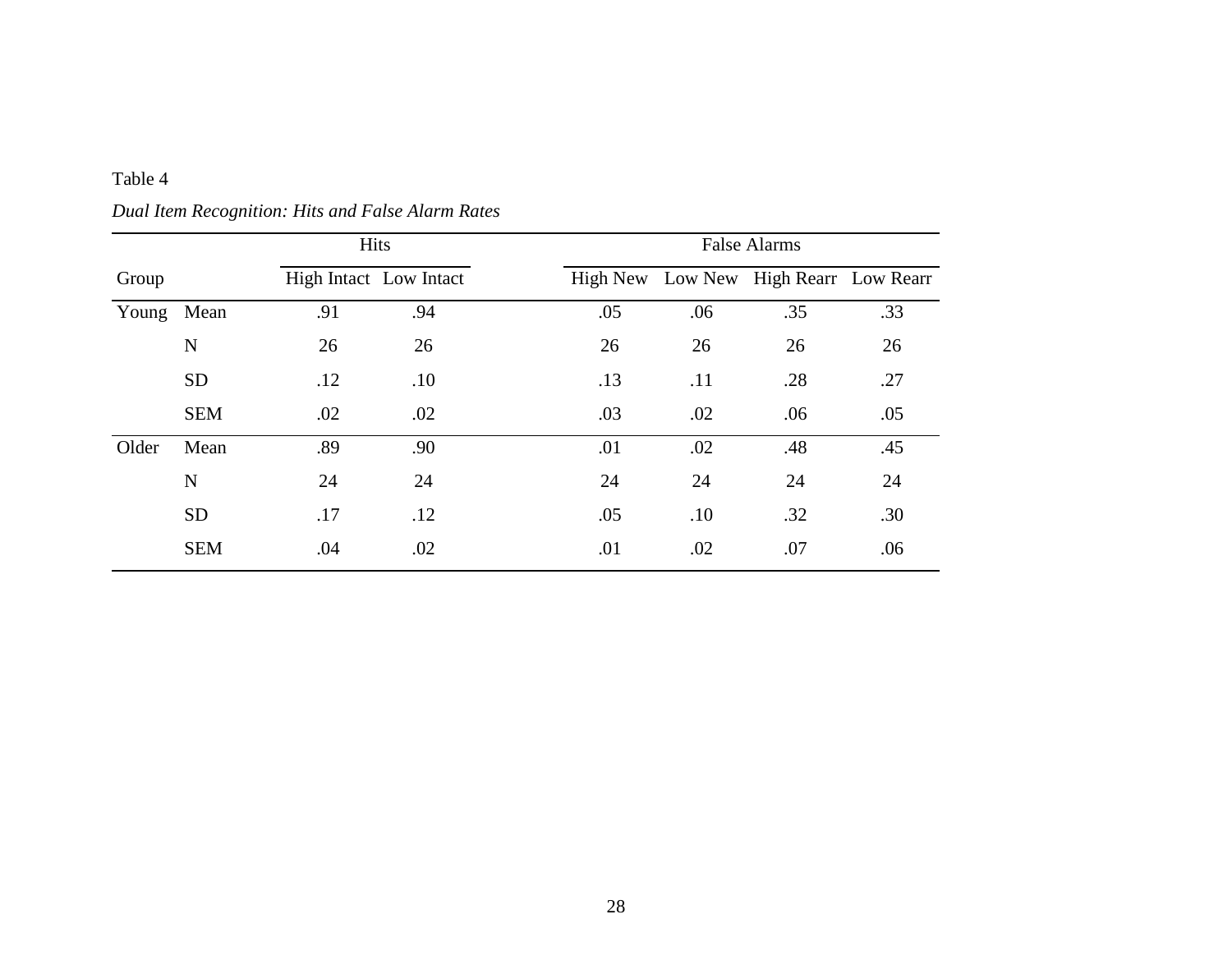Table 4

*Dual Item Recognition: Hits and False Alarm Rates*

| Group | | Hits | | False Alarms | | | |
|---|---|---|---|---|---|---|---|
| | | High Intact | Low Intact | High New | Low New | High Rearr | Low Rearr |
| Young | Mean | .91 | .94 | .05 | .06 | .35 | .33 |
| | N | 26 | 26 | 26 | 26 | 26 | 26 |
| | SD | .12 | .10 | .13 | .11 | .28 | .27 |
| | SEM | .02 | .02 | .03 | .02 | .06 | .05 |
| Older | Mean | .89 | .90 | .01 | .02 | .48 | .45 |
| | N | 24 | 24 | 24 | 24 | 24 | 24 |
| | SD | .17 | .12 | .05 | .10 | .32 | .30 |
| | SEM | .04 | .02 | .01 | .02 | .07 | .06 |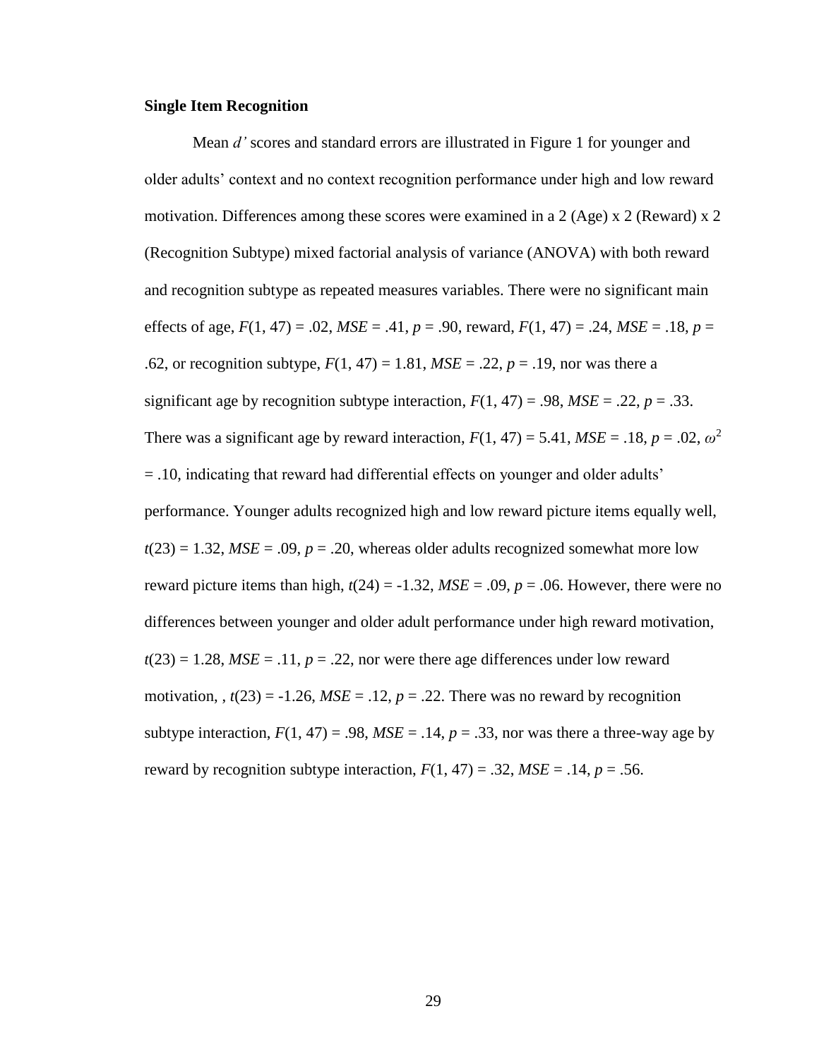**Single Item Recognition**

Mean *d'* scores and standard errors are illustrated in Figure 1 for younger and older adults' context and no context recognition performance under high and low reward motivation. Differences among these scores were examined in a 2 (Age) x 2 (Reward) x 2 (Recognition Subtype) mixed factorial analysis of variance (ANOVA) with both reward and recognition subtype as repeated measures variables. There were no significant main effects of age, $F(1, 47) = .02$, $MSE = .41$, $p = .90$, reward, $F(1, 47) = .24$, $MSE = .18$, $p = .62$, or recognition subtype, $F(1, 47) = 1.81$, $MSE = .22$, $p = .19$, nor was there a significant age by recognition subtype interaction, $F(1, 47) = .98$, $MSE = .22$, $p = .33$. There was a significant age by reward interaction, $F(1, 47) = 5.41$, $MSE = .18$, $p = .02$, $\omega^2 = .10$, indicating that reward had differential effects on younger and older adults' performance. Younger adults recognized high and low reward picture items equally well, $t(23) = 1.32$, $MSE = .09$, $p = .20$, whereas older adults recognized somewhat more low reward picture items than high, $t(24) = -1.32$, $MSE = .09$, $p = .06$. However, there were no differences between younger and older adult performance under high reward motivation, $t(23) = 1.28$, $MSE = .11$, $p = .22$, nor were there age differences under low reward motivation, , $t(23) = -1.26$, $MSE = .12$, $p = .22$. There was no reward by recognition subtype interaction, $F(1, 47) = .98$, $MSE = .14$, $p = .33$, nor was there a three-way age by reward by recognition subtype interaction, $F(1, 47) = .32$, $MSE = .14$, $p = .56$.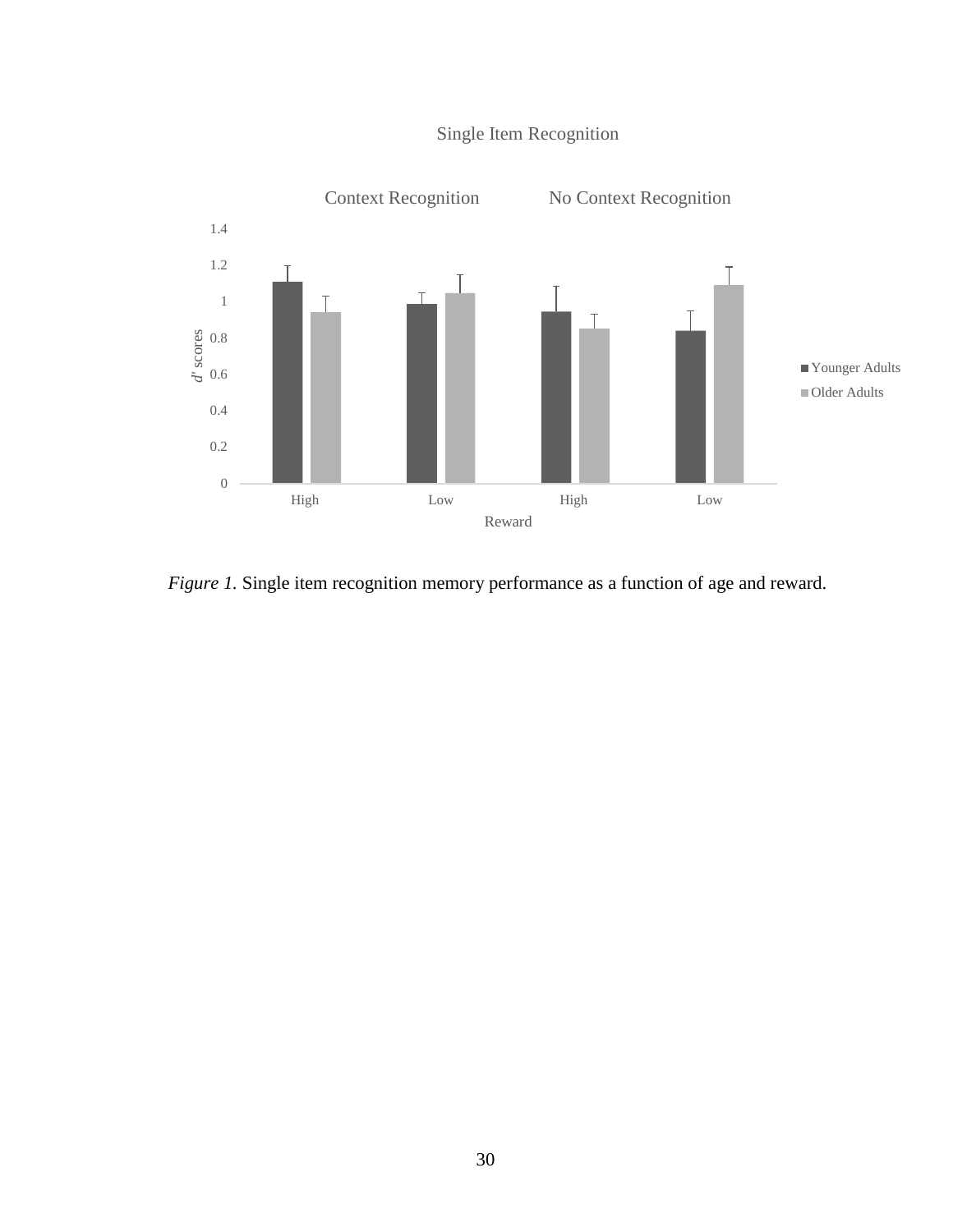Single Item Recognition

Context Recognition    No Context Recognition

*Figure 1.* Single item recognition memory performance as a function of age and reward.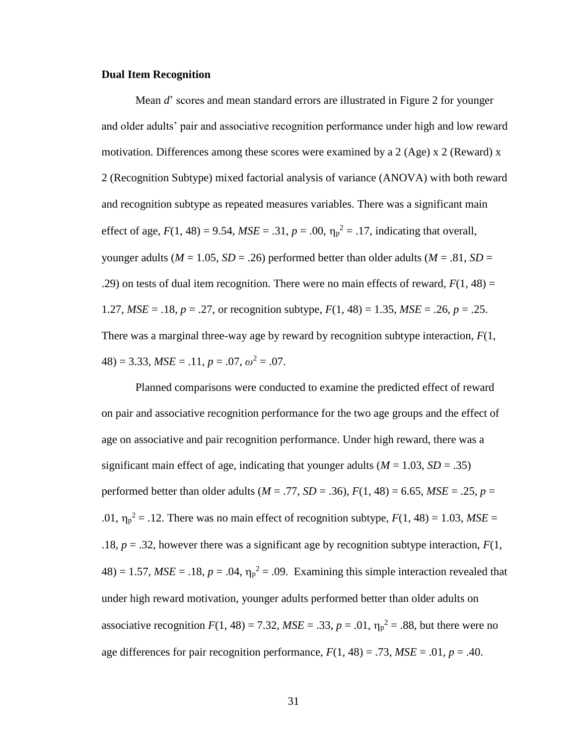**Dual Item Recognition**

Mean *d*' scores and mean standard errors are illustrated in Figure 2 for younger and older adults' pair and associative recognition performance under high and low reward motivation. Differences among these scores were examined by a 2 (Age) x 2 (Reward) x 2 (Recognition Subtype) mixed factorial analysis of variance (ANOVA) with both reward and recognition subtype as repeated measures variables. There was a significant main effect of age, $F(1, 48) = 9.54$, $MSE = .31$, $p = .00$, $\eta_p^2 = .17$, indicating that overall, younger adults ($M = 1.05$, $SD = .26$) performed better than older adults ($M = .81$, $SD = .29$) on tests of dual item recognition. There were no main effects of reward, $F(1, 48) = 1.27$, $MSE = .18$, $p = .27$, or recognition subtype, $F(1, 48) = 1.35$, $MSE = .26$, $p = .25$. There was a marginal three-way age by reward by recognition subtype interaction, $F(1, 48) = 3.33$, $MSE = .11$, $p = .07$, $\omega^2 = .07$.

Planned comparisons were conducted to examine the predicted effect of reward on pair and associative recognition performance for the two age groups and the effect of age on associative and pair recognition performance. Under high reward, there was a significant main effect of age, indicating that younger adults ($M = 1.03$, $SD = .35$) performed better than older adults ($M = .77$, $SD = .36$), $F(1, 48) = 6.65$, $MSE = .25$, $p = .01$, $\eta_p^2 = .12$. There was no main effect of recognition subtype, $F(1, 48) = 1.03$, $MSE = .18$, $p = .32$, however there was a significant age by recognition subtype interaction, $F(1, 48) = 1.57$, $MSE = .18$, $p = .04$, $\eta_p^2 = .09$. Examining this simple interaction revealed that under high reward motivation, younger adults performed better than older adults on associative recognition $F(1, 48) = 7.32$, $MSE = .33$, $p = .01$, $\eta_p^2 = .88$, but there were no age differences for pair recognition performance, $F(1, 48) = .73$, $MSE = .01$, $p = .40$.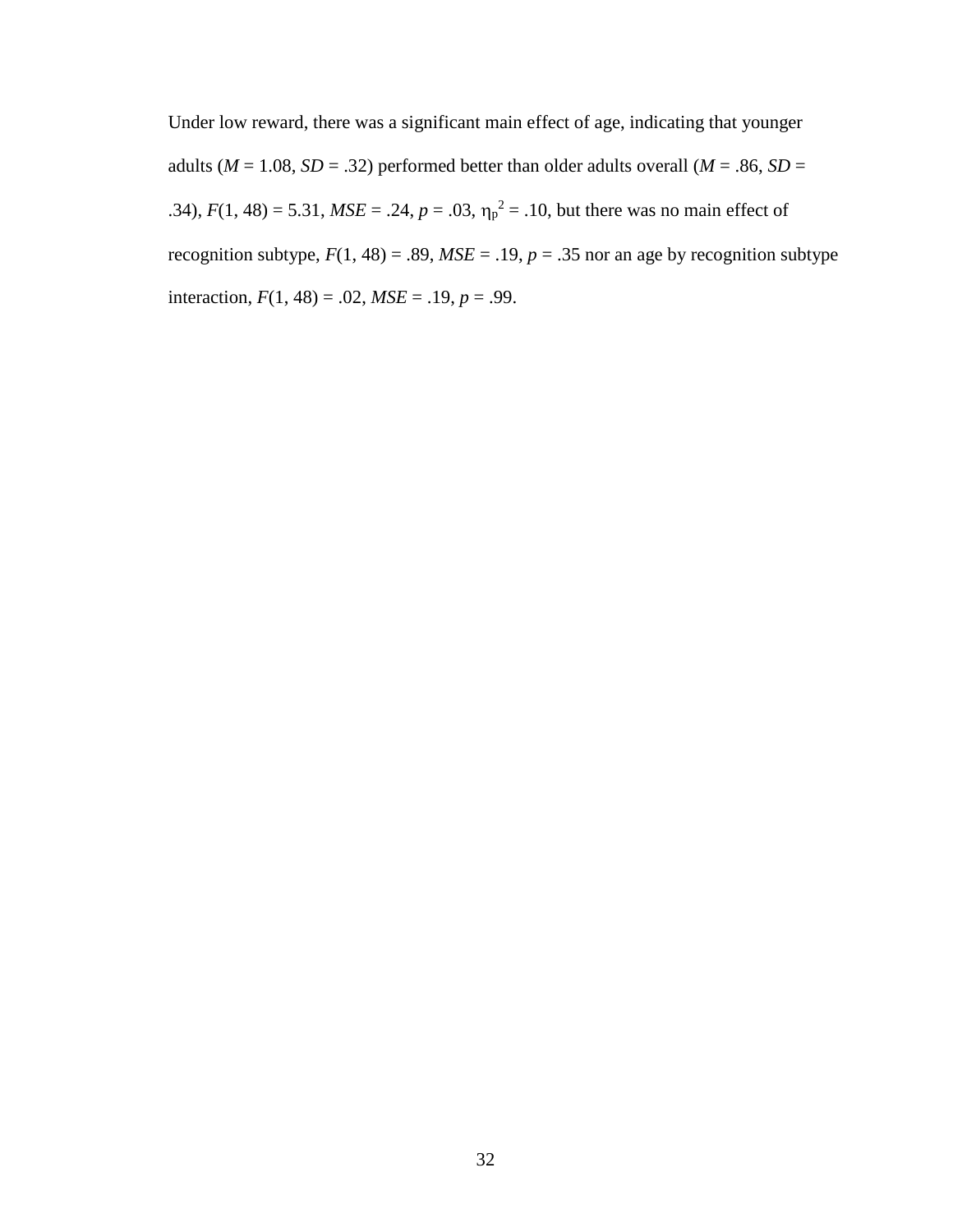Under low reward, there was a significant main effect of age, indicating that younger adults (*M* = 1.08, *SD* = .32) performed better than older adults overall (*M* = .86, *SD* = .34), $F(1, 48) = 5.31$, *MSE* = .24, $p = .03$, $\eta_p^2 = .10$, but there was no main effect of recognition subtype, $F(1, 48) = .89$, *MSE* = .19, $p = .35$ nor an age by recognition subtype interaction, $F(1, 48) = .02$, *MSE* = .19, $p = .99$.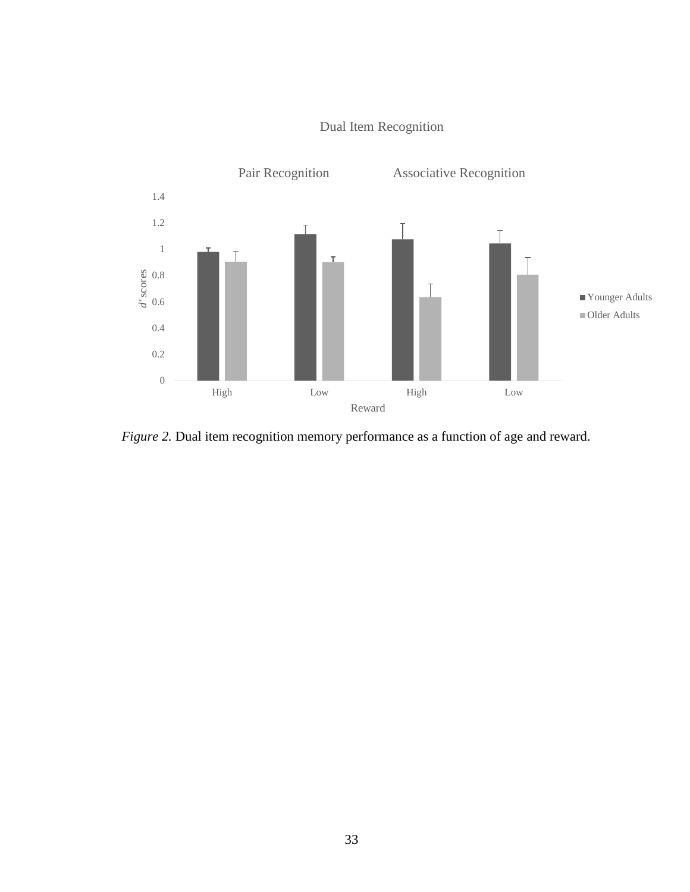Dual Item Recognition

*Figure 2.* Dual item recognition memory performance as a function of age and reward.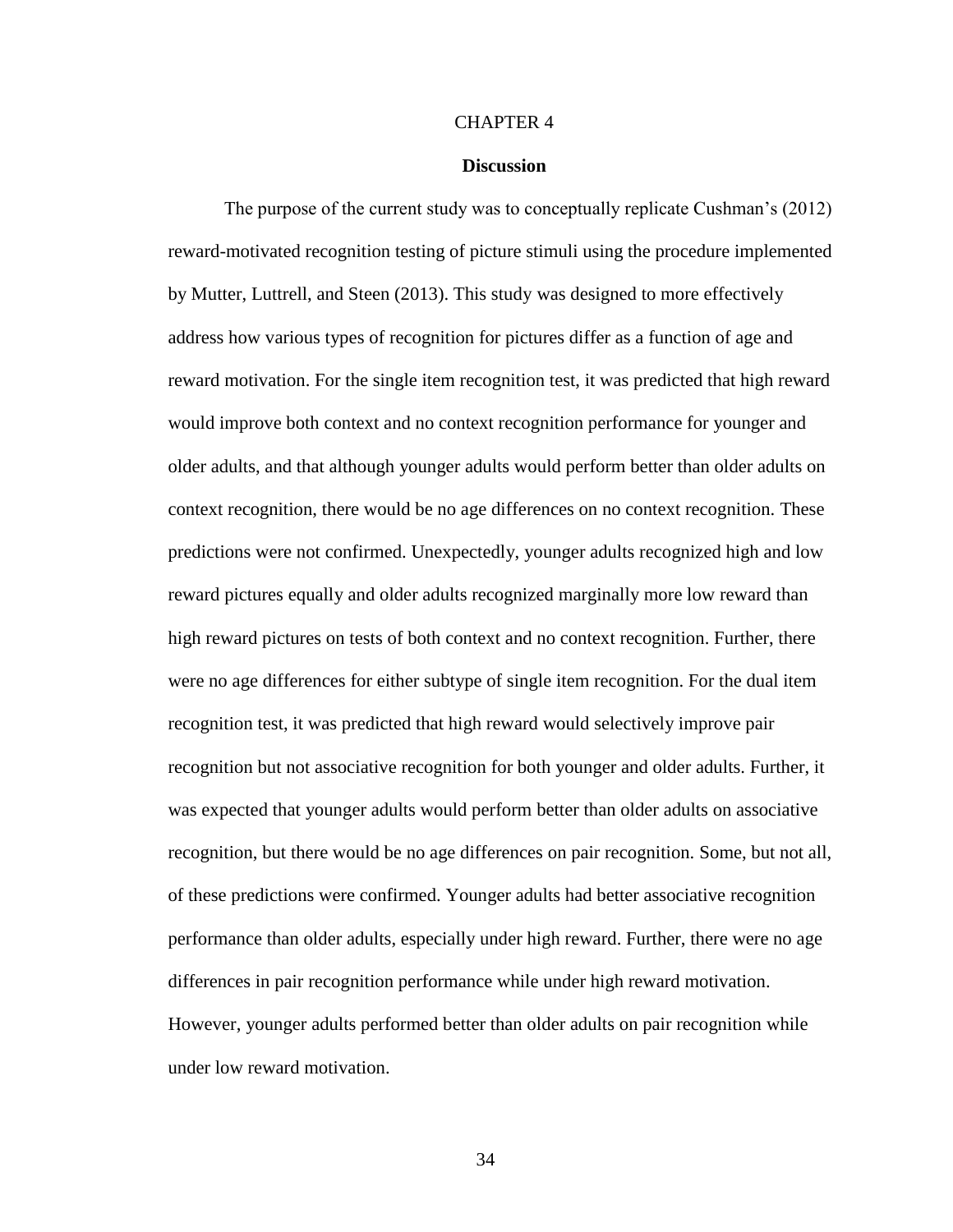# CHAPTER 4

## Discussion

The purpose of the current study was to conceptually replicate Cushman's (2012) reward-motivated recognition testing of picture stimuli using the procedure implemented by Mutter, Luttrell, and Steen (2013). This study was designed to more effectively address how various types of recognition for pictures differ as a function of age and reward motivation. For the single item recognition test, it was predicted that high reward would improve both context and no context recognition performance for younger and older adults, and that although younger adults would perform better than older adults on context recognition, there would be no age differences on no context recognition. These predictions were not confirmed. Unexpectedly, younger adults recognized high and low reward pictures equally and older adults recognized marginally more low reward than high reward pictures on tests of both context and no context recognition. Further, there were no age differences for either subtype of single item recognition. For the dual item recognition test, it was predicted that high reward would selectively improve pair recognition but not associative recognition for both younger and older adults. Further, it was expected that younger adults would perform better than older adults on associative recognition, but there would be no age differences on pair recognition. Some, but not all, of these predictions were confirmed. Younger adults had better associative recognition performance than older adults, especially under high reward. Further, there were no age differences in pair recognition performance while under high reward motivation. However, younger adults performed better than older adults on pair recognition while under low reward motivation.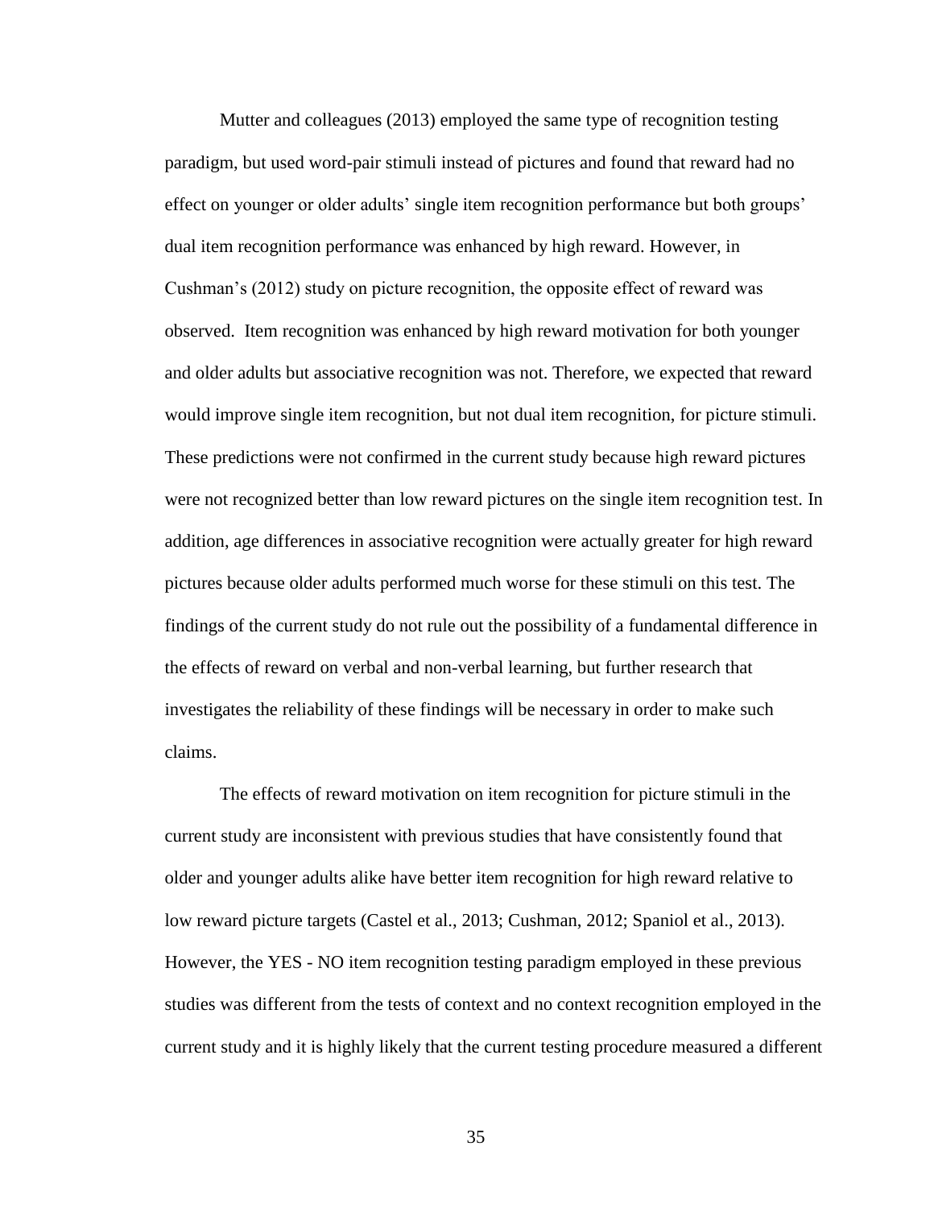Mutter and colleagues (2013) employed the same type of recognition testing paradigm, but used word-pair stimuli instead of pictures and found that reward had no effect on younger or older adults' single item recognition performance but both groups' dual item recognition performance was enhanced by high reward. However, in Cushman's (2012) study on picture recognition, the opposite effect of reward was observed. Item recognition was enhanced by high reward motivation for both younger and older adults but associative recognition was not. Therefore, we expected that reward would improve single item recognition, but not dual item recognition, for picture stimuli. These predictions were not confirmed in the current study because high reward pictures were not recognized better than low reward pictures on the single item recognition test. In addition, age differences in associative recognition were actually greater for high reward pictures because older adults performed much worse for these stimuli on this test. The findings of the current study do not rule out the possibility of a fundamental difference in the effects of reward on verbal and non-verbal learning, but further research that investigates the reliability of these findings will be necessary in order to make such claims.

The effects of reward motivation on item recognition for picture stimuli in the current study are inconsistent with previous studies that have consistently found that older and younger adults alike have better item recognition for high reward relative to low reward picture targets (Castel et al., 2013; Cushman, 2012; Spaniol et al., 2013). However, the YES - NO item recognition testing paradigm employed in these previous studies was different from the tests of context and no context recognition employed in the current study and it is highly likely that the current testing procedure measured a different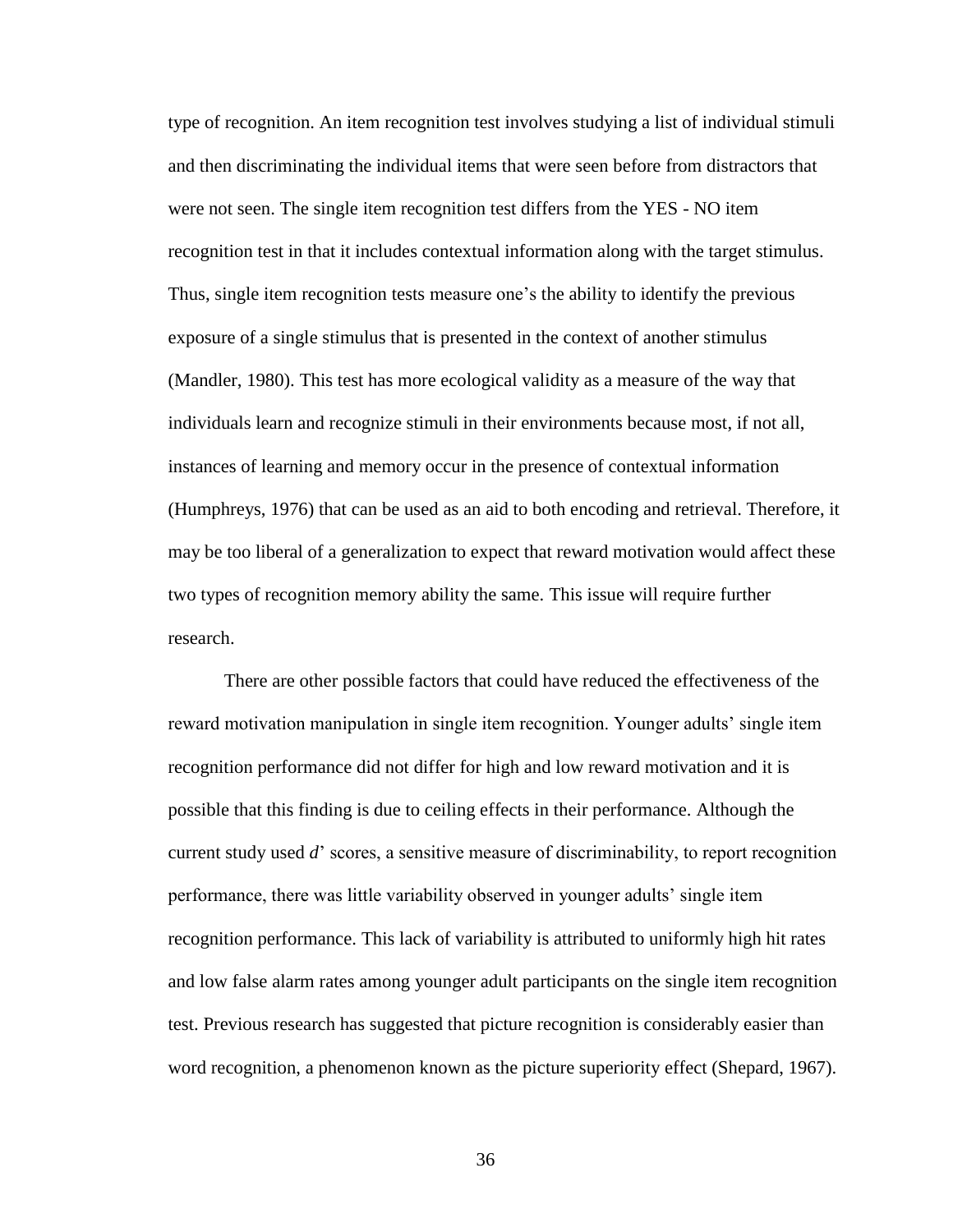type of recognition. An item recognition test involves studying a list of individual stimuli and then discriminating the individual items that were seen before from distractors that were not seen. The single item recognition test differs from the YES - NO item recognition test in that it includes contextual information along with the target stimulus. Thus, single item recognition tests measure one's the ability to identify the previous exposure of a single stimulus that is presented in the context of another stimulus (Mandler, 1980). This test has more ecological validity as a measure of the way that individuals learn and recognize stimuli in their environments because most, if not all, instances of learning and memory occur in the presence of contextual information (Humphreys, 1976) that can be used as an aid to both encoding and retrieval. Therefore, it may be too liberal of a generalization to expect that reward motivation would affect these two types of recognition memory ability the same. This issue will require further research.

There are other possible factors that could have reduced the effectiveness of the reward motivation manipulation in single item recognition. Younger adults' single item recognition performance did not differ for high and low reward motivation and it is possible that this finding is due to ceiling effects in their performance. Although the current study used *d*' scores, a sensitive measure of discriminability, to report recognition performance, there was little variability observed in younger adults' single item recognition performance. This lack of variability is attributed to uniformly high hit rates and low false alarm rates among younger adult participants on the single item recognition test. Previous research has suggested that picture recognition is considerably easier than word recognition, a phenomenon known as the picture superiority effect (Shepard, 1967).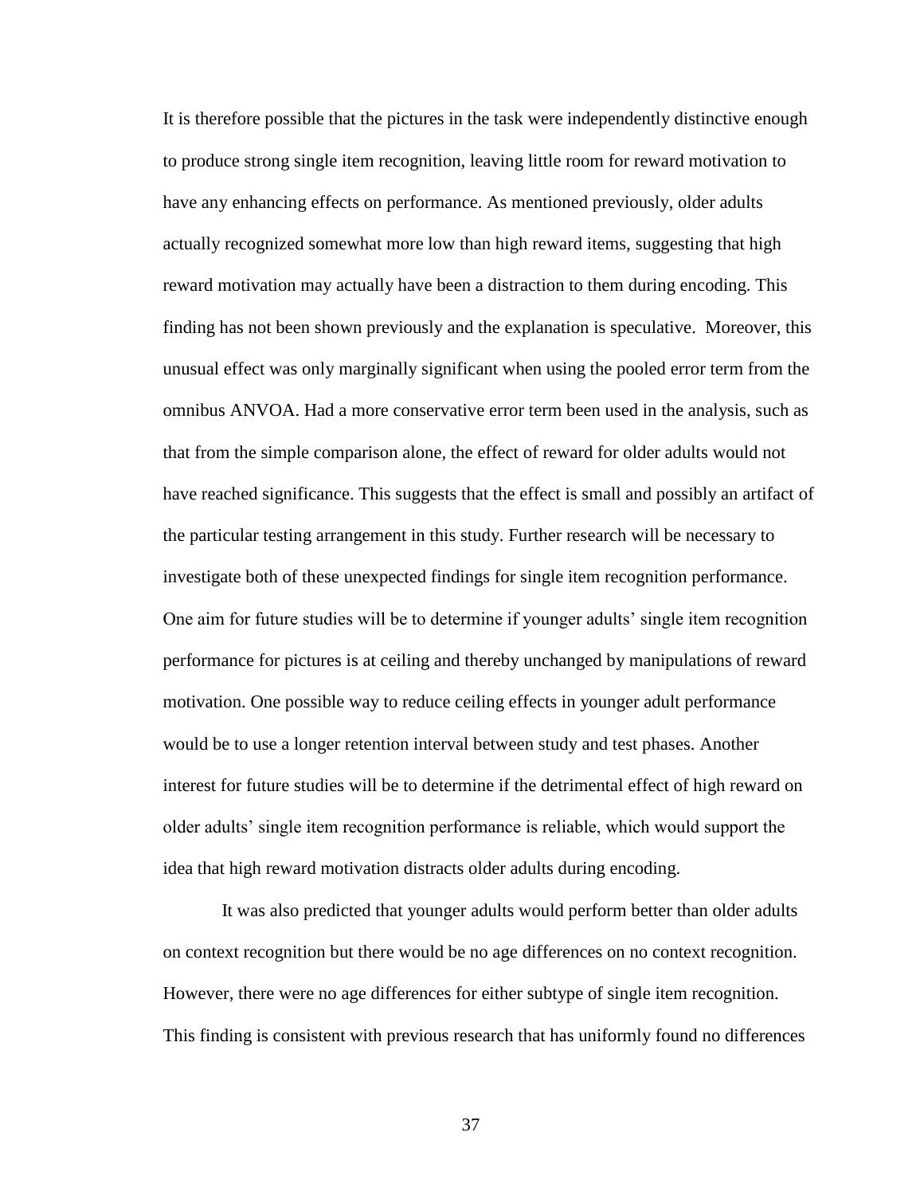It is therefore possible that the pictures in the task were independently distinctive enough to produce strong single item recognition, leaving little room for reward motivation to have any enhancing effects on performance. As mentioned previously, older adults actually recognized somewhat more low than high reward items, suggesting that high reward motivation may actually have been a distraction to them during encoding. This finding has not been shown previously and the explanation is speculative. Moreover, this unusual effect was only marginally significant when using the pooled error term from the omnibus ANVOA. Had a more conservative error term been used in the analysis, such as that from the simple comparison alone, the effect of reward for older adults would not have reached significance. This suggests that the effect is small and possibly an artifact of the particular testing arrangement in this study. Further research will be necessary to investigate both of these unexpected findings for single item recognition performance. One aim for future studies will be to determine if younger adults' single item recognition performance for pictures is at ceiling and thereby unchanged by manipulations of reward motivation. One possible way to reduce ceiling effects in younger adult performance would be to use a longer retention interval between study and test phases. Another interest for future studies will be to determine if the detrimental effect of high reward on older adults' single item recognition performance is reliable, which would support the idea that high reward motivation distracts older adults during encoding.

It was also predicted that younger adults would perform better than older adults on context recognition but there would be no age differences on no context recognition. However, there were no age differences for either subtype of single item recognition. This finding is consistent with previous research that has uniformly found no differences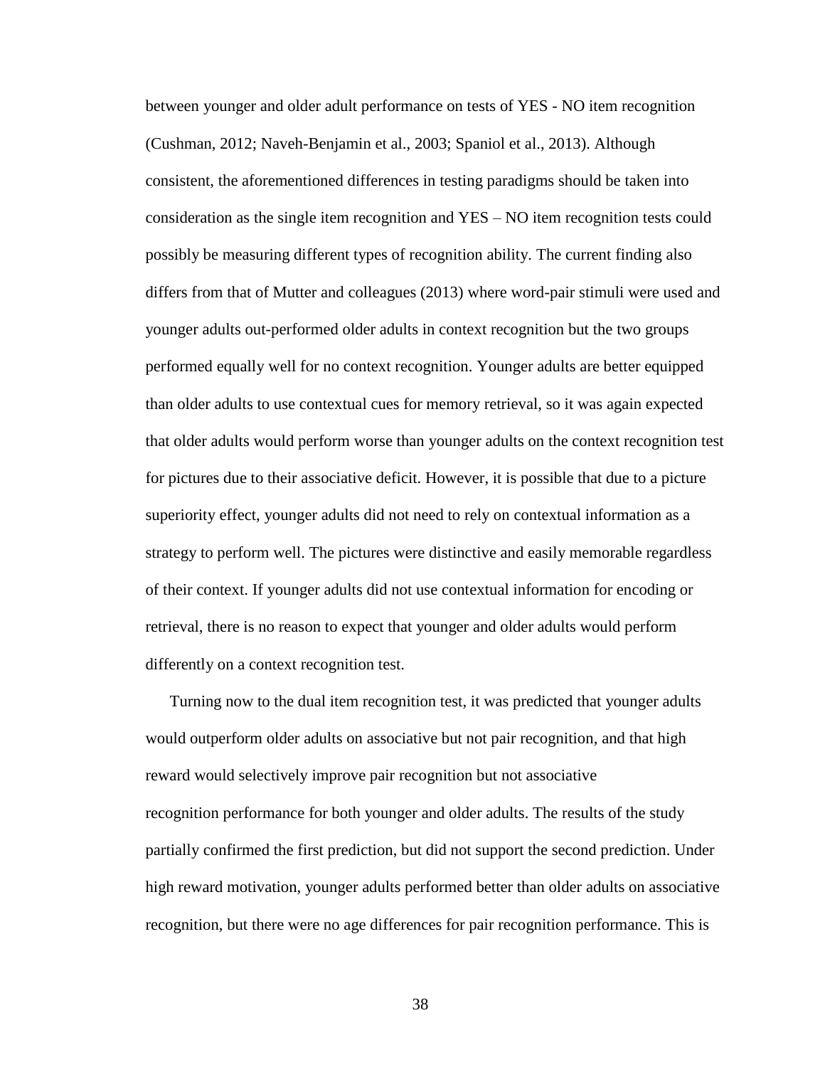between younger and older adult performance on tests of YES - NO item recognition (Cushman, 2012; Naveh-Benjamin et al., 2003; Spaniol et al., 2013). Although consistent, the aforementioned differences in testing paradigms should be taken into consideration as the single item recognition and YES – NO item recognition tests could possibly be measuring different types of recognition ability. The current finding also differs from that of Mutter and colleagues (2013) where word-pair stimuli were used and younger adults out-performed older adults in context recognition but the two groups performed equally well for no context recognition. Younger adults are better equipped than older adults to use contextual cues for memory retrieval, so it was again expected that older adults would perform worse than younger adults on the context recognition test for pictures due to their associative deficit. However, it is possible that due to a picture superiority effect, younger adults did not need to rely on contextual information as a strategy to perform well. The pictures were distinctive and easily memorable regardless of their context. If younger adults did not use contextual information for encoding or retrieval, there is no reason to expect that younger and older adults would perform differently on a context recognition test.

Turning now to the dual item recognition test, it was predicted that younger adults would outperform older adults on associative but not pair recognition, and that high reward would selectively improve pair recognition but not associative recognition performance for both younger and older adults. The results of the study partially confirmed the first prediction, but did not support the second prediction. Under high reward motivation, younger adults performed better than older adults on associative recognition, but there were no age differences for pair recognition performance. This is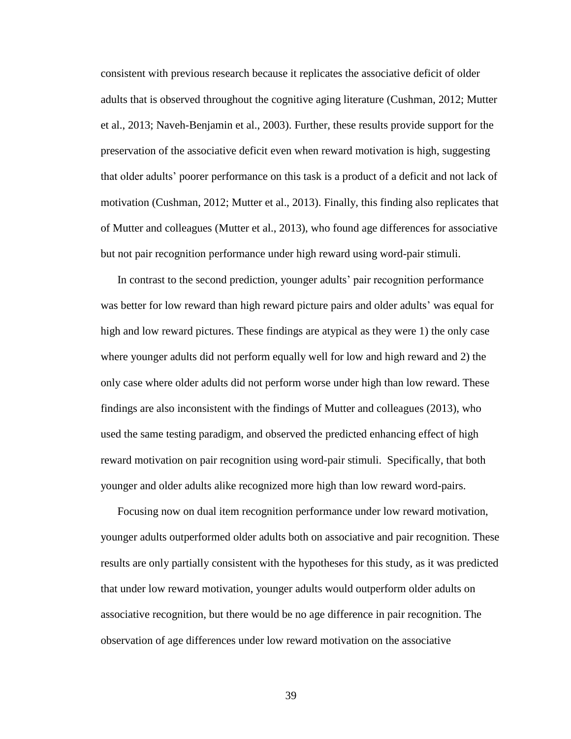consistent with previous research because it replicates the associative deficit of older adults that is observed throughout the cognitive aging literature (Cushman, 2012; Mutter et al., 2013; Naveh-Benjamin et al., 2003). Further, these results provide support for the preservation of the associative deficit even when reward motivation is high, suggesting that older adults' poorer performance on this task is a product of a deficit and not lack of motivation (Cushman, 2012; Mutter et al., 2013). Finally, this finding also replicates that of Mutter and colleagues (Mutter et al., 2013), who found age differences for associative but not pair recognition performance under high reward using word-pair stimuli.

In contrast to the second prediction, younger adults' pair recognition performance was better for low reward than high reward picture pairs and older adults' was equal for high and low reward pictures. These findings are atypical as they were 1) the only case where younger adults did not perform equally well for low and high reward and 2) the only case where older adults did not perform worse under high than low reward. These findings are also inconsistent with the findings of Mutter and colleagues (2013), who used the same testing paradigm, and observed the predicted enhancing effect of high reward motivation on pair recognition using word-pair stimuli. Specifically, that both younger and older adults alike recognized more high than low reward word-pairs.

Focusing now on dual item recognition performance under low reward motivation, younger adults outperformed older adults both on associative and pair recognition. These results are only partially consistent with the hypotheses for this study, as it was predicted that under low reward motivation, younger adults would outperform older adults on associative recognition, but there would be no age difference in pair recognition. The observation of age differences under low reward motivation on the associative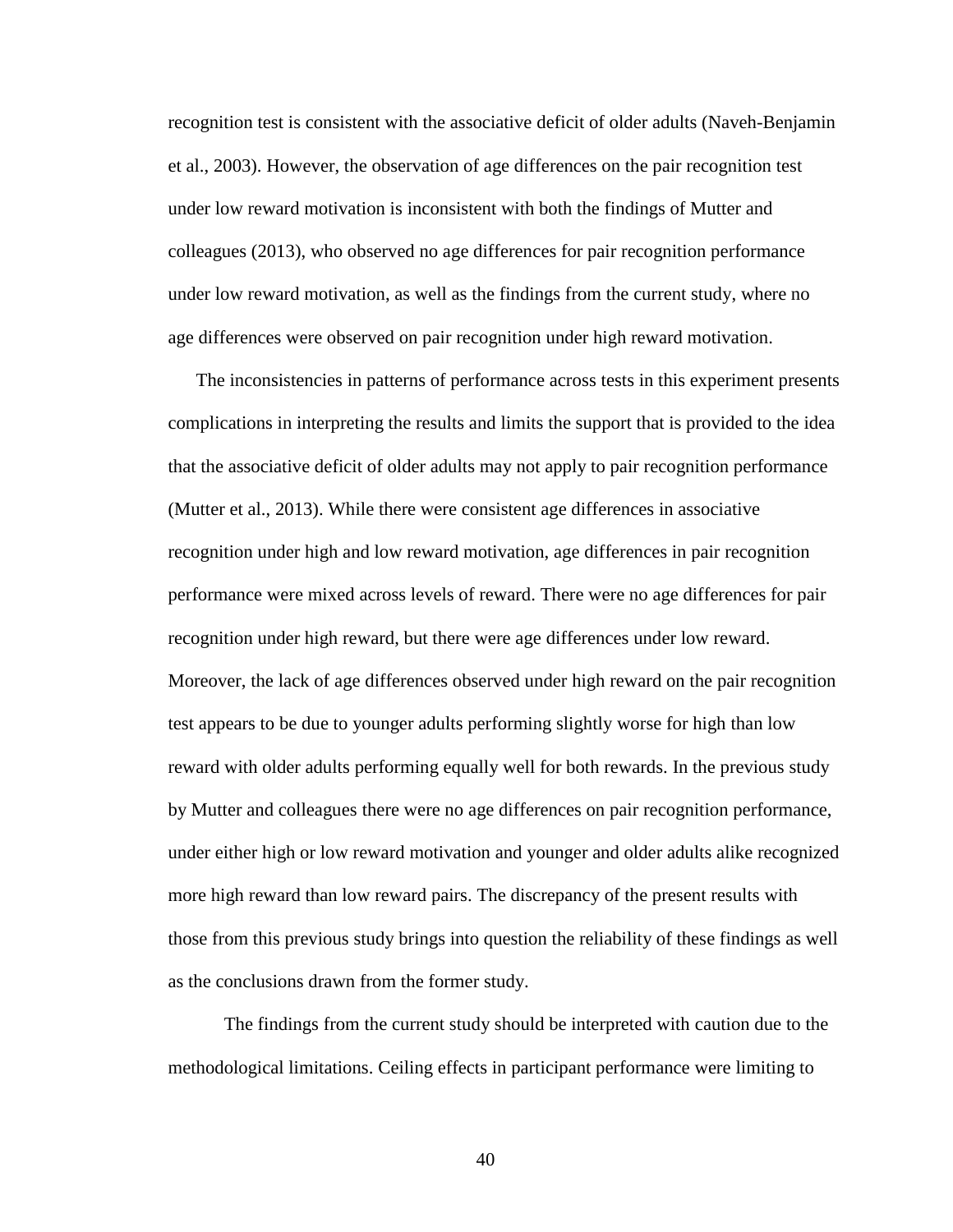recognition test is consistent with the associative deficit of older adults (Naveh-Benjamin et al., 2003). However, the observation of age differences on the pair recognition test under low reward motivation is inconsistent with both the findings of Mutter and colleagues (2013), who observed no age differences for pair recognition performance under low reward motivation, as well as the findings from the current study, where no age differences were observed on pair recognition under high reward motivation.

The inconsistencies in patterns of performance across tests in this experiment presents complications in interpreting the results and limits the support that is provided to the idea that the associative deficit of older adults may not apply to pair recognition performance (Mutter et al., 2013). While there were consistent age differences in associative recognition under high and low reward motivation, age differences in pair recognition performance were mixed across levels of reward. There were no age differences for pair recognition under high reward, but there were age differences under low reward. Moreover, the lack of age differences observed under high reward on the pair recognition test appears to be due to younger adults performing slightly worse for high than low reward with older adults performing equally well for both rewards. In the previous study by Mutter and colleagues there were no age differences on pair recognition performance, under either high or low reward motivation and younger and older adults alike recognized more high reward than low reward pairs. The discrepancy of the present results with those from this previous study brings into question the reliability of these findings as well as the conclusions drawn from the former study.

The findings from the current study should be interpreted with caution due to the methodological limitations. Ceiling effects in participant performance were limiting to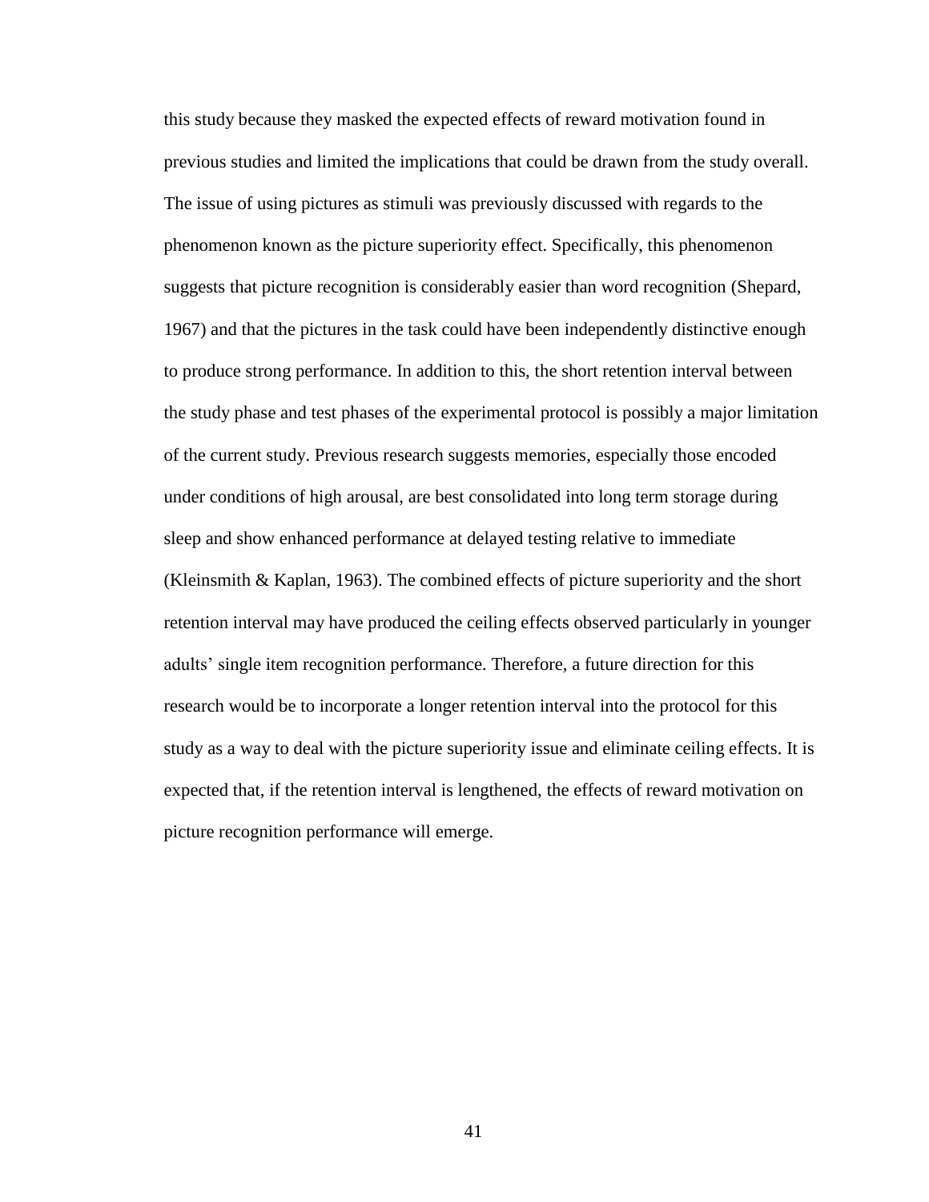this study because they masked the expected effects of reward motivation found in previous studies and limited the implications that could be drawn from the study overall. The issue of using pictures as stimuli was previously discussed with regards to the phenomenon known as the picture superiority effect. Specifically, this phenomenon suggests that picture recognition is considerably easier than word recognition (Shepard, 1967) and that the pictures in the task could have been independently distinctive enough to produce strong performance. In addition to this, the short retention interval between the study phase and test phases of the experimental protocol is possibly a major limitation of the current study. Previous research suggests memories, especially those encoded under conditions of high arousal, are best consolidated into long term storage during sleep and show enhanced performance at delayed testing relative to immediate (Kleinsmith & Kaplan, 1963). The combined effects of picture superiority and the short retention interval may have produced the ceiling effects observed particularly in younger adults' single item recognition performance. Therefore, a future direction for this research would be to incorporate a longer retention interval into the protocol for this study as a way to deal with the picture superiority issue and eliminate ceiling effects. It is expected that, if the retention interval is lengthened, the effects of reward motivation on picture recognition performance will emerge.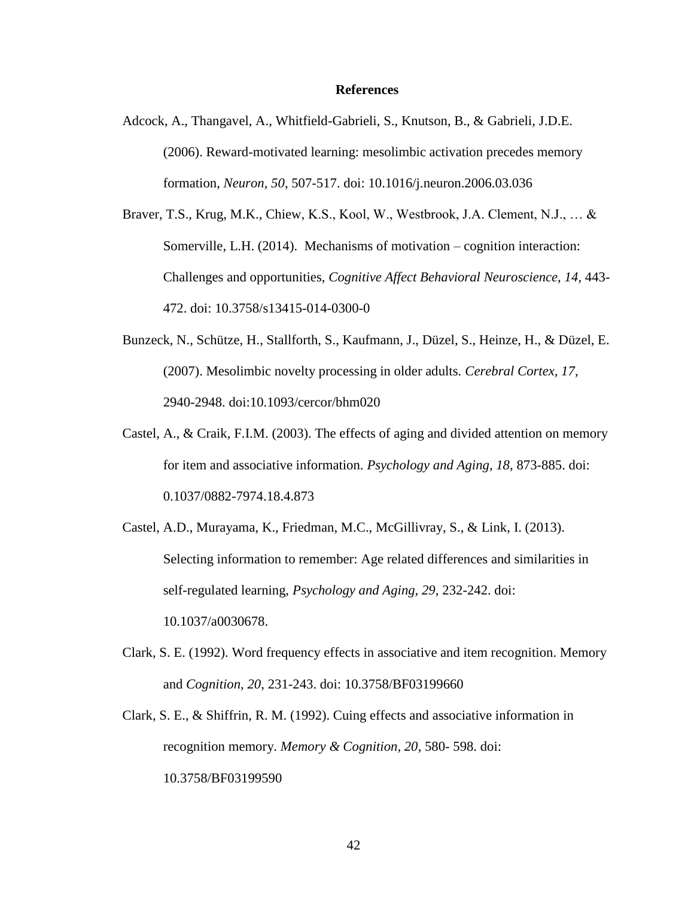# References

Adcock, A., Thangavel, A., Whitfield-Gabrieli, S., Knutson, B., & Gabrieli, J.D.E. (2006). Reward-motivated learning: mesolimbic activation precedes memory formation, *Neuron, 50*, 507-517. doi: 10.1016/j.neuron.2006.03.036

Braver, T.S., Krug, M.K., Chiew, K.S., Kool, W., Westbrook, J.A. Clement, N.J., … & Somerville, L.H. (2014). Mechanisms of motivation – cognition interaction: Challenges and opportunities, *Cognitive Affect Behavioral Neuroscience*, *14*, 443-472. doi: 10.3758/s13415-014-0300-0

Bunzeck, N., Schütze, H., Stallforth, S., Kaufmann, J., Düzel, S., Heinze, H., & Düzel, E. (2007). Mesolimbic novelty processing in older adults. *Cerebral Cortex, 17*, 2940-2948. doi:10.1093/cercor/bhm020

Castel, A., & Craik, F.I.M. (2003). The effects of aging and divided attention on memory for item and associative information. *Psychology and Aging, 18*, 873-885. doi: 0.1037/0882-7974.18.4.873

Castel, A.D., Murayama, K., Friedman, M.C., McGillivray, S., & Link, I. (2013). Selecting information to remember: Age related differences and similarities in self-regulated learning, *Psychology and Aging, 29*, 232-242. doi: 10.1037/a0030678.

Clark, S. E. (1992). Word frequency effects in associative and item recognition. Memory and *Cognition, 20*, 231-243. doi: 10.3758/BF03199660

Clark, S. E., & Shiffrin, R. M. (1992). Cuing effects and associative information in recognition memory. *Memory & Cognition, 20*, 580- 598. doi: 10.3758/BF03199590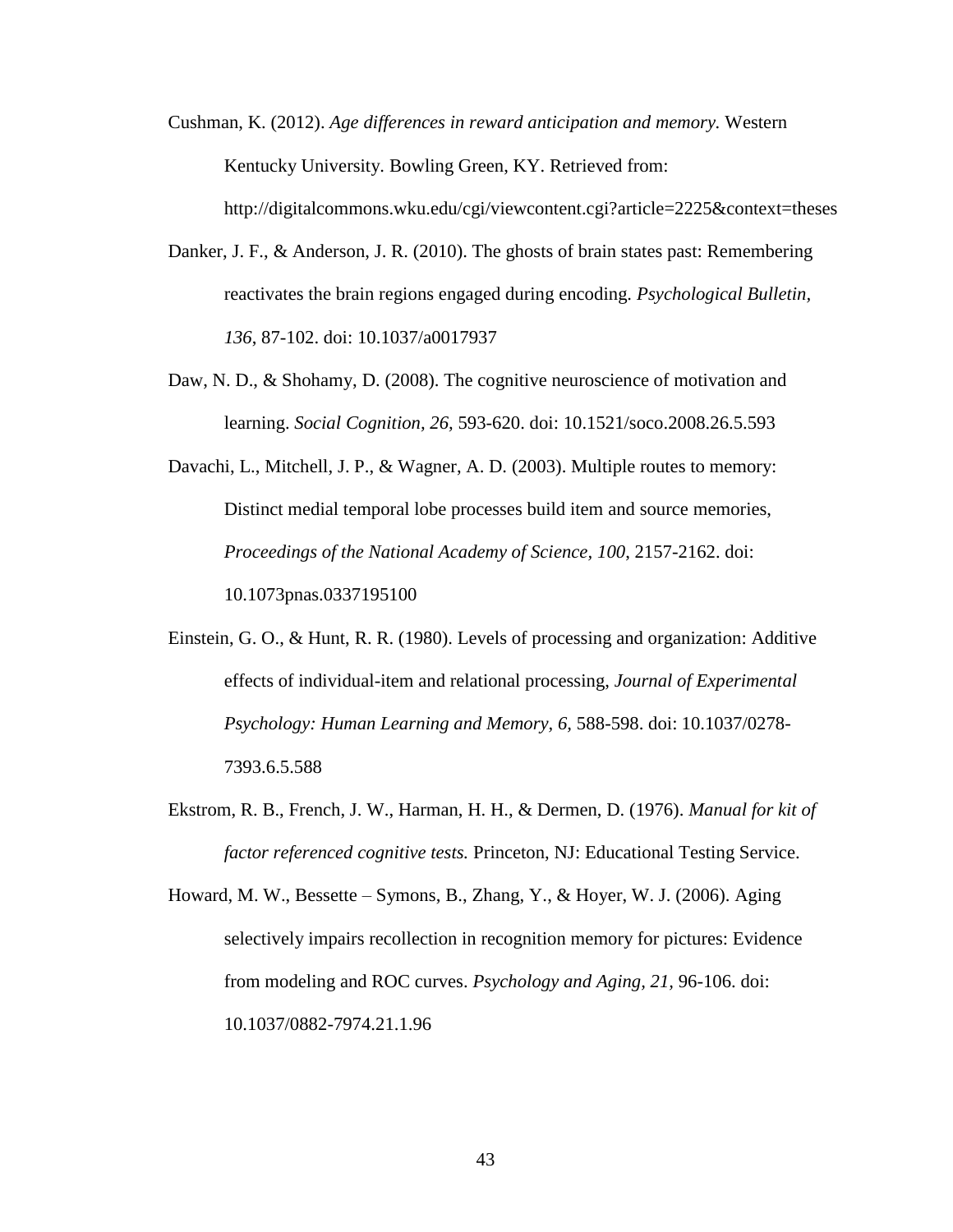Cushman, K. (2012). *Age differences in reward anticipation and memory.* Western Kentucky University. Bowling Green, KY. Retrieved from: http://digitalcommons.wku.edu/cgi/viewcontent.cgi?article=2225&context=theses

Danker, J. F., & Anderson, J. R. (2010). The ghosts of brain states past: Remembering reactivates the brain regions engaged during encoding. *Psychological Bulletin, 136,* 87-102. doi: 10.1037/a0017937

Daw, N. D., & Shohamy, D. (2008). The cognitive neuroscience of motivation and learning. *Social Cognition, 26,* 593-620. doi: 10.1521/soco.2008.26.5.593

Davachi, L., Mitchell, J. P., & Wagner, A. D. (2003). Multiple routes to memory: Distinct medial temporal lobe processes build item and source memories, *Proceedings of the National Academy of Science, 100*, 2157-2162. doi: 10.1073pnas.0337195100

Einstein, G. O., & Hunt, R. R. (1980). Levels of processing and organization: Additive effects of individual-item and relational processing, *Journal of Experimental Psychology: Human Learning and Memory, 6,* 588-598. doi: 10.1037/0278-7393.6.5.588

Ekstrom, R. B., French, J. W., Harman, H. H., & Dermen, D. (1976). *Manual for kit of factor referenced cognitive tests.* Princeton, NJ: Educational Testing Service.

Howard, M. W., Bessette – Symons, B., Zhang, Y., & Hoyer, W. J. (2006). Aging selectively impairs recollection in recognition memory for pictures: Evidence from modeling and ROC curves. *Psychology and Aging, 21,* 96-106. doi: 10.1037/0882-7974.21.1.96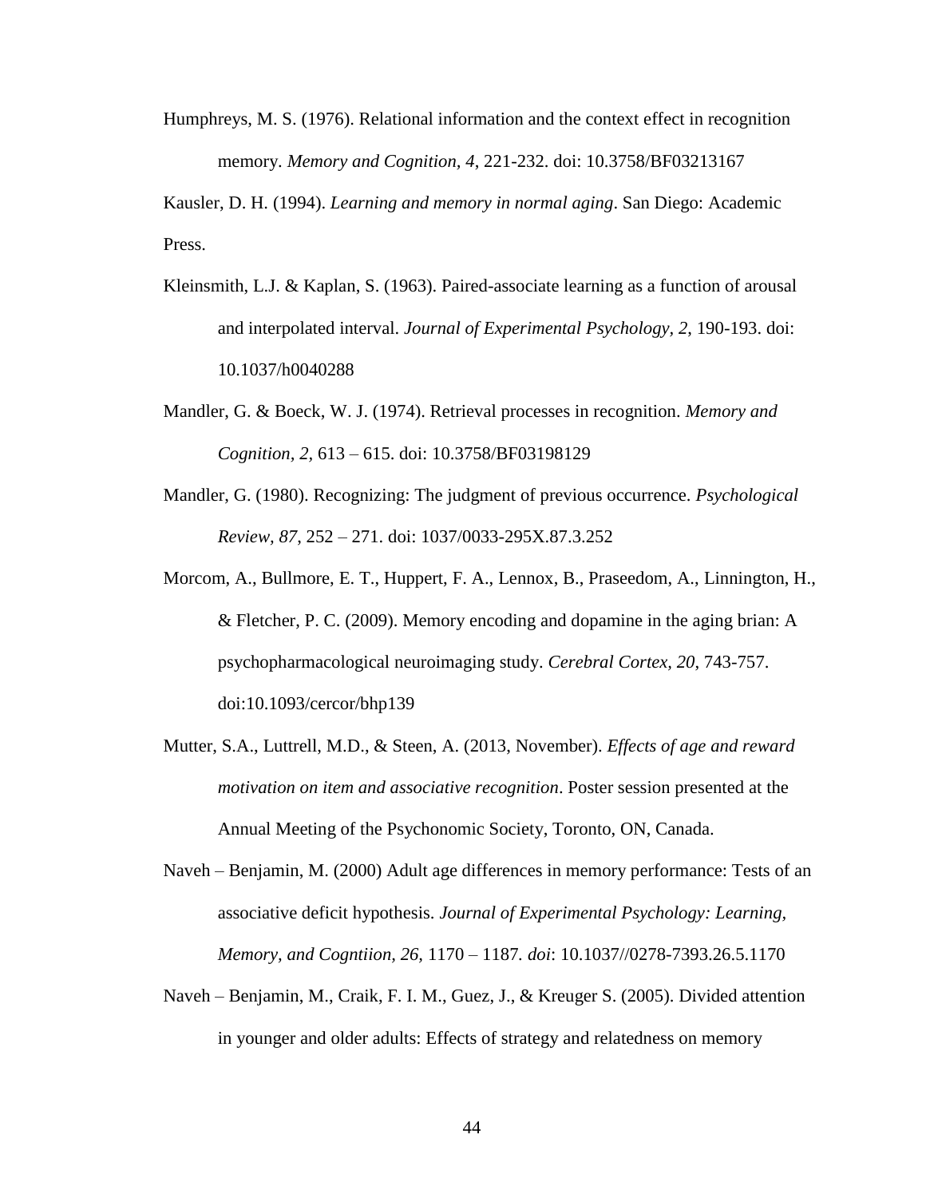Humphreys, M. S. (1976). Relational information and the context effect in recognition memory. *Memory and Cognition, 4*, 221-232. doi: 10.3758/BF03213167

Kausler, D. H. (1994). *Learning and memory in normal aging*. San Diego: Academic Press.

Kleinsmith, L.J. & Kaplan, S. (1963). Paired-associate learning as a function of arousal and interpolated interval. *Journal of Experimental Psychology, 2*, 190-193. doi: 10.1037/h0040288

Mandler, G. & Boeck, W. J. (1974). Retrieval processes in recognition. *Memory and Cognition, 2*, 613 – 615. doi: 10.3758/BF03198129

Mandler, G. (1980). Recognizing: The judgment of previous occurrence. *Psychological Review, 87*, 252 – 271. doi: 1037/0033-295X.87.3.252

Morcom, A., Bullmore, E. T., Huppert, F. A., Lennox, B., Praseedom, A., Linnington, H., & Fletcher, P. C. (2009). Memory encoding and dopamine in the aging brian: A psychopharmacological neuroimaging study. *Cerebral Cortex, 20*, 743-757. doi:10.1093/cercor/bhp139

Mutter, S.A., Luttrell, M.D., & Steen, A. (2013, November). *Effects of age and reward motivation on item and associative recognition*. Poster session presented at the Annual Meeting of the Psychonomic Society, Toronto, ON, Canada.

Naveh – Benjamin, M. (2000) Adult age differences in memory performance: Tests of an associative deficit hypothesis. *Journal of Experimental Psychology: Learning, Memory, and Cogntiion, 26*, 1170 – 1187. *doi*: 10.1037//0278-7393.26.5.1170

Naveh – Benjamin, M., Craik, F. I. M., Guez, J., & Kreuger S. (2005). Divided attention in younger and older adults: Effects of strategy and relatedness on memory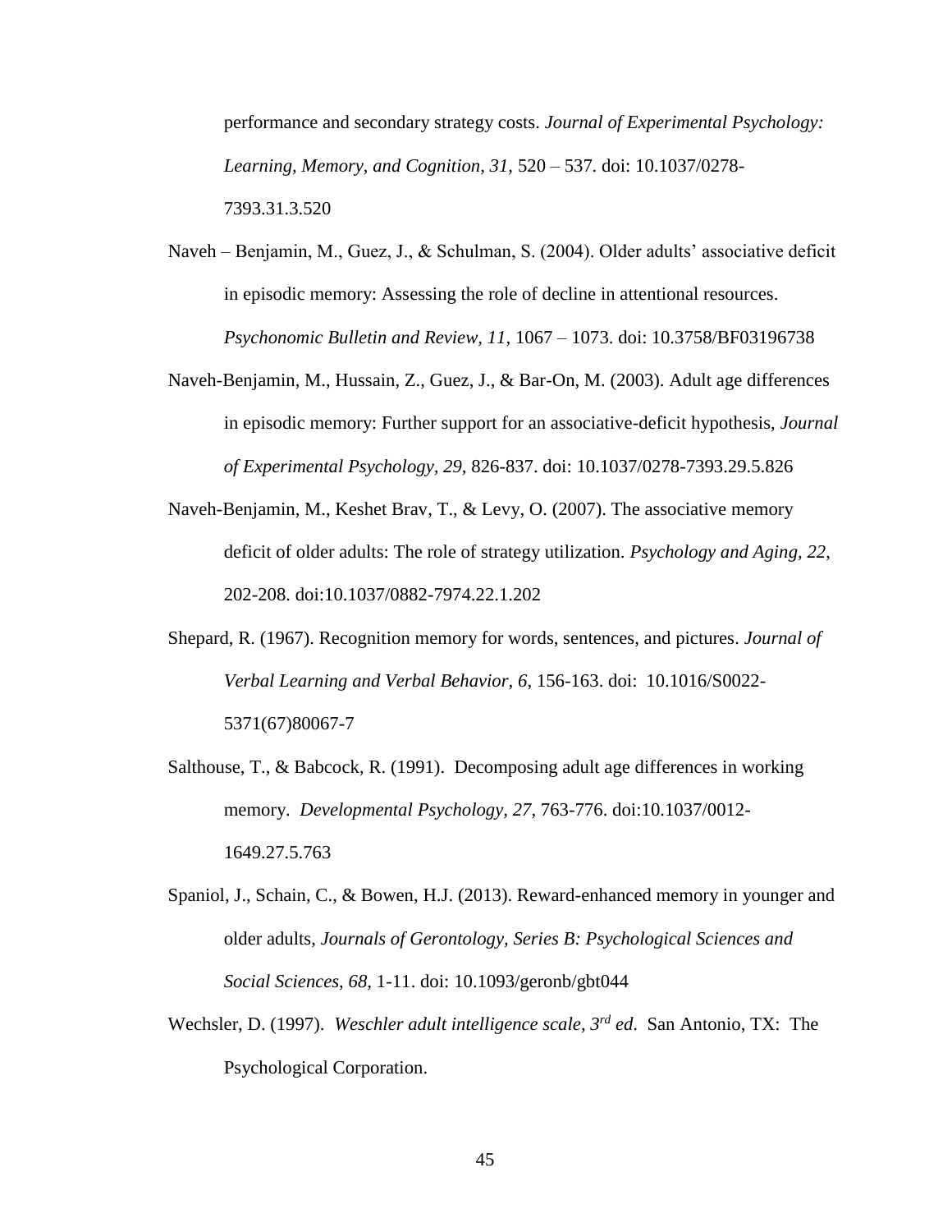performance and secondary strategy costs. *Journal of Experimental Psychology: Learning, Memory, and Cognition, 31,* 520 – 537. doi: 10.1037/0278-7393.31.3.520

Naveh – Benjamin, M., Guez, J., & Schulman, S. (2004). Older adults' associative deficit in episodic memory: Assessing the role of decline in attentional resources. *Psychonomic Bulletin and Review, 11,* 1067 – 1073. doi: 10.3758/BF03196738

Naveh-Benjamin, M., Hussain, Z., Guez, J., & Bar-On, M. (2003). Adult age differences in episodic memory: Further support for an associative-deficit hypothesis, *Journal of Experimental Psychology, 29,* 826-837. doi: 10.1037/0278-7393.29.5.826

Naveh-Benjamin, M., Keshet Brav, T., & Levy, O. (2007). The associative memory deficit of older adults: The role of strategy utilization. *Psychology and Aging, 22,* 202-208. doi:10.1037/0882-7974.22.1.202

Shepard, R. (1967). Recognition memory for words, sentences, and pictures. *Journal of Verbal Learning and Verbal Behavior, 6*, 156-163. doi: 10.1016/S0022-5371(67)80067-7

Salthouse, T., & Babcock, R. (1991). Decomposing adult age differences in working memory. *Developmental Psychology, 27,* 763-776. doi:10.1037/0012-1649.27.5.763

Spaniol, J., Schain, C., & Bowen, H.J. (2013). Reward-enhanced memory in younger and older adults, *Journals of Gerontology, Series B: Psychological Sciences and Social Sciences, 68,* 1-11. doi: 10.1093/geronb/gbt044

Wechsler, D. (1997). *Weschler adult intelligence scale, 3rd ed.* San Antonio, TX: The Psychological Corporation.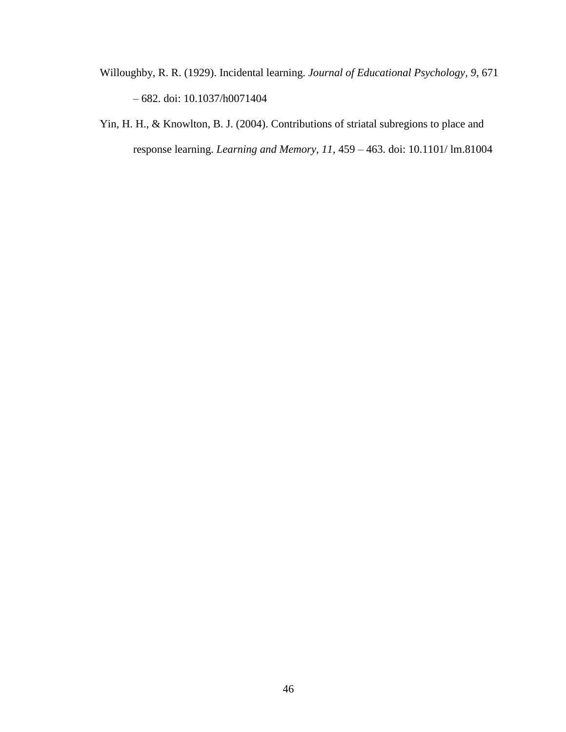Willoughby, R. R. (1929). Incidental learning. *Journal of Educational Psychology, 9,* 671 – 682. doi: 10.1037/h0071404

Yin, H. H., & Knowlton, B. J. (2004). Contributions of striatal subregions to place and response learning. *Learning and Memory, 11*, 459 – 463. doi: 10.1101/ lm.81004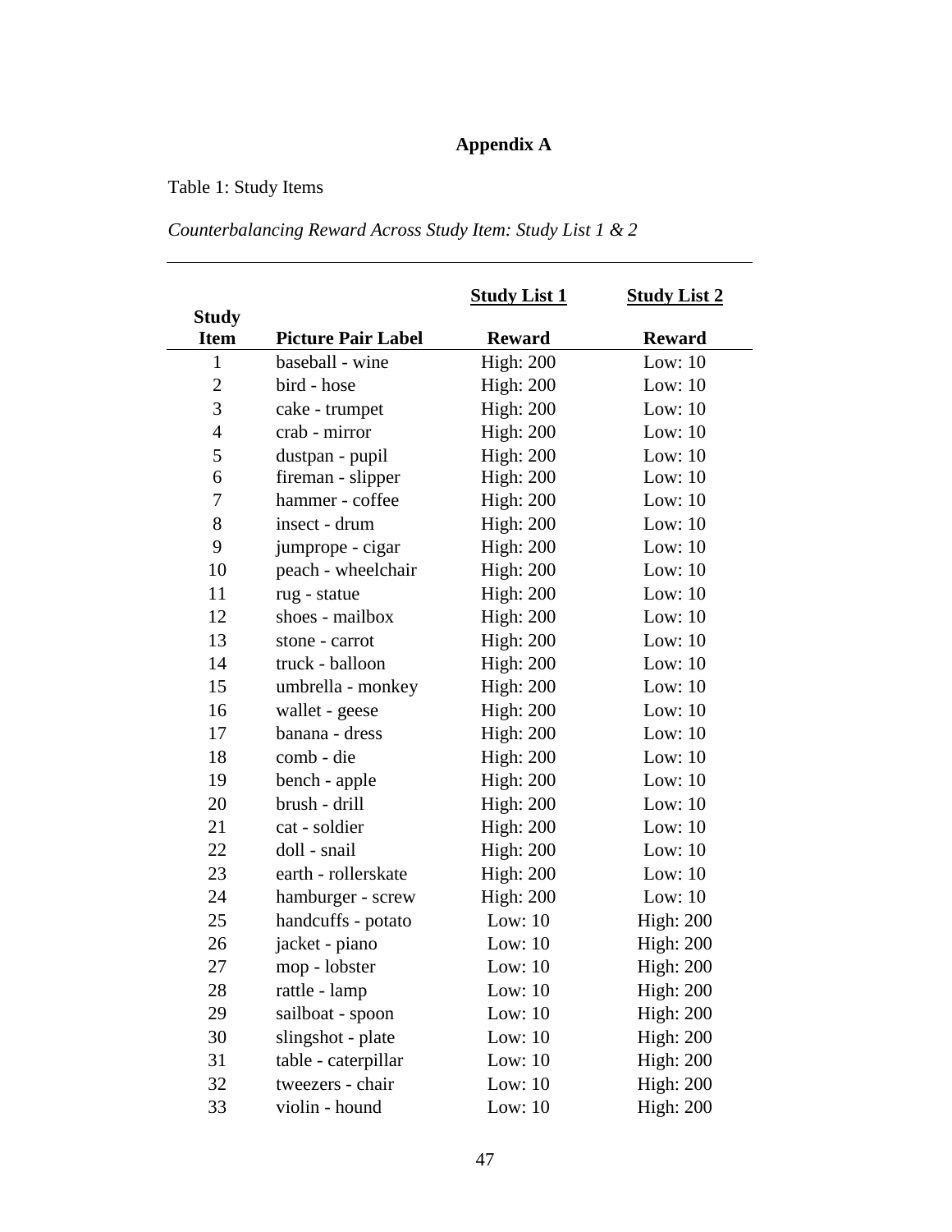# Appendix A

Table 1: Study Items

*Counterbalancing Reward Across Study Item: Study List 1 & 2*

| | | Study List 1 | Study List 2 |
|---|---|---|---|
| Study Item | Picture Pair Label | Reward | Reward |
| 1 | baseball - wine | High: 200 | Low: 10 |
| 2 | bird - hose | High: 200 | Low: 10 |
| 3 | cake - trumpet | High: 200 | Low: 10 |
| 4 | crab - mirror | High: 200 | Low: 10 |
| 5 | dustpan - pupil | High: 200 | Low: 10 |
| 6 | fireman - slipper | High: 200 | Low: 10 |
| 7 | hammer - coffee | High: 200 | Low: 10 |
| 8 | insect - drum | High: 200 | Low: 10 |
| 9 | jumprope - cigar | High: 200 | Low: 10 |
| 10 | peach - wheelchair | High: 200 | Low: 10 |
| 11 | rug - statue | High: 200 | Low: 10 |
| 12 | shoes - mailbox | High: 200 | Low: 10 |
| 13 | stone - carrot | High: 200 | Low: 10 |
| 14 | truck - balloon | High: 200 | Low: 10 |
| 15 | umbrella - monkey | High: 200 | Low: 10 |
| 16 | wallet - geese | High: 200 | Low: 10 |
| 17 | banana - dress | High: 200 | Low: 10 |
| 18 | comb - die | High: 200 | Low: 10 |
| 19 | bench - apple | High: 200 | Low: 10 |
| 20 | brush - drill | High: 200 | Low: 10 |
| 21 | cat - soldier | High: 200 | Low: 10 |
| 22 | doll - snail | High: 200 | Low: 10 |
| 23 | earth - rollerskate | High: 200 | Low: 10 |
| 24 | hamburger - screw | High: 200 | Low: 10 |
| 25 | handcuffs - potato | Low: 10 | High: 200 |
| 26 | jacket - piano | Low: 10 | High: 200 |
| 27 | mop - lobster | Low: 10 | High: 200 |
| 28 | rattle - lamp | Low: 10 | High: 200 |
| 29 | sailboat - spoon | Low: 10 | High: 200 |
| 30 | slingshot - plate | Low: 10 | High: 200 |
| 31 | table - caterpillar | Low: 10 | High: 200 |
| 32 | tweezers - chair | Low: 10 | High: 200 |
| 33 | violin - hound | Low: 10 | High: 200 |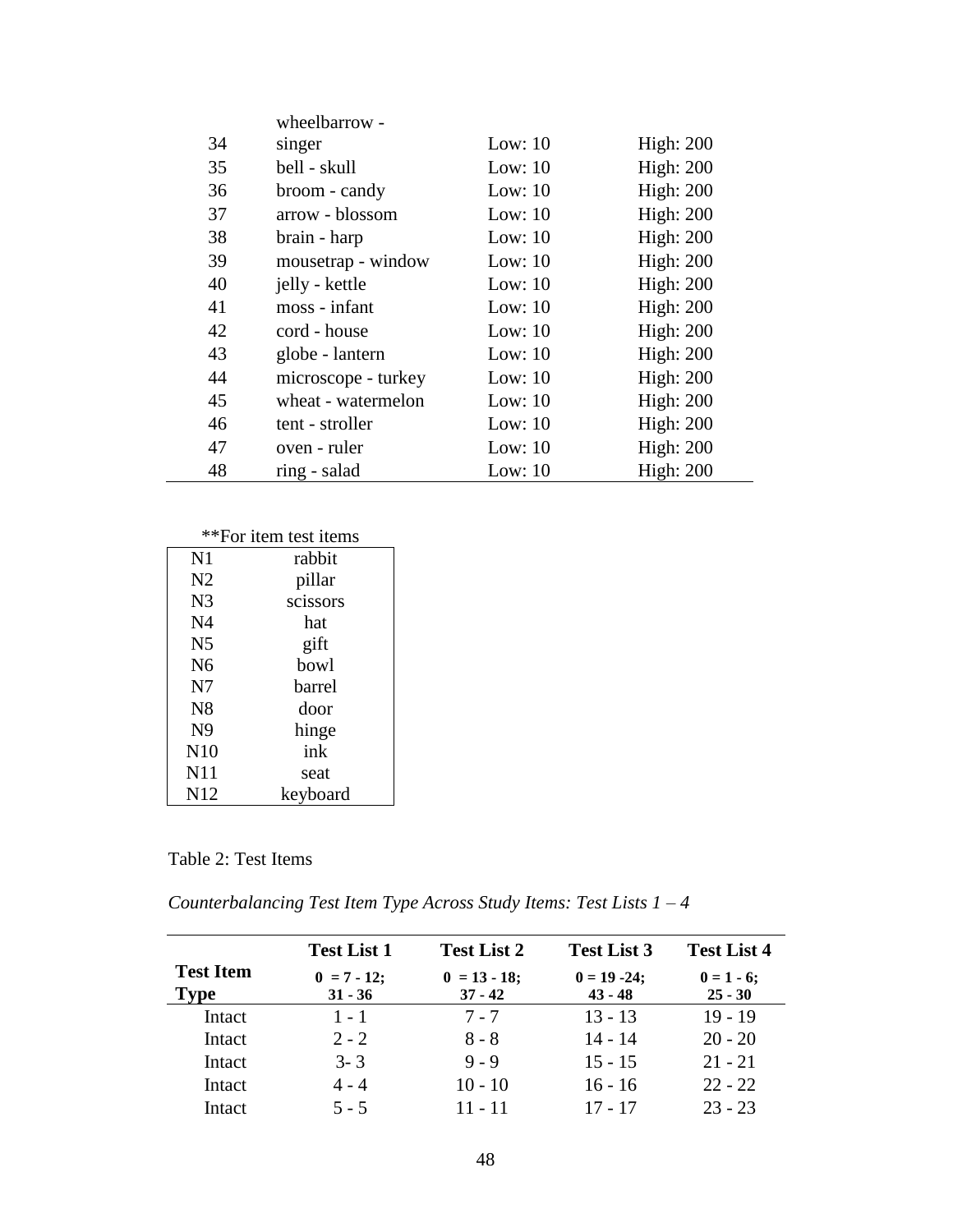| | | | |
|---|---|---|---|
| 34 | wheelbarrow - singer | Low: 10 | High: 200 |
| 35 | bell - skull | Low: 10 | High: 200 |
| 36 | broom - candy | Low: 10 | High: 200 |
| 37 | arrow - blossom | Low: 10 | High: 200 |
| 38 | brain - harp | Low: 10 | High: 200 |
| 39 | mousetrap - window | Low: 10 | High: 200 |
| 40 | jelly - kettle | Low: 10 | High: 200 |
| 41 | moss - infant | Low: 10 | High: 200 |
| 42 | cord - house | Low: 10 | High: 200 |
| 43 | globe - lantern | Low: 10 | High: 200 |
| 44 | microscope - turkey | Low: 10 | High: 200 |
| 45 | wheat - watermelon | Low: 10 | High: 200 |
| 46 | tent - stroller | Low: 10 | High: 200 |
| 47 | oven - ruler | Low: 10 | High: 200 |
| 48 | ring - salad | Low: 10 | High: 200 |

**For item test items

| | |
|---|---|
| N1 | rabbit |
| N2 | pillar |
| N3 | scissors |
| N4 | hat |
| N5 | gift |
| N6 | bowl |
| N7 | barrel |
| N8 | door |
| N9 | hinge |
| N10 | ink |
| N11 | seat |
| N12 | keyboard |

Table 2: Test Items

*Counterbalancing Test Item Type Across Study Items: Test Lists 1 – 4*

| Test Item Type | Test List 1<br>0 = 7 - 12; 31 - 36 | Test List 2<br>0 = 13 - 18; 37 - 42 | Test List 3<br>0 = 19 -24; 43 - 48 | Test List 4<br>0 = 1 - 6; 25 - 30 |
|---|---|---|---|---|
| Intact | 1 - 1 | 7 - 7 | 13 - 13 | 19 - 19 |
| Intact | 2 - 2 | 8 - 8 | 14 - 14 | 20 - 20 |
| Intact | 3- 3 | 9 - 9 | 15 - 15 | 21 - 21 |
| Intact | 4 - 4 | 10 - 10 | 16 - 16 | 22 - 22 |
| Intact | 5 - 5 | 11 - 11 | 17 - 17 | 23 - 23 |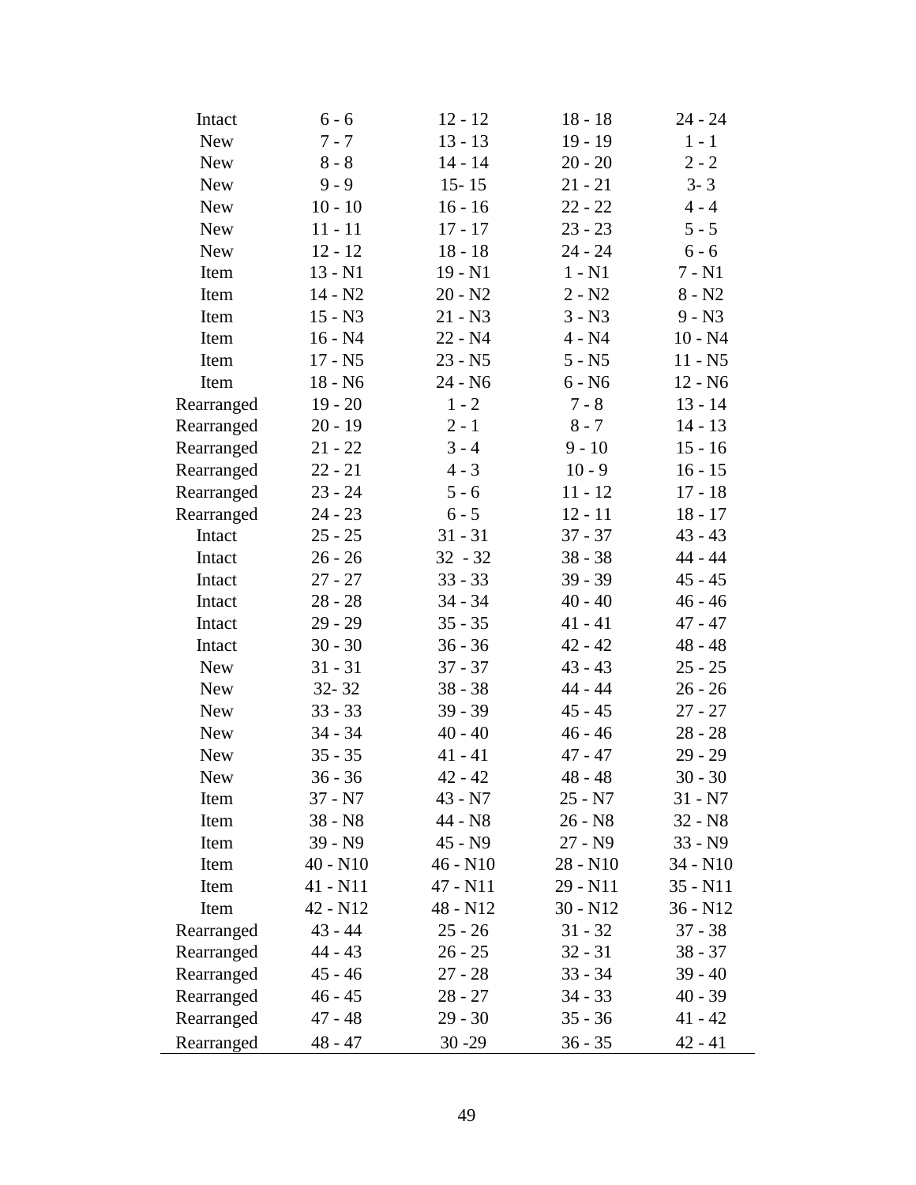| | | | | |
|---|---|---|---|---|
| Intact | 6 - 6 | 12 - 12 | 18 - 18 | 24 - 24 |
| New | 7 - 7 | 13 - 13 | 19 - 19 | 1 - 1 |
| New | 8 - 8 | 14 - 14 | 20 - 20 | 2 - 2 |
| New | 9 - 9 | 15- 15 | 21 - 21 | 3- 3 |
| New | 10 - 10 | 16 - 16 | 22 - 22 | 4 - 4 |
| New | 11 - 11 | 17 - 17 | 23 - 23 | 5 - 5 |
| New | 12 - 12 | 18 - 18 | 24 - 24 | 6 - 6 |
| Item | 13 - N1 | 19 - N1 | 1 - N1 | 7 - N1 |
| Item | 14 - N2 | 20 - N2 | 2 - N2 | 8 - N2 |
| Item | 15 - N3 | 21 - N3 | 3 - N3 | 9 - N3 |
| Item | 16 - N4 | 22 - N4 | 4 - N4 | 10 - N4 |
| Item | 17 - N5 | 23 - N5 | 5 - N5 | 11 - N5 |
| Item | 18 - N6 | 24 - N6 | 6 - N6 | 12 - N6 |
| Rearranged | 19 - 20 | 1 - 2 | 7 - 8 | 13 - 14 |
| Rearranged | 20 - 19 | 2 - 1 | 8 - 7 | 14 - 13 |
| Rearranged | 21 - 22 | 3 - 4 | 9 - 10 | 15 - 16 |
| Rearranged | 22 - 21 | 4 - 3 | 10 - 9 | 16 - 15 |
| Rearranged | 23 - 24 | 5 - 6 | 11 - 12 | 17 - 18 |
| Rearranged | 24 - 23 | 6 - 5 | 12 - 11 | 18 - 17 |
| Intact | 25 - 25 | 31 - 31 | 37 - 37 | 43 - 43 |
| Intact | 26 - 26 | 32 - 32 | 38 - 38 | 44 - 44 |
| Intact | 27 - 27 | 33 - 33 | 39 - 39 | 45 - 45 |
| Intact | 28 - 28 | 34 - 34 | 40 - 40 | 46 - 46 |
| Intact | 29 - 29 | 35 - 35 | 41 - 41 | 47 - 47 |
| Intact | 30 - 30 | 36 - 36 | 42 - 42 | 48 - 48 |
| New | 31 - 31 | 37 - 37 | 43 - 43 | 25 - 25 |
| New | 32- 32 | 38 - 38 | 44 - 44 | 26 - 26 |
| New | 33 - 33 | 39 - 39 | 45 - 45 | 27 - 27 |
| New | 34 - 34 | 40 - 40 | 46 - 46 | 28 - 28 |
| New | 35 - 35 | 41 - 41 | 47 - 47 | 29 - 29 |
| New | 36 - 36 | 42 - 42 | 48 - 48 | 30 - 30 |
| Item | 37 - N7 | 43 - N7 | 25 - N7 | 31 - N7 |
| Item | 38 - N8 | 44 - N8 | 26 - N8 | 32 - N8 |
| Item | 39 - N9 | 45 - N9 | 27 - N9 | 33 - N9 |
| Item | 40 - N10 | 46 - N10 | 28 - N10 | 34 - N10 |
| Item | 41 - N11 | 47 - N11 | 29 - N11 | 35 - N11 |
| Item | 42 - N12 | 48 - N12 | 30 - N12 | 36 - N12 |
| Rearranged | 43 - 44 | 25 - 26 | 31 - 32 | 37 - 38 |
| Rearranged | 44 - 43 | 26 - 25 | 32 - 31 | 38 - 37 |
| Rearranged | 45 - 46 | 27 - 28 | 33 - 34 | 39 - 40 |
| Rearranged | 46 - 45 | 28 - 27 | 34 - 33 | 40 - 39 |
| Rearranged | 47 - 48 | 29 - 30 | 35 - 36 | 41 - 42 |
| Rearranged | 48 - 47 | 30 -29 | 36 - 35 | 42 - 41 |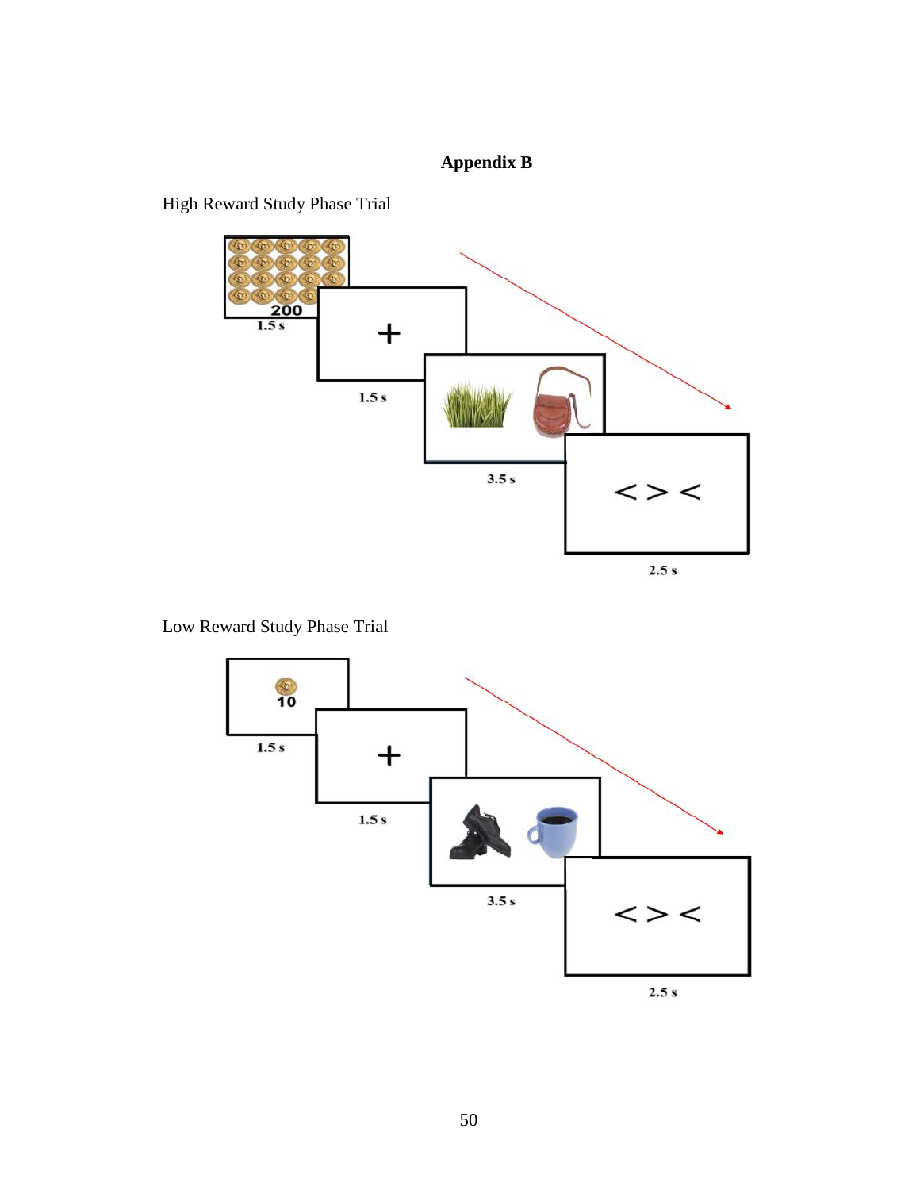# Appendix B

High Reward Study Phase Trial

200

1.5 s

+

1.5 s

3.5 s

< > <

2.5 s

Low Reward Study Phase Trial

10

1.5 s

+

1.5 s

3.5 s

< > <

2.5 s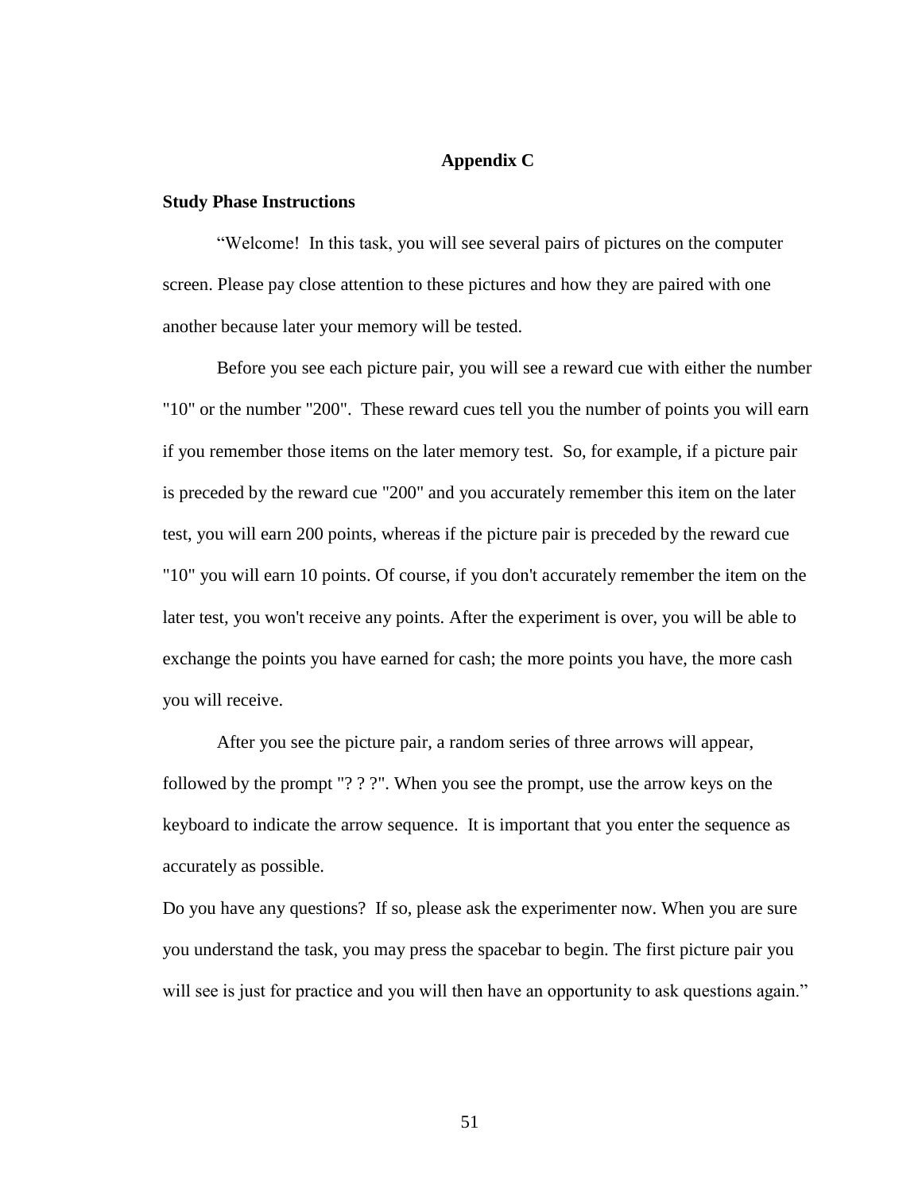# Appendix C

## Study Phase Instructions

"Welcome! In this task, you will see several pairs of pictures on the computer screen. Please pay close attention to these pictures and how they are paired with one another because later your memory will be tested.

Before you see each picture pair, you will see a reward cue with either the number "10" or the number "200". These reward cues tell you the number of points you will earn if you remember those items on the later memory test. So, for example, if a picture pair is preceded by the reward cue "200" and you accurately remember this item on the later test, you will earn 200 points, whereas if the picture pair is preceded by the reward cue "10" you will earn 10 points. Of course, if you don't accurately remember the item on the later test, you won't receive any points. After the experiment is over, you will be able to exchange the points you have earned for cash; the more points you have, the more cash you will receive.

After you see the picture pair, a random series of three arrows will appear, followed by the prompt "? ? ?". When you see the prompt, use the arrow keys on the keyboard to indicate the arrow sequence. It is important that you enter the sequence as accurately as possible.

Do you have any questions? If so, please ask the experimenter now. When you are sure you understand the task, you may press the spacebar to begin. The first picture pair you will see is just for practice and you will then have an opportunity to ask questions again."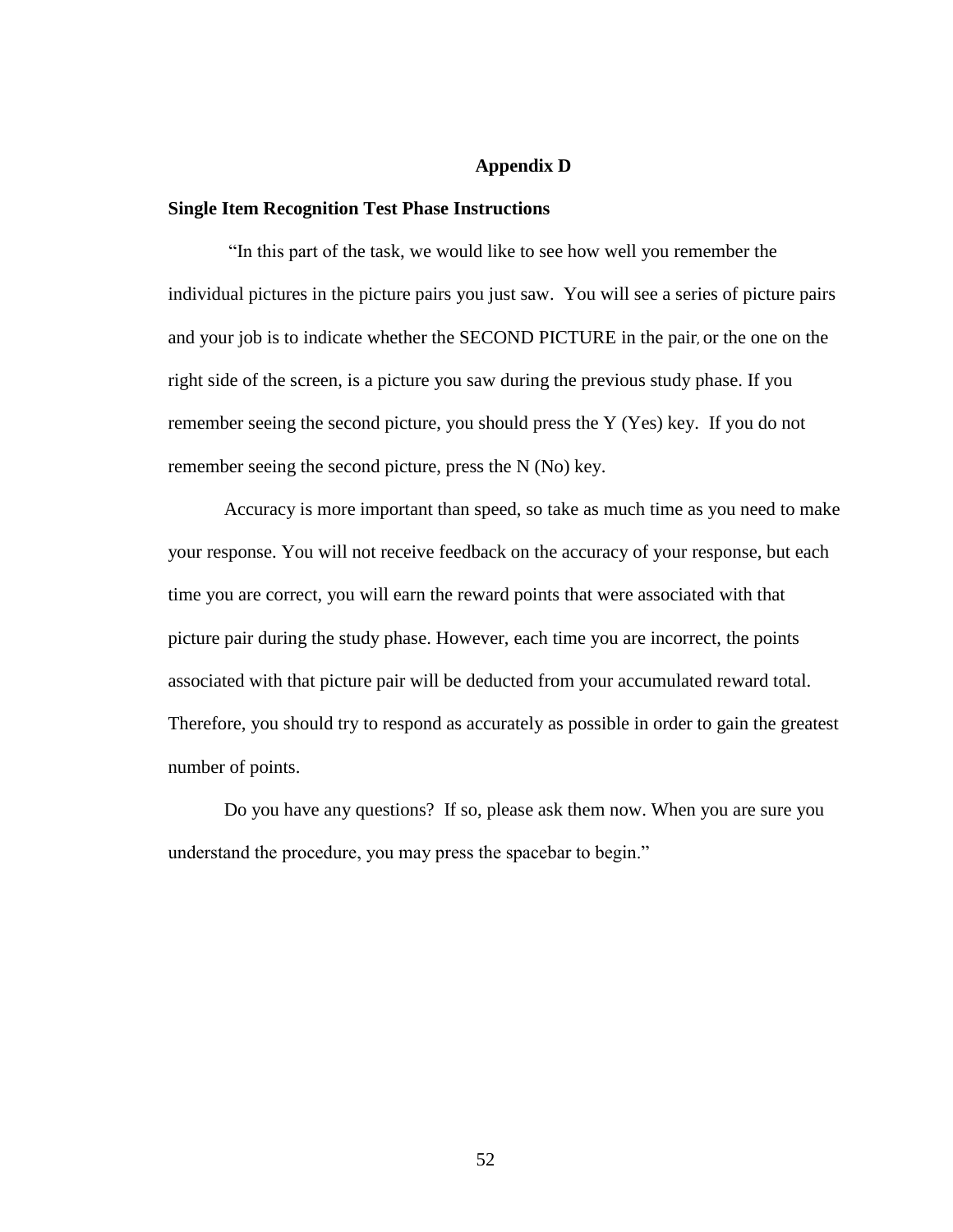# Appendix D

**Single Item Recognition Test Phase Instructions**

"In this part of the task, we would like to see how well you remember the individual pictures in the picture pairs you just saw. You will see a series of picture pairs and your job is to indicate whether the SECOND PICTURE in the pair, or the one on the right side of the screen, is a picture you saw during the previous study phase. If you remember seeing the second picture, you should press the Y (Yes) key. If you do not remember seeing the second picture, press the N (No) key.

Accuracy is more important than speed, so take as much time as you need to make your response. You will not receive feedback on the accuracy of your response, but each time you are correct, you will earn the reward points that were associated with that picture pair during the study phase. However, each time you are incorrect, the points associated with that picture pair will be deducted from your accumulated reward total. Therefore, you should try to respond as accurately as possible in order to gain the greatest number of points.

Do you have any questions? If so, please ask them now. When you are sure you understand the procedure, you may press the spacebar to begin."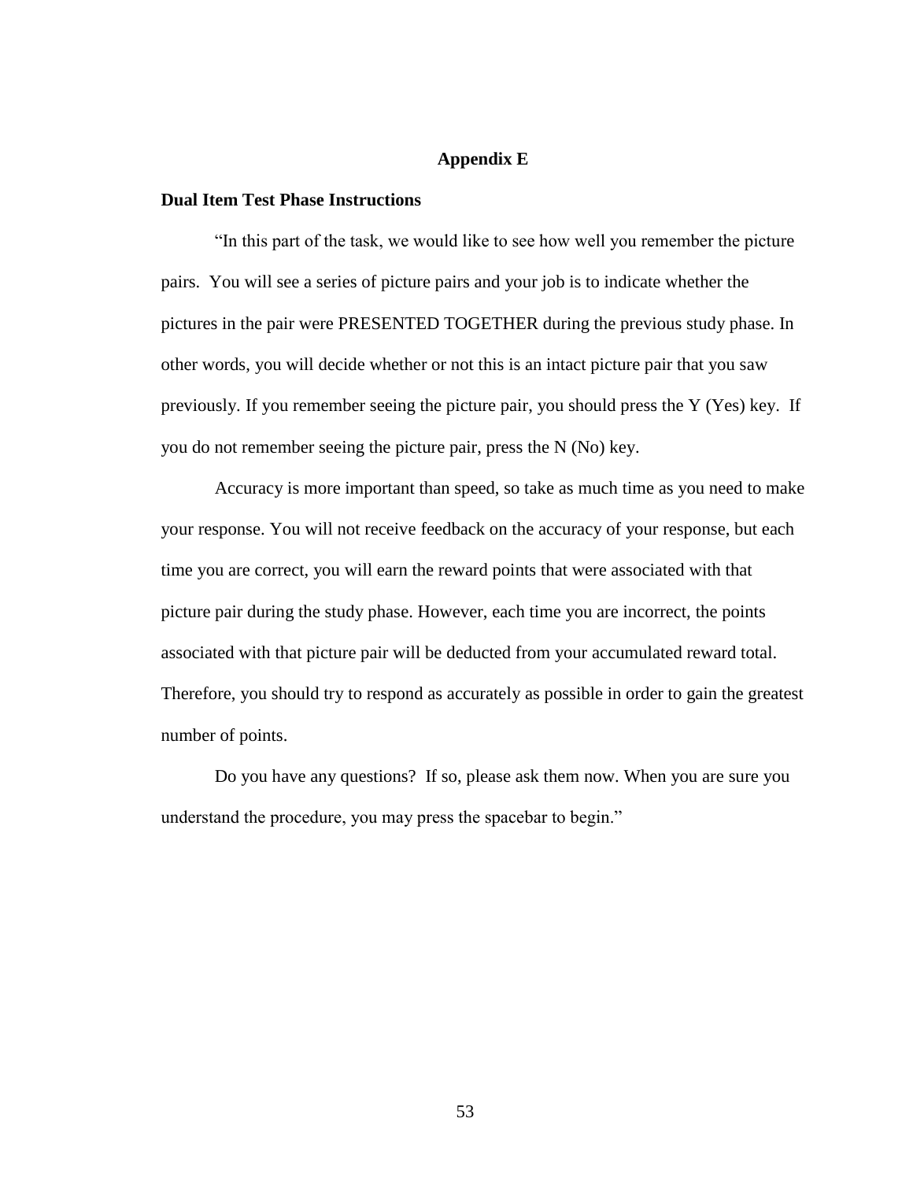# Appendix E

## Dual Item Test Phase Instructions

"In this part of the task, we would like to see how well you remember the picture pairs. You will see a series of picture pairs and your job is to indicate whether the pictures in the pair were PRESENTED TOGETHER during the previous study phase. In other words, you will decide whether or not this is an intact picture pair that you saw previously. If you remember seeing the picture pair, you should press the Y (Yes) key. If you do not remember seeing the picture pair, press the N (No) key.

Accuracy is more important than speed, so take as much time as you need to make your response. You will not receive feedback on the accuracy of your response, but each time you are correct, you will earn the reward points that were associated with that picture pair during the study phase. However, each time you are incorrect, the points associated with that picture pair will be deducted from your accumulated reward total. Therefore, you should try to respond as accurately as possible in order to gain the greatest number of points.

Do you have any questions? If so, please ask them now. When you are sure you understand the procedure, you may press the spacebar to begin."